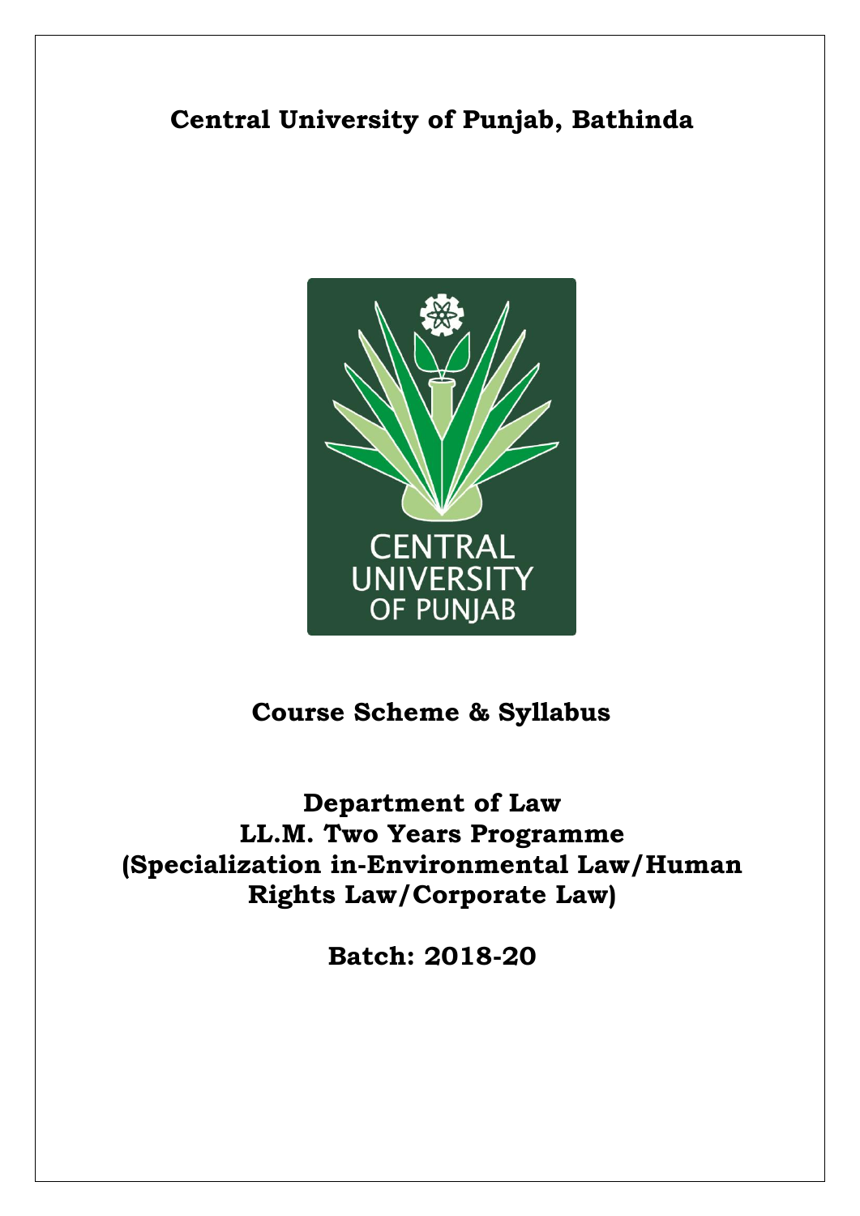# Central University of Punjab, Bathinda

## Course Scheme & Syllabus

## Department of Law
## LL.M. Two Years Programme
## (Specialization in-Environmental Law/Human Rights Law/Corporate Law)

## Batch: 2018-20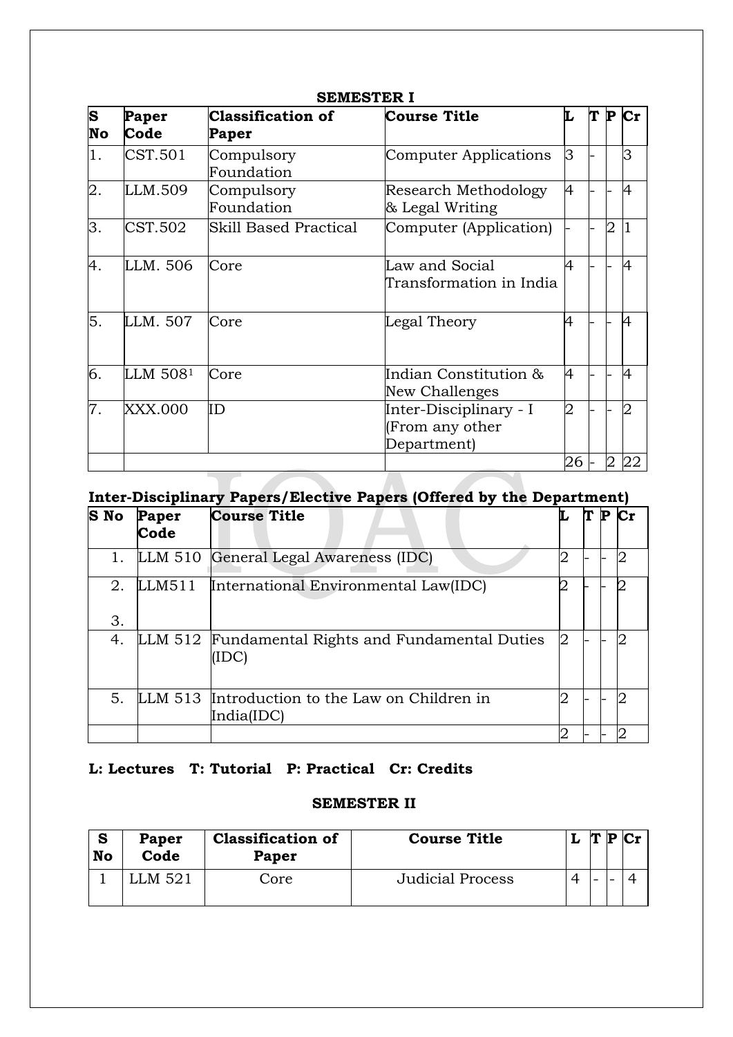## SEMESTER I

| S No | Paper Code | Classification of Paper | Course Title | L | T | P | Cr |
|---|---|---|---|---|---|---|---|
| 1. | CST.501 | Compulsory Foundation | Computer Applications | 3 | - | | 3 |
| 2. | LLM.509 | Compulsory Foundation | Research Methodology & Legal Writing | 4 | - | - | 4 |
| 3. | CST.502 | Skill Based Practical | Computer (Application) | - | - | 2 | 1 |
| 4. | LLM. 506 | Core | Law and Social Transformation in India | 4 | - | - | 4 |
| 5. | LLM. 507 | Core | Legal Theory | 4 | - | - | 4 |
| 6. | LLM 508[1] | Core | Indian Constitution & New Challenges | 4 | - | - | 4 |
| 7. | XXX.000 | ID | Inter-Disciplinary - I (From any other Department) | 2 | - | - | 2 |
| | | | | 26 | - | 2 | 22 |

### Inter-Disciplinary Papers/Elective Papers (Offered by the Department)

| S No | Paper Code | Course Title | L | T | P | Cr |
|---|---|---|---|---|---|---|
| 1. | LLM 510 | General Legal Awareness (IDC) | 2 | - | - | 2 |
| 2. 3. | LLM511 | International Environmental Law(IDC) | 2 | - | - | 2 |
| 4. | LLM 512 | Fundamental Rights and Fundamental Duties (IDC) | 2 | - | - | 2 |
| 5. | LLM 513 | Introduction to the Law on Children in India(IDC) | 2 | - | - | 2 |
| | | | 2 | - | - | 2 |

**L: Lectures T: Tutorial P: Practical Cr: Credits**

## SEMESTER II

| S No | Paper Code | Classification of Paper | Course Title | L | T | P | Cr |
|---|---|---|---|---|---|---|---|
| 1 | LLM 521 | Core | Judicial Process | 4 | - | - | 4 |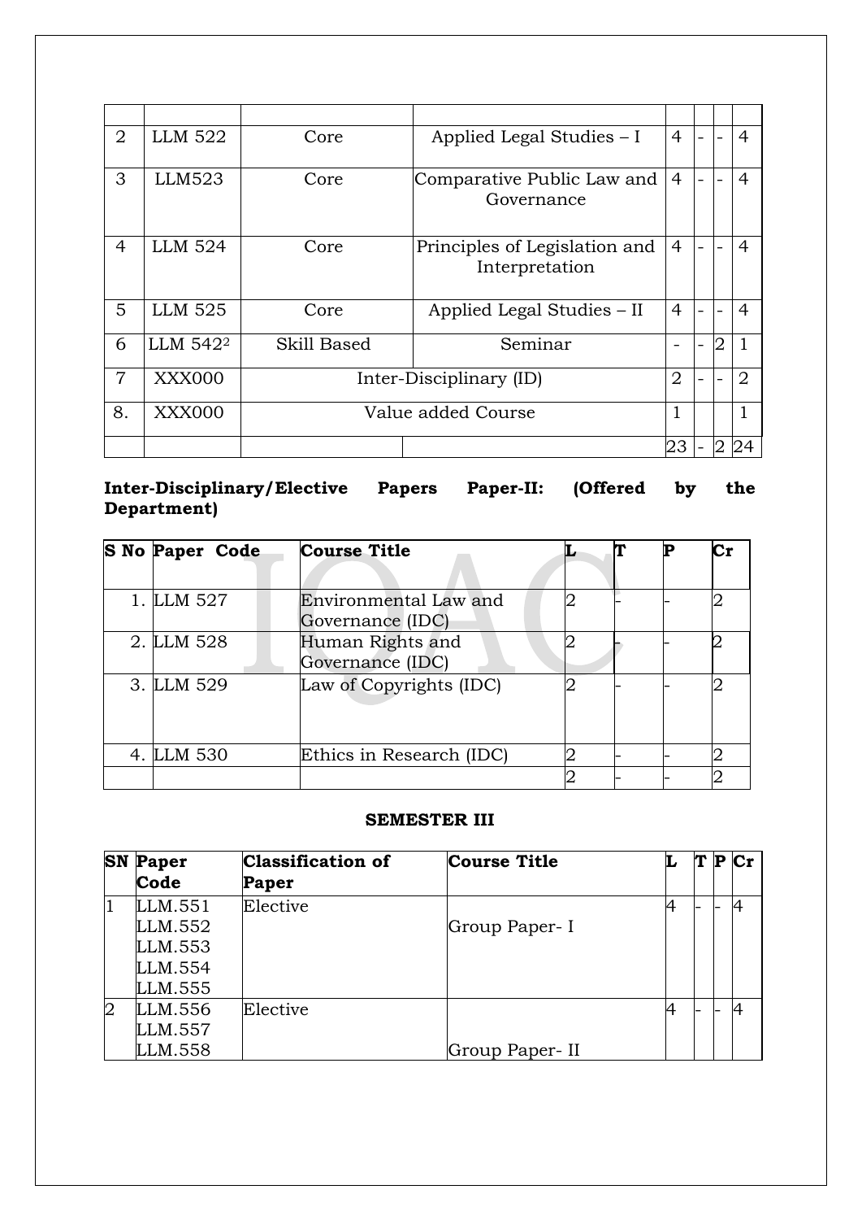| | | | | | | | |
|---|---|---|---|---|---|---|---|
| 2 | LLM 522 | Core | Applied Legal Studies – I | 4 | - | - | 4 |
| 3 | LLM523 | Core | Comparative Public Law and Governance | 4 | - | - | 4 |
| 4 | LLM 524 | Core | Principles of Legislation and Interpretation | 4 | - | - | 4 |
| 5 | LLM 525 | Core | Applied Legal Studies – II | 4 | - | - | 4 |
| 6 | LLM 542[2] | Skill Based | Seminar | - | - | 2 | 1 |
| 7 | XXX000 | Inter-Disciplinary (ID) | | 2 | - | - | 2 |
| 8. | XXX000 | Value added Course | | 1 | | | 1 |
| | | | | 23 | - | 2 | 24 |

**Inter-Disciplinary/Elective Papers Paper-II: (Offered by the Department)**

| S No | Paper Code | Course Title | L | T | P | Cr |
|---|---|---|---|---|---|---|
| 1. | LLM 527 | Environmental Law and Governance (IDC) | 2 | - | - | 2 |
| 2. | LLM 528 | Human Rights and Governance (IDC) | 2 | - | - | 2 |
| 3. | LLM 529 | Law of Copyrights (IDC) | 2 | - | - | 2 |
| 4. | LLM 530 | Ethics in Research (IDC) | 2 | - | - | 2 |
| | | | 2 | - | - | 2 |

**SEMESTER III**

| SN | Paper Code | Classification of Paper | Course Title | L | T | P | Cr |
|---|---|---|---|---|---|---|---|
| 1 | LLM.551<br>LLM.552<br>LLM.553<br>LLM.554<br>LLM.555 | Elective | Group Paper- I | 4 | - | - | 4 |
| 2 | LLM.556<br>LLM.557<br>LLM.558 | Elective | Group Paper- II | 4 | - | - | 4 |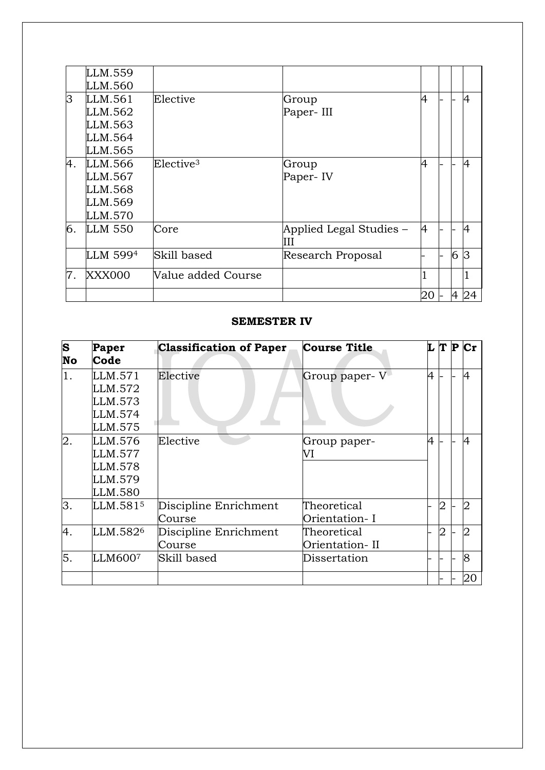| | | | | | | | |
|---|---|---|---|---|---|---|---|
| | LLM.559<br>LLM.560 | | | | | | |
| 3 | LLM.561<br>LLM.562<br>LLM.563<br>LLM.564<br>LLM.565 | Elective | Group<br>Paper- III | 4 | - | - | 4 |
| 4. | LLM.566<br>LLM.567<br>LLM.568<br>LLM.569<br>LLM.570 | Elective[3] | Group<br>Paper- IV | 4 | - | - | 4 |
| 6. | LLM 550 | Core | Applied Legal Studies – III | 4 | - | - | 4 |
| | LLM 599[4] | Skill based | Research Proposal | - | - | 6 | 3 |
| 7. | XXX000 | Value added Course | | 1 | | | 1 |
| | | | | 20 | - | 4 | 24 |

**SEMESTER IV**

| S No | Paper Code | Classification of Paper | Course Title | L | T | P | Cr |
|---|---|---|---|---|---|---|---|
| 1. | LLM.571<br>LLM.572<br>LLM.573<br>LLM.574<br>LLM.575 | Elective | Group paper- V | 4 | - | - | 4 |
| 2. | LLM.576<br>LLM.577<br>LLM.578<br>LLM.579<br>LLM.580 | Elective | Group paper- VI | 4 | - | - | 4 |
| 3. | LLM.581[5] | Discipline Enrichment Course | Theoretical Orientation- I | - | 2 | - | 2 |
| 4. | LLM.582[6] | Discipline Enrichment Course | Theoretical Orientation- II | - | 2 | - | 2 |
| 5. | LLM600[7] | Skill based | Dissertation | - | - | - | 8 |
| | | | | | - | - | 20 |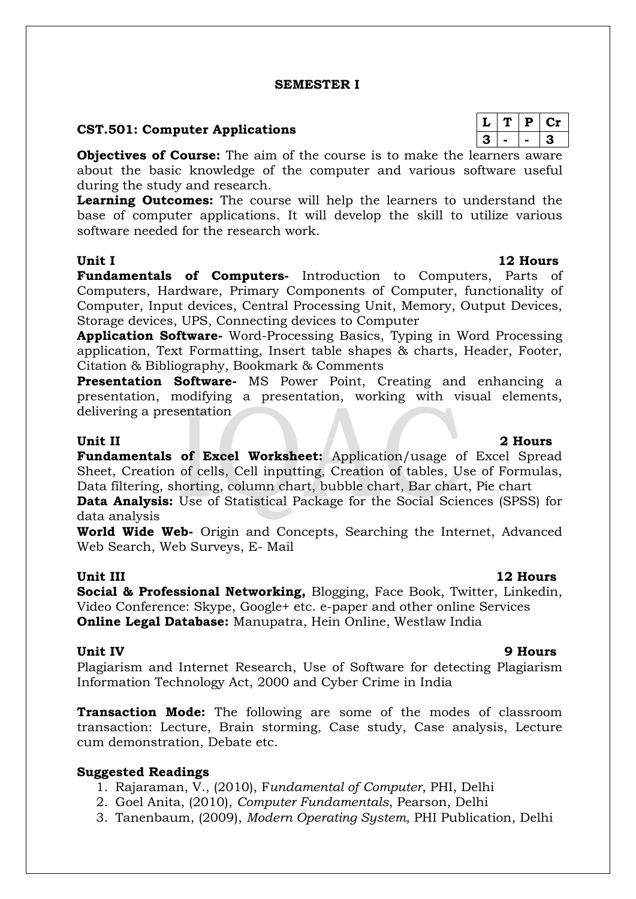## SEMESTER I

### CST.501: Computer Applications

| L | T | P | Cr |
|---|---|---|---|
| 3 | - | - | 3 |

**Objectives of Course:** The aim of the course is to make the learners aware about the basic knowledge of the computer and various software useful during the study and research.

**Learning Outcomes:** The course will help the learners to understand the base of computer applications. It will develop the skill to utilize various software needed for the research work.

**Unit I** **12 Hours**

**Fundamentals of Computers-** Introduction to Computers, Parts of Computers, Hardware, Primary Components of Computer, functionality of Computer, Input devices, Central Processing Unit, Memory, Output Devices, Storage devices, UPS, Connecting devices to Computer

**Application Software-** Word-Processing Basics, Typing in Word Processing application, Text Formatting, Insert table shapes & charts, Header, Footer, Citation & Bibliography, Bookmark & Comments

**Presentation Software-** MS Power Point, Creating and enhancing a presentation, modifying a presentation, working with visual elements, delivering a presentation

**Unit II** **2 Hours**

**Fundamentals of Excel Worksheet:** Application/usage of Excel Spread Sheet, Creation of cells, Cell inputting, Creation of tables, Use of Formulas, Data filtering, shorting, column chart, bubble chart, Bar chart, Pie chart

**Data Analysis:** Use of Statistical Package for the Social Sciences (SPSS) for data analysis

**World Wide Web-** Origin and Concepts, Searching the Internet, Advanced Web Search, Web Surveys, E- Mail

**Unit III** **12 Hours**

**Social & Professional Networking,** Blogging, Face Book, Twitter, Linkedin, Video Conference: Skype, Google+ etc. e-paper and other online Services

**Online Legal Database:** Manupatra, Hein Online, Westlaw India

**Unit IV** **9 Hours**

Plagiarism and Internet Research, Use of Software for detecting Plagiarism Information Technology Act, 2000 and Cyber Crime in India

**Transaction Mode:** The following are some of the modes of classroom transaction: Lecture, Brain storming, Case study, Case analysis, Lecture cum demonstration, Debate etc.

**Suggested Readings**

1. Rajaraman, V., (2010), F*undamental of Computer*, PHI, Delhi
2. Goel Anita, (2010), *Computer Fundamentals*, Pearson, Delhi
3. Tanenbaum, (2009), *Modern Operating System*, PHI Publication, Delhi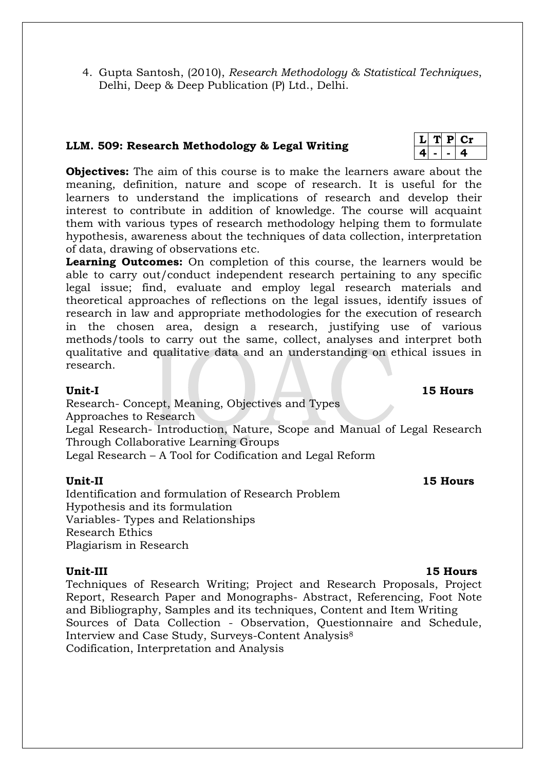4. Gupta Santosh, (2010), *Research Methodology & Statistical Techniques*, Delhi, Deep & Deep Publication (P) Ltd., Delhi.

### LLM. 509: Research Methodology & Legal Writing

| L | T | P | Cr |
|---|---|---|---|
| 4 | - | - | 4 |

**Objectives:** The aim of this course is to make the learners aware about the meaning, definition, nature and scope of research. It is useful for the learners to understand the implications of research and develop their interest to contribute in addition of knowledge. The course will acquaint them with various types of research methodology helping them to formulate hypothesis, awareness about the techniques of data collection, interpretation of data, drawing of observations etc.

**Learning Outcomes:** On completion of this course, the learners would be able to carry out/conduct independent research pertaining to any specific legal issue; find, evaluate and employ legal research materials and theoretical approaches of reflections on the legal issues, identify issues of research in law and appropriate methodologies for the execution of research in the chosen area, design a research, justifying use of various methods/tools to carry out the same, collect, analyses and interpret both qualitative and qualitative data and an understanding on ethical issues in research.

**Unit-I** **15 Hours**

Research- Concept, Meaning, Objectives and Types
Approaches to Research
Legal Research- Introduction, Nature, Scope and Manual of Legal Research Through Collaborative Learning Groups
Legal Research – A Tool for Codification and Legal Reform

**Unit-II** **15 Hours**

Identification and formulation of Research Problem
Hypothesis and its formulation
Variables- Types and Relationships
Research Ethics
Plagiarism in Research

**Unit-III** **15 Hours**

Techniques of Research Writing; Project and Research Proposals, Project Report, Research Paper and Monographs- Abstract, Referencing, Foot Note and Bibliography, Samples and its techniques, Content and Item Writing
Sources of Data Collection - Observation, Questionnaire and Schedule, Interview and Case Study, Surveys-Content Analysis[8]
Codification, Interpretation and Analysis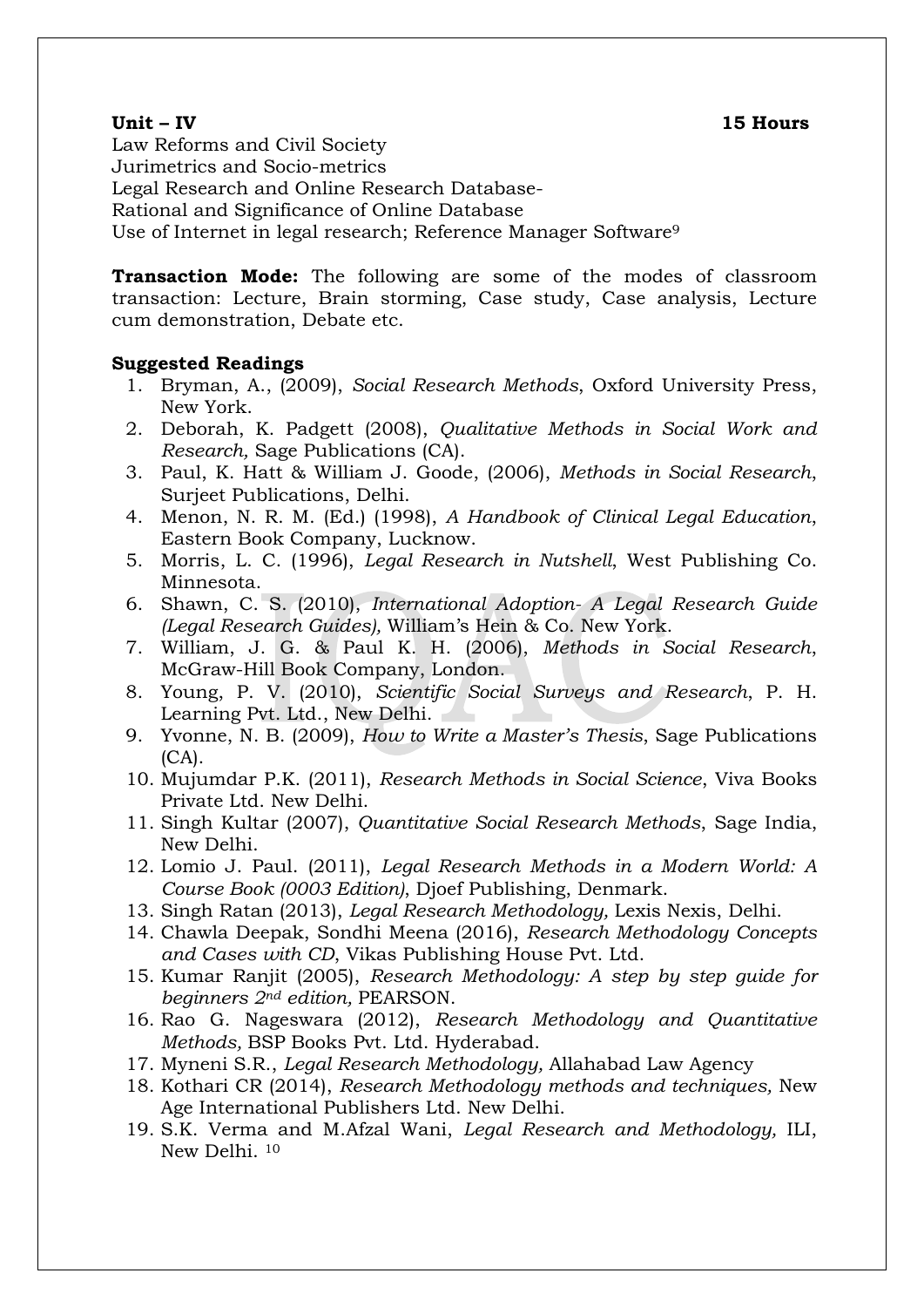**Unit – IV** **15 Hours**

Law Reforms and Civil Society
Jurimetrics and Socio-metrics
Legal Research and Online Research Database-
Rational and Significance of Online Database
Use of Internet in legal research; Reference Manager Software[9]

**Transaction Mode:** The following are some of the modes of classroom transaction: Lecture, Brain storming, Case study, Case analysis, Lecture cum demonstration, Debate etc.

**Suggested Readings**

1. Bryman, A., (2009), *Social Research Methods*, Oxford University Press, New York.
2. Deborah, K. Padgett (2008), *Qualitative Methods in Social Work and Research,* Sage Publications (CA).
3. Paul, K. Hatt & William J. Goode, (2006), *Methods in Social Research*, Surjeet Publications, Delhi.
4. Menon, N. R. M. (Ed.) (1998), *A Handbook of Clinical Legal Education*, Eastern Book Company, Lucknow.
5. Morris, L. C. (1996), *Legal Research in Nutshell*, West Publishing Co. Minnesota.
6. Shawn, C. S. (2010), *International Adoption- A Legal Research Guide (Legal Research Guides),* William's Hein & Co. New York.
7. William, J. G. & Paul K. H. (2006), *Methods in Social Research*, McGraw-Hill Book Company, London.
8. Young, P. V. (2010), *Scientific Social Surveys and Research*, P. H. Learning Pvt. Ltd., New Delhi.
9. Yvonne, N. B. (2009), *How to Write a Master's Thesis*, Sage Publications (CA).
10. Mujumdar P.K. (2011), *Research Methods in Social Science*, Viva Books Private Ltd. New Delhi.
11. Singh Kultar (2007), *Quantitative Social Research Methods*, Sage India, New Delhi.
12. Lomio J. Paul. (2011), *Legal Research Methods in a Modern World: A Course Book (0003 Edition)*, Djoef Publishing, Denmark.
13. Singh Ratan (2013), *Legal Research Methodology,* Lexis Nexis, Delhi.
14. Chawla Deepak, Sondhi Meena (2016), *Research Methodology Concepts and Cases with CD*, Vikas Publishing House Pvt. Ltd.
15. Kumar Ranjit (2005), *Research Methodology: A step by step guide for beginners 2nd edition,* PEARSON.
16. Rao G. Nageswara (2012), *Research Methodology and Quantitative Methods,* BSP Books Pvt. Ltd. Hyderabad.
17. Myneni S.R., *Legal Research Methodology,* Allahabad Law Agency
18. Kothari CR (2014), *Research Methodology methods and techniques,* New Age International Publishers Ltd. New Delhi.
19. S.K. Verma and M.Afzal Wani, *Legal Research and Methodology,* ILI, New Delhi. [10]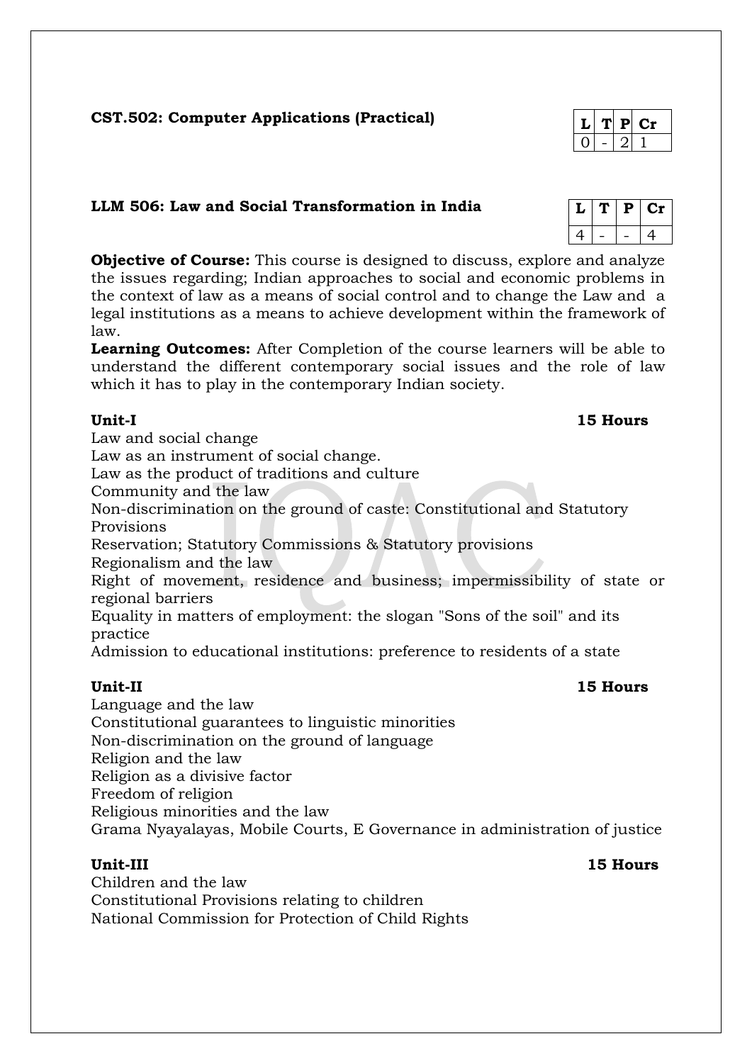**CST.502: Computer Applications (Practical)**

| L | T | P | Cr |
|---|---|---|---|
| 0 | - | 2 | 1 |

**LLM 506: Law and Social Transformation in India**

| L | T | P | Cr |
|---|---|---|---|
| 4 | - | - | 4 |

**Objective of Course:** This course is designed to discuss, explore and analyze the issues regarding; Indian approaches to social and economic problems in the context of law as a means of social control and to change the Law and a legal institutions as a means to achieve development within the framework of law.

**Learning Outcomes:** After Completion of the course learners will be able to understand the different contemporary social issues and the role of law which it has to play in the contemporary Indian society.

**Unit-I** **15 Hours**

Law and social change
Law as an instrument of social change.
Law as the product of traditions and culture
Community and the law
Non-discrimination on the ground of caste: Constitutional and Statutory Provisions
Reservation; Statutory Commissions & Statutory provisions
Regionalism and the law
Right of movement, residence and business; impermissibility of state or regional barriers
Equality in matters of employment: the slogan "Sons of the soil" and its practice
Admission to educational institutions: preference to residents of a state

**Unit-II** **15 Hours**

Language and the law
Constitutional guarantees to linguistic minorities
Non-discrimination on the ground of language
Religion and the law
Religion as a divisive factor
Freedom of religion
Religious minorities and the law
Grama Nyayalayas, Mobile Courts, E Governance in administration of justice

**Unit-III** **15 Hours**

Children and the law
Constitutional Provisions relating to children
National Commission for Protection of Child Rights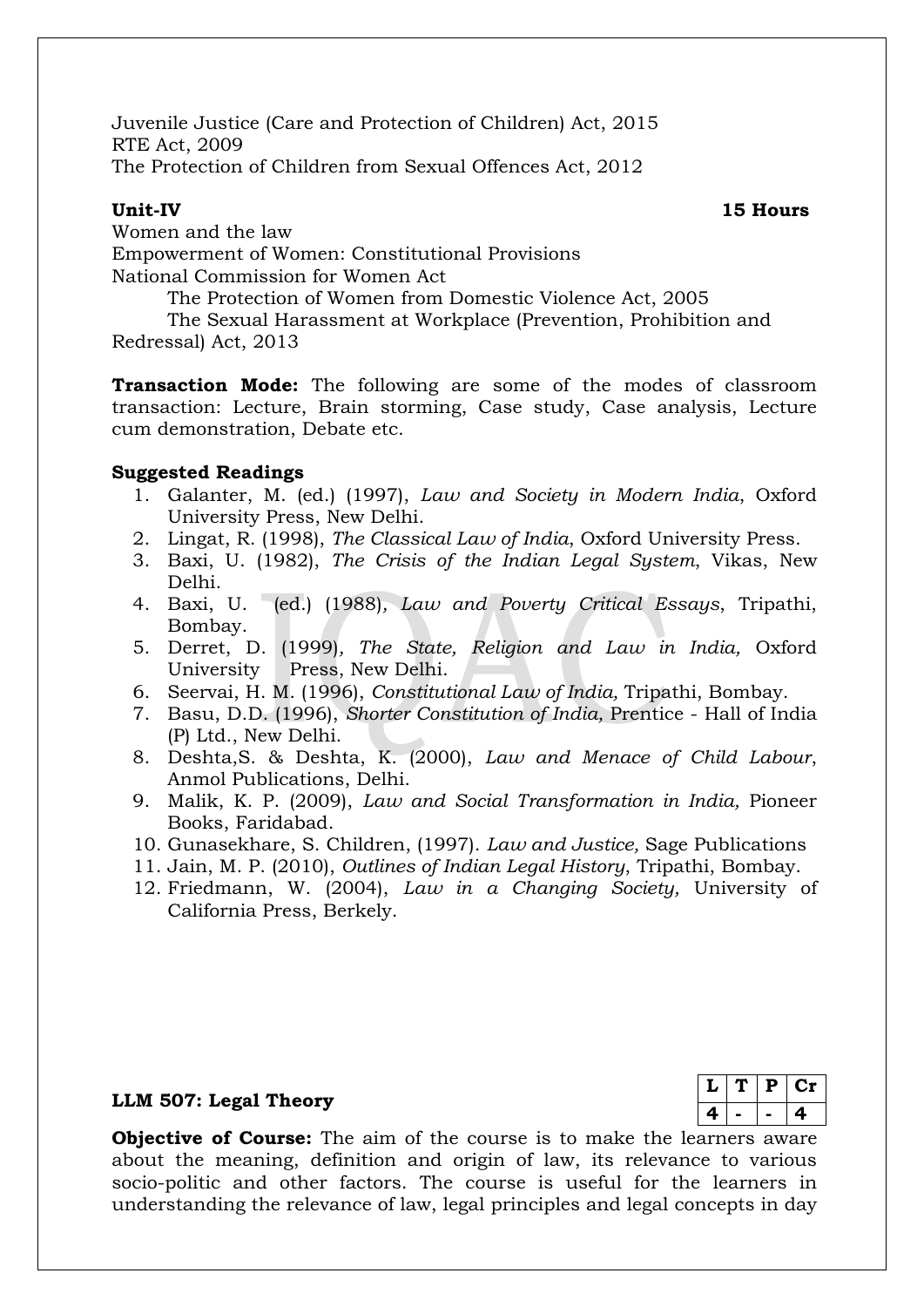Juvenile Justice (Care and Protection of Children) Act, 2015
RTE Act, 2009
The Protection of Children from Sexual Offences Act, 2012

**Unit-IV** **15 Hours**

Women and the law
Empowerment of Women: Constitutional Provisions
National Commission for Women Act
The Protection of Women from Domestic Violence Act, 2005
The Sexual Harassment at Workplace (Prevention, Prohibition and Redressal) Act, 2013

**Transaction Mode:** The following are some of the modes of classroom transaction: Lecture, Brain storming, Case study, Case analysis, Lecture cum demonstration, Debate etc.

**Suggested Readings**

1. Galanter, M. (ed.) (1997), *Law and Society in Modern India*, Oxford University Press, New Delhi.
2. Lingat, R. (1998), *The Classical Law of India*, Oxford University Press.
3. Baxi, U. (1982), *The Crisis of the Indian Legal System*, Vikas, New Delhi.
4. Baxi, U. (ed.) (1988), *Law and Poverty Critical Essays*, Tripathi, Bombay.
5. Derret, D. (1999), *The State, Religion and Law in India,* Oxford University Press, New Delhi.
6. Seervai, H. M. (1996), *Constitutional Law of India,* Tripathi, Bombay.
7. Basu, D.D. (1996), *Shorter Constitution of India,* Prentice - Hall of India (P) Ltd., New Delhi.
8. Deshta,S. & Deshta, K. (2000), *Law and Menace of Child Labour*, Anmol Publications, Delhi.
9. Malik, K. P. (2009), *Law and Social Transformation in India,* Pioneer Books, Faridabad.
10. Gunasekhare, S. Children, (1997). *Law and Justice,* Sage Publications
11. Jain, M. P. (2010), *Outlines of Indian Legal History*, Tripathi, Bombay.
12. Friedmann, W. (2004), *Law in a Changing Society,* University of California Press, Berkely.

**LLM 507: Legal Theory**

| L | T | P | Cr |
|---|---|---|---|
| 4 | - | - | 4 |

**Objective of Course:** The aim of the course is to make the learners aware about the meaning, definition and origin of law, its relevance to various socio-politic and other factors. The course is useful for the learners in understanding the relevance of law, legal principles and legal concepts in day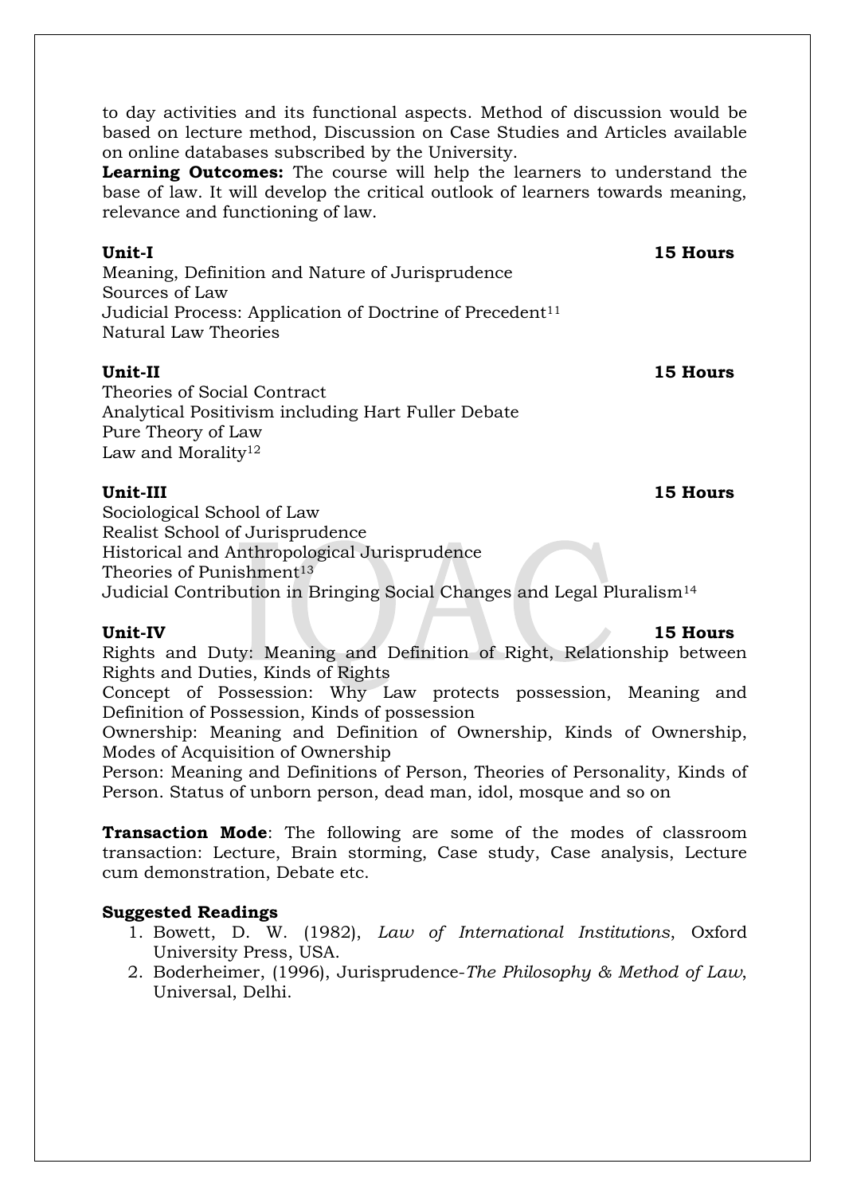to day activities and its functional aspects. Method of discussion would be based on lecture method, Discussion on Case Studies and Articles available on online databases subscribed by the University.

**Learning Outcomes:** The course will help the learners to understand the base of law. It will develop the critical outlook of learners towards meaning, relevance and functioning of law.

**Unit-I** **15 Hours**

Meaning, Definition and Nature of Jurisprudence
Sources of Law
Judicial Process: Application of Doctrine of Precedent[11]
Natural Law Theories

**Unit-II** **15 Hours**

Theories of Social Contract
Analytical Positivism including Hart Fuller Debate
Pure Theory of Law
Law and Morality[12]

**Unit-III** **15 Hours**

Sociological School of Law
Realist School of Jurisprudence
Historical and Anthropological Jurisprudence
Theories of Punishment[13]
Judicial Contribution in Bringing Social Changes and Legal Pluralism[14]

**Unit-IV** **15 Hours**

Rights and Duty: Meaning and Definition of Right, Relationship between Rights and Duties, Kinds of Rights
Concept of Possession: Why Law protects possession, Meaning and Definition of Possession, Kinds of possession
Ownership: Meaning and Definition of Ownership, Kinds of Ownership, Modes of Acquisition of Ownership
Person: Meaning and Definitions of Person, Theories of Personality, Kinds of Person. Status of unborn person, dead man, idol, mosque and so on

**Transaction Mode**: The following are some of the modes of classroom transaction: Lecture, Brain storming, Case study, Case analysis, Lecture cum demonstration, Debate etc.

**Suggested Readings**

1. Bowett, D. W. (1982), *Law of International Institutions*, Oxford University Press, USA.
2. Boderheimer, (1996), Jurisprudence-*The Philosophy & Method of Law*, Universal, Delhi.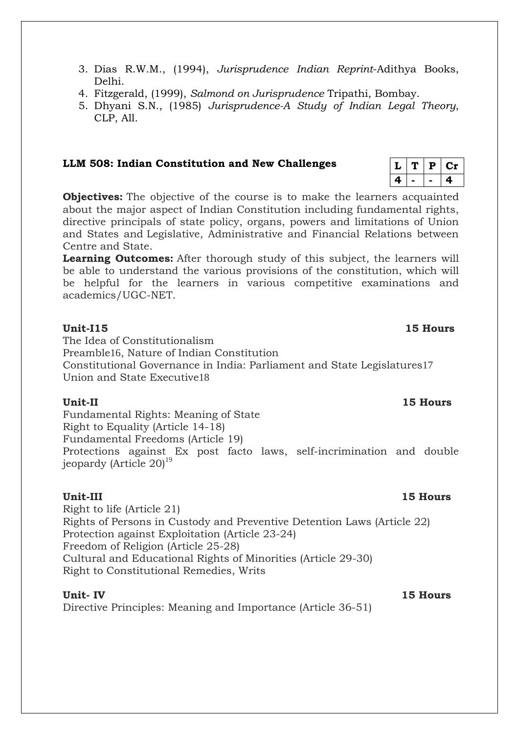3. Dias R.W.M., (1994), *Jurisprudence Indian Reprint*-Adithya Books, Delhi.
4. Fitzgerald, (1999), *Salmond on Jurisprudence* Tripathi, Bombay.
5. Dhyani S.N., (1985) *Jurisprudence-A Study of Indian Legal Theory*, CLP, All.

### LLM 508: Indian Constitution and New Challenges

| L | T | P | Cr |
|---|---|---|---|
| 4 | - | - | 4 |

**Objectives:** The objective of the course is to make the learners acquainted about the major aspect of Indian Constitution including fundamental rights, directive principals of state policy, organs, powers and limitations of Union and States and Legislative, Administrative and Financial Relations between Centre and State.

**Learning Outcomes:** After thorough study of this subject, the learners will be able to understand the various provisions of the constitution, which will be helpful for the learners in various competitive examinations and academics/UGC-NET.

**Unit-I15** **15 Hours**

The Idea of Constitutionalism
Preamble16, Nature of Indian Constitution
Constitutional Governance in India: Parliament and State Legislatures17
Union and State Executive18

**Unit-II** **15 Hours**

Fundamental Rights: Meaning of State
Right to Equality (Article 14-18)
Fundamental Freedoms (Article 19)
Protections against Ex post facto laws, self-incrimination and double jeopardy (Article 20)[19]

**Unit-III** **15 Hours**

Right to life (Article 21)
Rights of Persons in Custody and Preventive Detention Laws (Article 22)
Protection against Exploitation (Article 23-24)
Freedom of Religion (Article 25-28)
Cultural and Educational Rights of Minorities (Article 29-30)
Right to Constitutional Remedies, Writs

**Unit- IV** **15 Hours**

Directive Principles: Meaning and Importance (Article 36-51)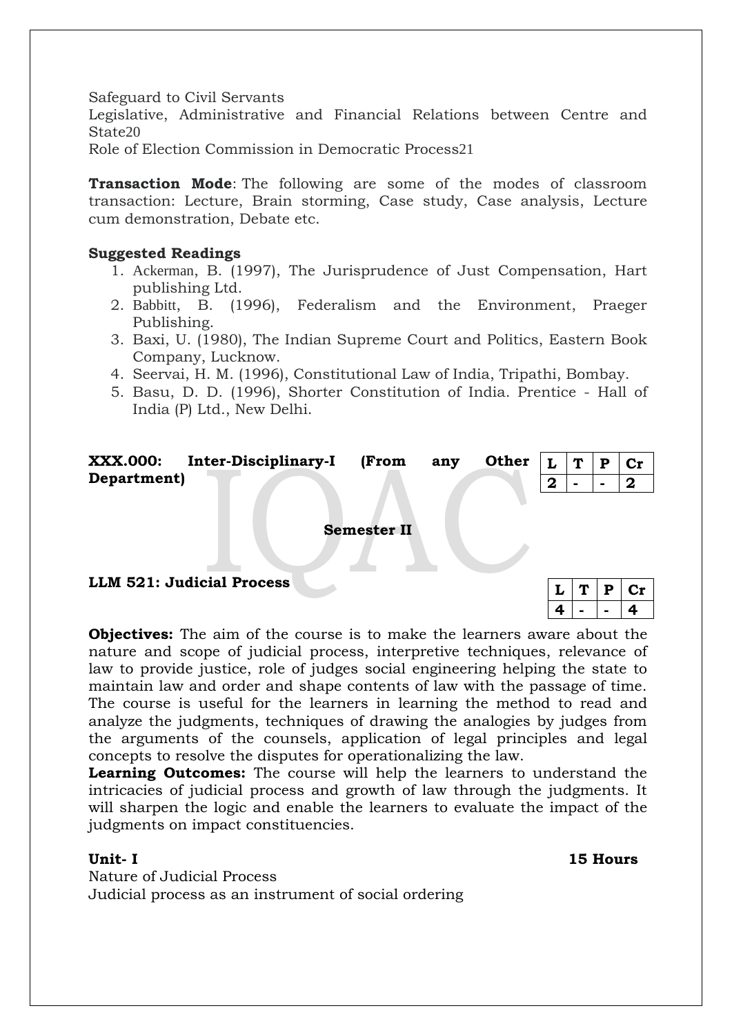Safeguard to Civil Servants
Legislative, Administrative and Financial Relations between Centre and State20
Role of Election Commission in Democratic Process21

**Transaction Mode**: The following are some of the modes of classroom transaction: Lecture, Brain storming, Case study, Case analysis, Lecture cum demonstration, Debate etc.

**Suggested Readings**

1. Ackerman, B. (1997), The Jurisprudence of Just Compensation, Hart publishing Ltd.
2. Babbitt, B. (1996), Federalism and the Environment, Praeger Publishing.
3. Baxi, U. (1980), The Indian Supreme Court and Politics, Eastern Book Company, Lucknow.
4. Seervai, H. M. (1996), Constitutional Law of India, Tripathi, Bombay.
5. Basu, D. D. (1996), Shorter Constitution of India. Prentice - Hall of India (P) Ltd., New Delhi.

**XXX.000: Inter-Disciplinary-I (From any Other Department)**

| L | T | P | Cr |
|---|---|---|---|
| 2 | - | - | 2 |

**Semester II**

**LLM 521: Judicial Process**

| L | T | P | Cr |
|---|---|---|---|
| 4 | - | - | 4 |

**Objectives:** The aim of the course is to make the learners aware about the nature and scope of judicial process, interpretive techniques, relevance of law to provide justice, role of judges social engineering helping the state to maintain law and order and shape contents of law with the passage of time. The course is useful for the learners in learning the method to read and analyze the judgments, techniques of drawing the analogies by judges from the arguments of the counsels, application of legal principles and legal concepts to resolve the disputes for operationalizing the law.
**Learning Outcomes:** The course will help the learners to understand the intricacies of judicial process and growth of law through the judgments. It will sharpen the logic and enable the learners to evaluate the impact of the judgments on impact constituencies.

**Unit- I** **15 Hours**

Nature of Judicial Process
Judicial process as an instrument of social ordering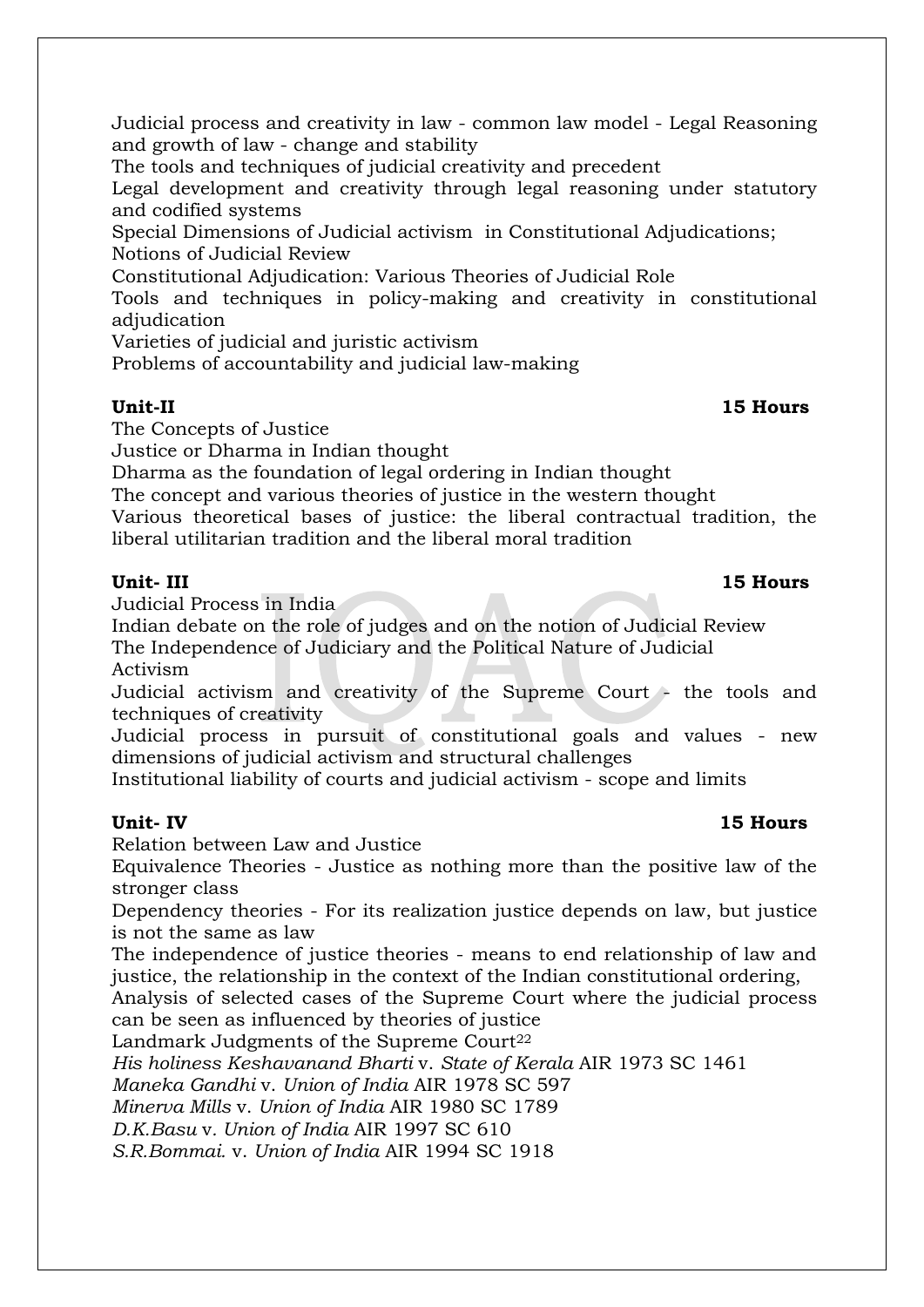Judicial process and creativity in law - common law model - Legal Reasoning and growth of law - change and stability

The tools and techniques of judicial creativity and precedent

Legal development and creativity through legal reasoning under statutory and codified systems

Special Dimensions of Judicial activism in Constitutional Adjudications; Notions of Judicial Review

Constitutional Adjudication: Various Theories of Judicial Role

Tools and techniques in policy-making and creativity in constitutional adjudication

Varieties of judicial and juristic activism

Problems of accountability and judicial law-making

**Unit-II** **15 Hours**

The Concepts of Justice

Justice or Dharma in Indian thought

Dharma as the foundation of legal ordering in Indian thought

The concept and various theories of justice in the western thought

Various theoretical bases of justice: the liberal contractual tradition, the liberal utilitarian tradition and the liberal moral tradition

**Unit- III** **15 Hours**

Judicial Process in India

Indian debate on the role of judges and on the notion of Judicial Review

The Independence of Judiciary and the Political Nature of Judicial Activism

Judicial activism and creativity of the Supreme Court - the tools and techniques of creativity

Judicial process in pursuit of constitutional goals and values - new dimensions of judicial activism and structural challenges

Institutional liability of courts and judicial activism - scope and limits

**Unit- IV** **15 Hours**

Relation between Law and Justice

Equivalence Theories - Justice as nothing more than the positive law of the stronger class

Dependency theories - For its realization justice depends on law, but justice is not the same as law

The independence of justice theories - means to end relationship of law and justice, the relationship in the context of the Indian constitutional ordering,

Analysis of selected cases of the Supreme Court where the judicial process can be seen as influenced by theories of justice

Landmark Judgments of the Supreme Court[22]

*His holiness Keshavanand Bharti* v. *State of Kerala* AIR 1973 SC 1461

*Maneka Gandhi* v. *Union of India* AIR 1978 SC 597

*Minerva Mills* v. *Union of India* AIR 1980 SC 1789

*D.K.Basu* v. *Union of India* AIR 1997 SC 610

*S.R.Bommai.* v. *Union of India* AIR 1994 SC 1918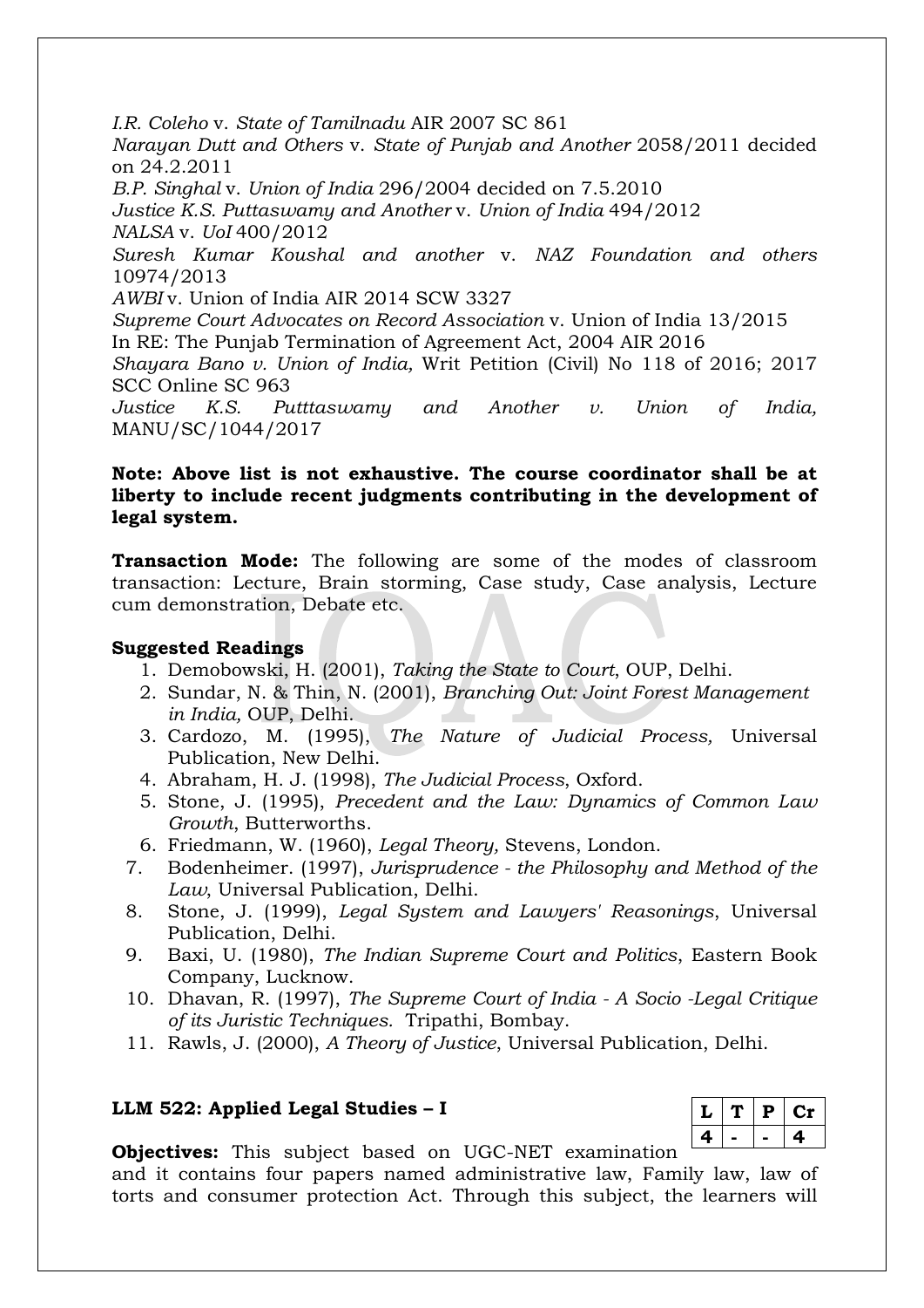*I.R. Coleho* v. *State of Tamilnadu* AIR 2007 SC 861
*Narayan Dutt and Others* v. *State of Punjab and Another* 2058/2011 decided on 24.2.2011
*B.P. Singhal* v. *Union of India* 296/2004 decided on 7.5.2010
*Justice K.S. Puttaswamy and Another* v. *Union of India* 494/2012
*NALSA* v. *UoI* 400/2012
*Suresh Kumar Koushal and another* v. *NAZ Foundation and others* 10974/2013
*AWBI* v. Union of India AIR 2014 SCW 3327
*Supreme Court Advocates on Record Association* v. Union of India 13/2015
In RE: The Punjab Termination of Agreement Act, 2004 AIR 2016
*Shayara Bano v. Union of India,* Writ Petition (Civil) No 118 of 2016; 2017 SCC Online SC 963
*Justice K.S. Putttaswamy and Another v. Union of India,* MANU/SC/1044/2017

**Note: Above list is not exhaustive. The course coordinator shall be at liberty to include recent judgments contributing in the development of legal system.**

**Transaction Mode:** The following are some of the modes of classroom transaction: Lecture, Brain storming, Case study, Case analysis, Lecture cum demonstration, Debate etc.

**Suggested Readings**

1. Demobowski, H. (2001), *Taking the State to Court*, OUP, Delhi.
2. Sundar, N. & Thin, N. (2001), *Branching Out: Joint Forest Management in India,* OUP, Delhi.
3. Cardozo, M. (1995), *The Nature of Judicial Process,* Universal Publication, New Delhi.
4. Abraham, H. J. (1998), *The Judicial Process*, Oxford.
5. Stone, J. (1995), *Precedent and the Law: Dynamics of Common Law Growth*, Butterworths.
6. Friedmann, W. (1960), *Legal Theory,* Stevens, London.
7. Bodenheimer. (1997), *Jurisprudence - the Philosophy and Method of the Law*, Universal Publication, Delhi.
8. Stone, J. (1999), *Legal System and Lawyers' Reasonings*, Universal Publication, Delhi.
9. Baxi, U. (1980), *The Indian Supreme Court and Politics*, Eastern Book Company, Lucknow.
10. Dhavan, R. (1997), *The Supreme Court of India - A Socio -Legal Critique of its Juristic Techniques.* Tripathi, Bombay.
11. Rawls, J. (2000), *A Theory of Justice*, Universal Publication, Delhi.

### LLM 522: Applied Legal Studies – I

| L | T | P | Cr |
|---|---|---|---|
| 4 | - | - | 4 |

**Objectives:** This subject based on UGC-NET examination and it contains four papers named administrative law, Family law, law of torts and consumer protection Act. Through this subject, the learners will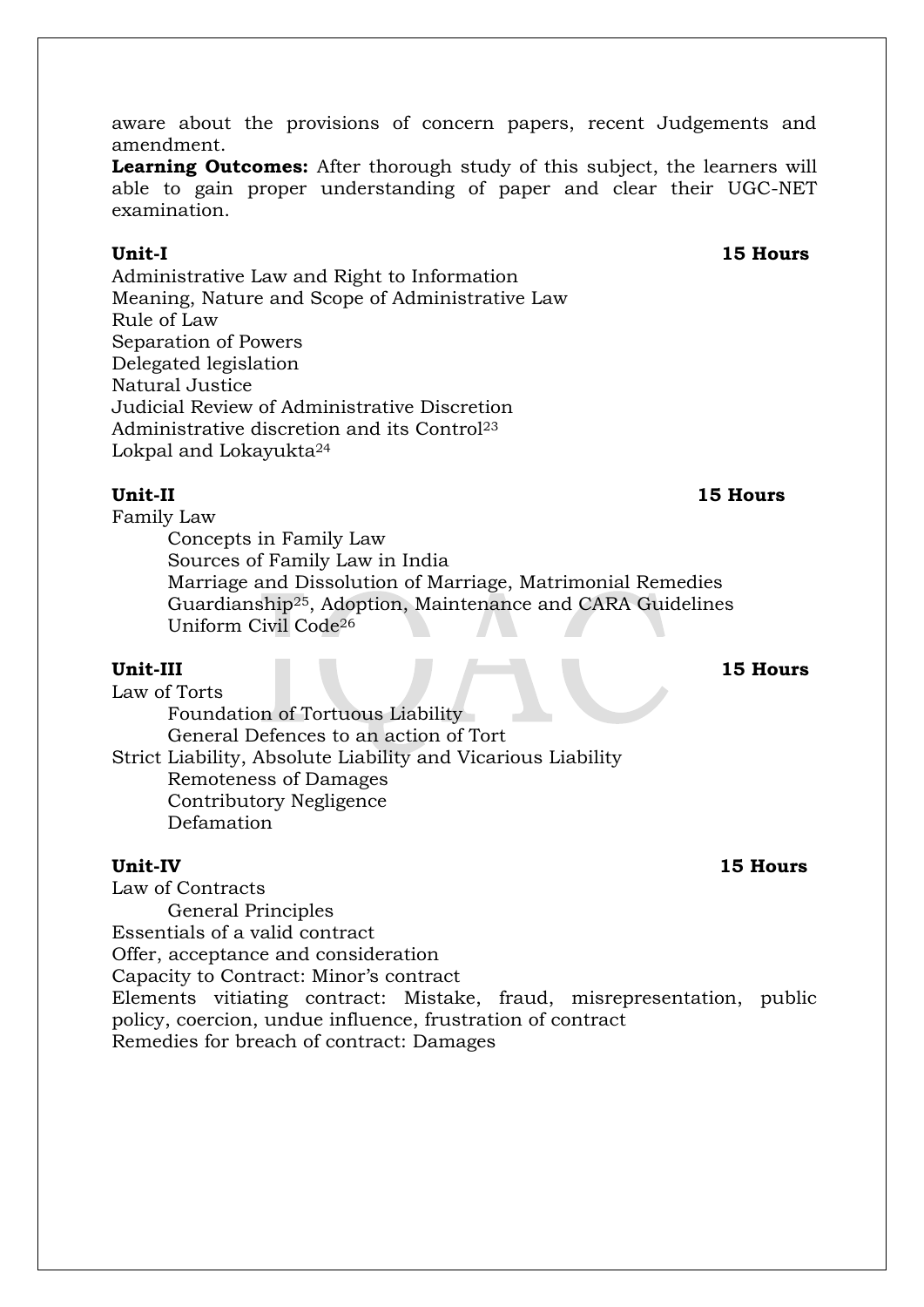aware about the provisions of concern papers, recent Judgements and amendment.

**Learning Outcomes:** After thorough study of this subject, the learners will able to gain proper understanding of paper and clear their UGC-NET examination.

**Unit-I** **15 Hours**

Administrative Law and Right to Information
Meaning, Nature and Scope of Administrative Law
Rule of Law
Separation of Powers
Delegated legislation
Natural Justice
Judicial Review of Administrative Discretion
Administrative discretion and its Control[23]
Lokpal and Lokayukta[24]

**Unit-II** **15 Hours**

Family Law

- Concepts in Family Law
- Sources of Family Law in India
- Marriage and Dissolution of Marriage, Matrimonial Remedies
- Guardianship[25], Adoption, Maintenance and CARA Guidelines
- Uniform Civil Code[26]

**Unit-III** **15 Hours**

Law of Torts

- Foundation of Tortuous Liability
- General Defences to an action of Tort

Strict Liability, Absolute Liability and Vicarious Liability

- Remoteness of Damages
- Contributory Negligence
- Defamation

**Unit-IV** **15 Hours**

Law of Contracts

- General Principles

Essentials of a valid contract
Offer, acceptance and consideration
Capacity to Contract: Minor's contract
Elements vitiating contract: Mistake, fraud, misrepresentation, public policy, coercion, undue influence, frustration of contract
Remedies for breach of contract: Damages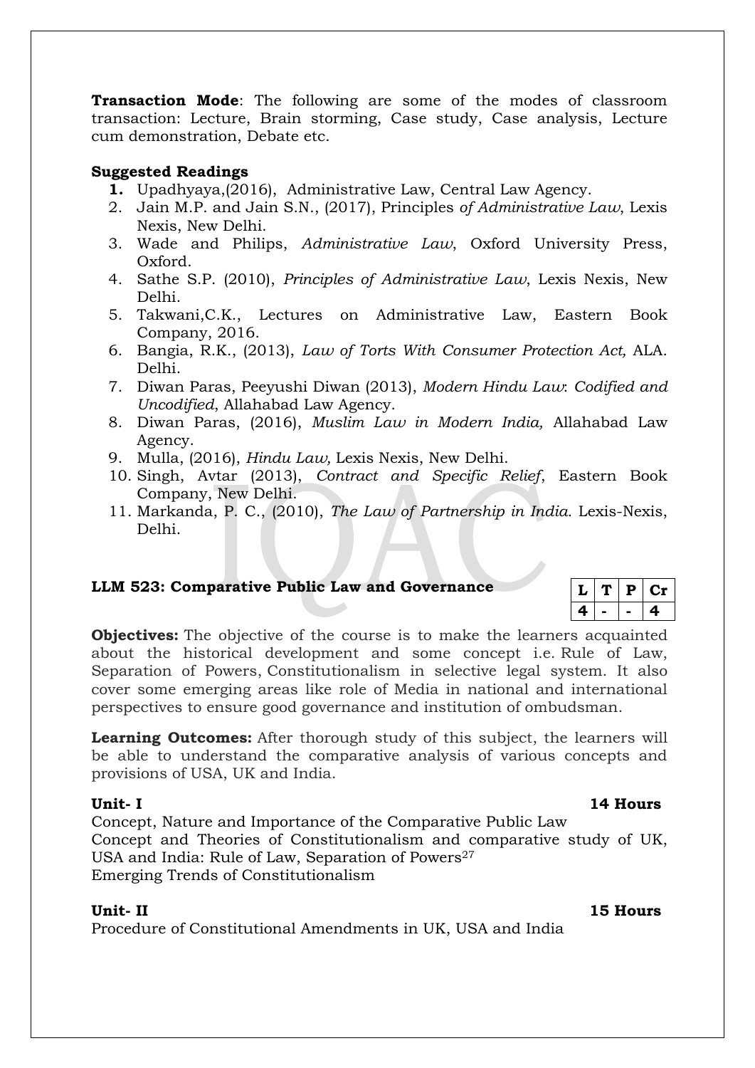**Transaction Mode**: The following are some of the modes of classroom transaction: Lecture, Brain storming, Case study, Case analysis, Lecture cum demonstration, Debate etc.

**Suggested Readings**

1. Upadhyaya,(2016), Administrative Law, Central Law Agency.
2. Jain M.P. and Jain S.N., (2017), Principles *of Administrative Law*, Lexis Nexis, New Delhi.
3. Wade and Philips, *Administrative Law*, Oxford University Press, Oxford.
4. Sathe S.P. (2010), *Principles of Administrative Law*, Lexis Nexis, New Delhi.
5. Takwani,C.K., Lectures on Administrative Law, Eastern Book Company, 2016.
6. Bangia, R.K., (2013), *Law of Torts With Consumer Protection Act,* ALA. Delhi.
7. Diwan Paras, Peeyushi Diwan (2013), *Modern Hindu Law*: *Codified and Uncodified*, Allahabad Law Agency.
8. Diwan Paras, (2016), *Muslim Law in Modern India,* Allahabad Law Agency.
9. Mulla, (2016), *Hindu Law,* Lexis Nexis, New Delhi.
10. Singh, Avtar (2013), *Contract and Specific Relief*, Eastern Book Company, New Delhi.
11. Markanda, P. C., (2010), *The Law of Partnership in India.* Lexis-Nexis, Delhi.

## LLM 523: Comparative Public Law and Governance

| L | T | P | Cr |
|---|---|---|---|
| 4 | - | - | 4 |

**Objectives:** The objective of the course is to make the learners acquainted about the historical development and some concept i.e. Rule of Law, Separation of Powers, Constitutionalism in selective legal system. It also cover some emerging areas like role of Media in national and international perspectives to ensure good governance and institution of ombudsman.

**Learning Outcomes:** After thorough study of this subject, the learners will be able to understand the comparative analysis of various concepts and provisions of USA, UK and India.

**Unit- I** **14 Hours**

Concept, Nature and Importance of the Comparative Public Law

Concept and Theories of Constitutionalism and comparative study of UK, USA and India: Rule of Law, Separation of Powers[27]

Emerging Trends of Constitutionalism

**Unit- II** **15 Hours**

Procedure of Constitutional Amendments in UK, USA and India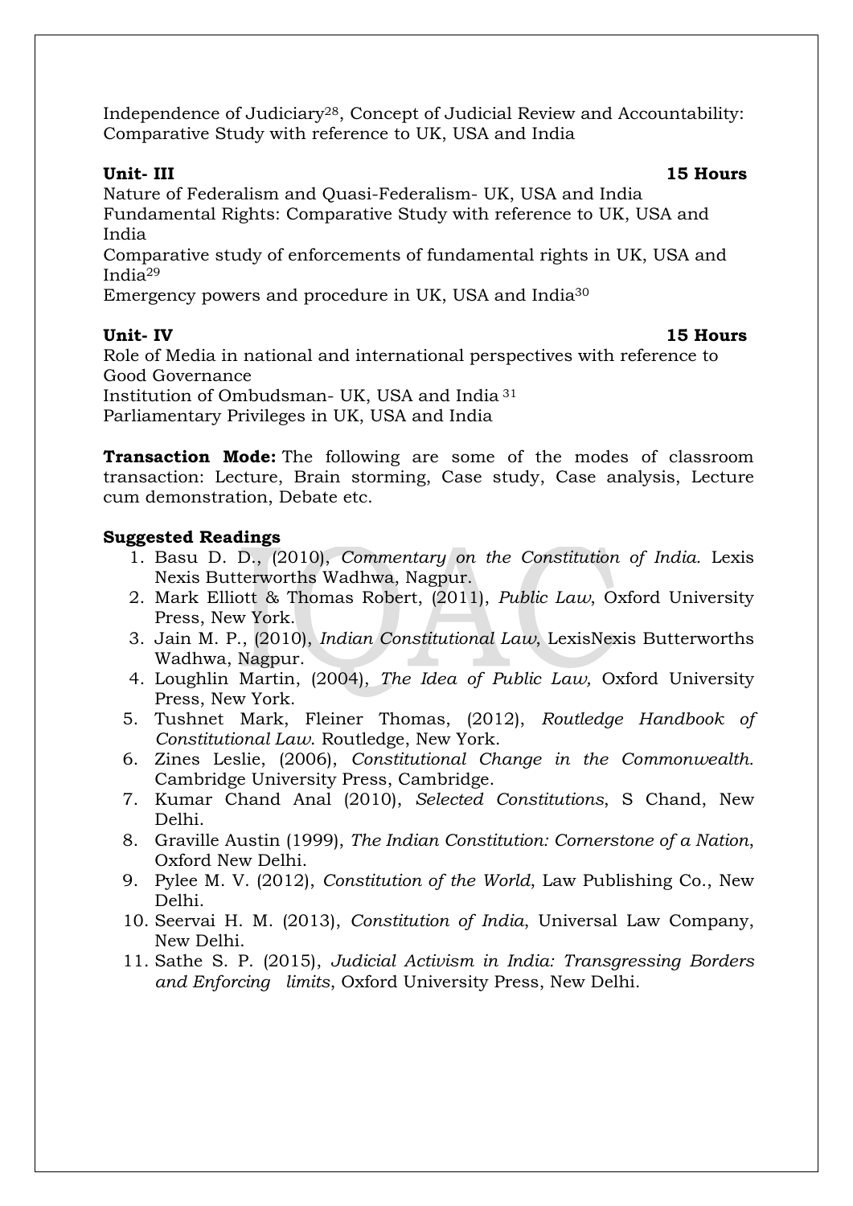Independence of Judiciary[28], Concept of Judicial Review and Accountability: Comparative Study with reference to UK, USA and India

**Unit- III** **15 Hours**

Nature of Federalism and Quasi-Federalism- UK, USA and India

Fundamental Rights: Comparative Study with reference to UK, USA and India

Comparative study of enforcements of fundamental rights in UK, USA and India[29]

Emergency powers and procedure in UK, USA and India[30]

**Unit- IV** **15 Hours**

Role of Media in national and international perspectives with reference to Good Governance

Institution of Ombudsman- UK, USA and India [31]

Parliamentary Privileges in UK, USA and India

**Transaction Mode:** The following are some of the modes of classroom transaction: Lecture, Brain storming, Case study, Case analysis, Lecture cum demonstration, Debate etc.

**Suggested Readings**

1. Basu D. D., (2010), *Commentary on the Constitution of India.* Lexis Nexis Butterworths Wadhwa, Nagpur.
2. Mark Elliott & Thomas Robert, (2011), *Public Law*, Oxford University Press, New York.
3. Jain M. P., (2010), *Indian Constitutional Law*, LexisNexis Butterworths Wadhwa, Nagpur.
4. Loughlin Martin, (2004), *The Idea of Public Law,* Oxford University Press, New York.
5. Tushnet Mark, Fleiner Thomas, (2012), *Routledge Handbook of Constitutional Law*. Routledge, New York.
6. Zines Leslie, (2006), *Constitutional Change in the Commonwealth.* Cambridge University Press, Cambridge.
7. Kumar Chand Anal (2010), *Selected Constitutions*, S Chand, New Delhi.
8. Graville Austin (1999), *The Indian Constitution: Cornerstone of a Nation*, Oxford New Delhi.
9. Pylee M. V. (2012), *Constitution of the World*, Law Publishing Co., New Delhi.
10. Seervai H. M. (2013), *Constitution of India*, Universal Law Company, New Delhi.
11. Sathe S. P. (2015), *Judicial Activism in India: Transgressing Borders and Enforcing limits*, Oxford University Press, New Delhi.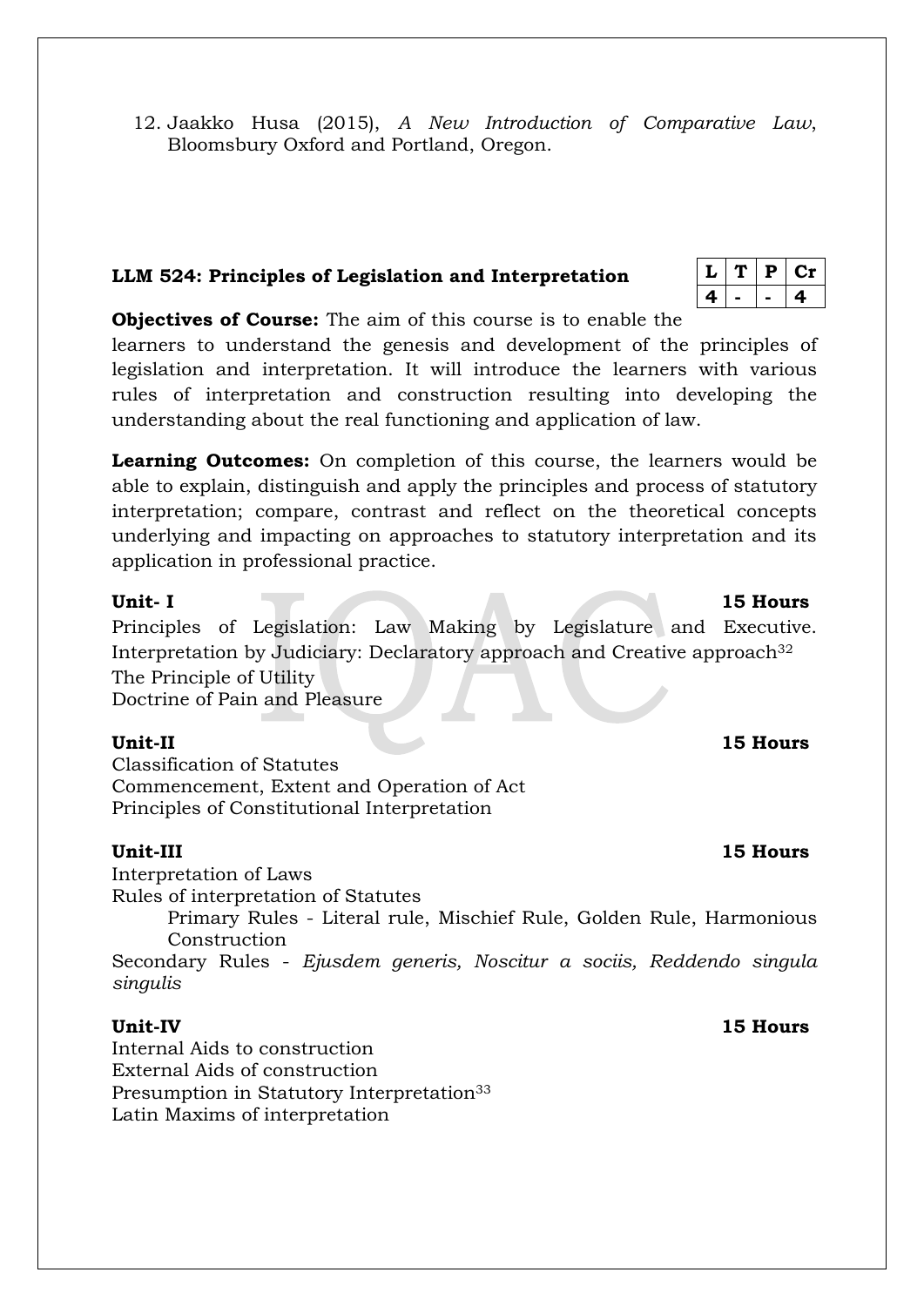12. Jaakko Husa (2015), *A New Introduction of Comparative Law*, Bloomsbury Oxford and Portland, Oregon.

**LLM 524: Principles of Legislation and Interpretation**

| L | T | P | Cr |
|---|---|---|---|
| 4 | - | - | 4 |

**Objectives of Course:** The aim of this course is to enable the learners to understand the genesis and development of the principles of legislation and interpretation. It will introduce the learners with various rules of interpretation and construction resulting into developing the understanding about the real functioning and application of law.

**Learning Outcomes:** On completion of this course, the learners would be able to explain, distinguish and apply the principles and process of statutory interpretation; compare, contrast and reflect on the theoretical concepts underlying and impacting on approaches to statutory interpretation and its application in professional practice.

**Unit- I** **15 Hours**

Principles of Legislation: Law Making by Legislature and Executive. Interpretation by Judiciary: Declaratory approach and Creative approach[32]
The Principle of Utility
Doctrine of Pain and Pleasure

**Unit-II** **15 Hours**

Classification of Statutes
Commencement, Extent and Operation of Act
Principles of Constitutional Interpretation

**Unit-III** **15 Hours**

Interpretation of Laws
Rules of interpretation of Statutes

Primary Rules - Literal rule, Mischief Rule, Golden Rule, Harmonious Construction

Secondary Rules - *Ejusdem generis, Noscitur a sociis, Reddendo singula singulis*

**Unit-IV** **15 Hours**

Internal Aids to construction
External Aids of construction
Presumption in Statutory Interpretation[33]
Latin Maxims of interpretation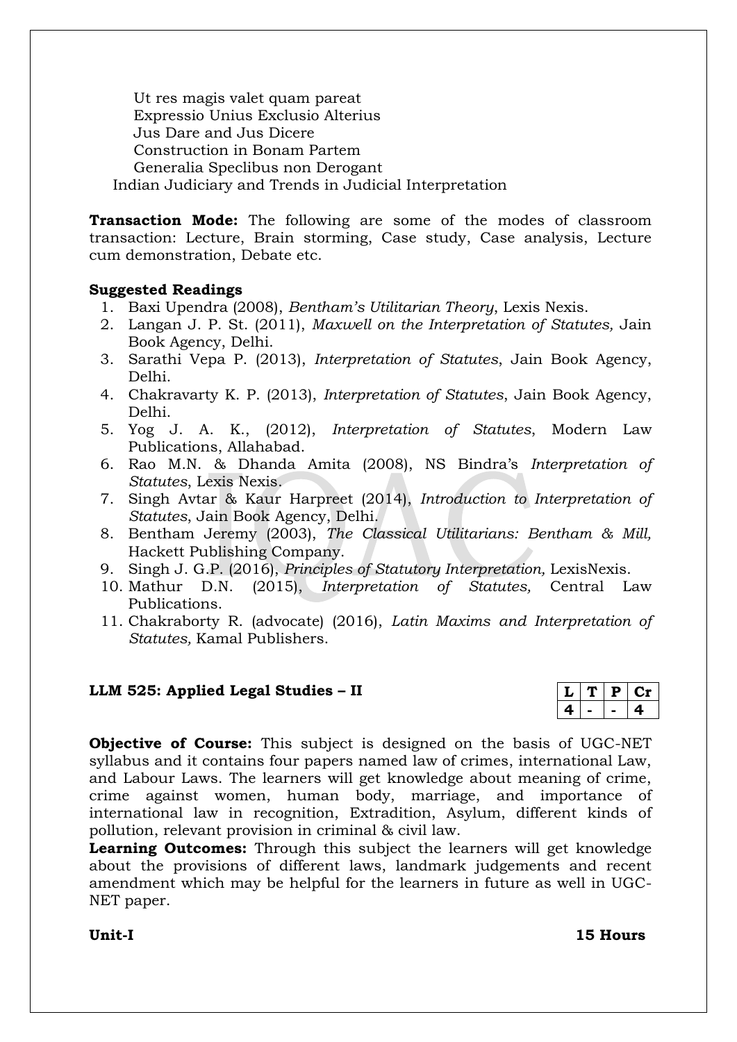Ut res magis valet quam pareat
Expressio Unius Exclusio Alterius
Jus Dare and Jus Dicere
Construction in Bonam Partem
Generalia Speclibus non Derogant
Indian Judiciary and Trends in Judicial Interpretation

**Transaction Mode:** The following are some of the modes of classroom transaction: Lecture, Brain storming, Case study, Case analysis, Lecture cum demonstration, Debate etc.

**Suggested Readings**

1. Baxi Upendra (2008), *Bentham's Utilitarian Theory*, Lexis Nexis.
2. Langan J. P. St. (2011), *Maxwell on the Interpretation of Statutes,* Jain Book Agency, Delhi.
3. Sarathi Vepa P. (2013), *Interpretation of Statutes*, Jain Book Agency, Delhi.
4. Chakravarty K. P. (2013), *Interpretation of Statutes*, Jain Book Agency, Delhi.
5. Yog J. A. K., (2012), *Interpretation of Statutes*, Modern Law Publications, Allahabad.
6. Rao M.N. & Dhanda Amita (2008), NS Bindra's *Interpretation of Statutes*, Lexis Nexis.
7. Singh Avtar & Kaur Harpreet (2014), *Introduction to Interpretation of Statutes*, Jain Book Agency, Delhi.
8. Bentham Jeremy (2003), *The Classical Utilitarians: Bentham & Mill,* Hackett Publishing Company.
9. Singh J. G.P. (2016), *Principles of Statutory Interpretation,* LexisNexis.
10. Mathur D.N. (2015), *Interpretation of Statutes,* Central Law Publications.
11. Chakraborty R. (advocate) (2016), *Latin Maxims and Interpretation of Statutes,* Kamal Publishers.

## LLM 525: Applied Legal Studies – II

| L | T | P | Cr |
|---|---|---|---|
| 4 | - | - | 4 |

**Objective of Course:** This subject is designed on the basis of UGC-NET syllabus and it contains four papers named law of crimes, international Law, and Labour Laws. The learners will get knowledge about meaning of crime, crime against women, human body, marriage, and importance of international law in recognition, Extradition, Asylum, different kinds of pollution, relevant provision in criminal & civil law.

**Learning Outcomes:** Through this subject the learners will get knowledge about the provisions of different laws, landmark judgements and recent amendment which may be helpful for the learners in future as well in UGC-NET paper.

**Unit-I** **15 Hours**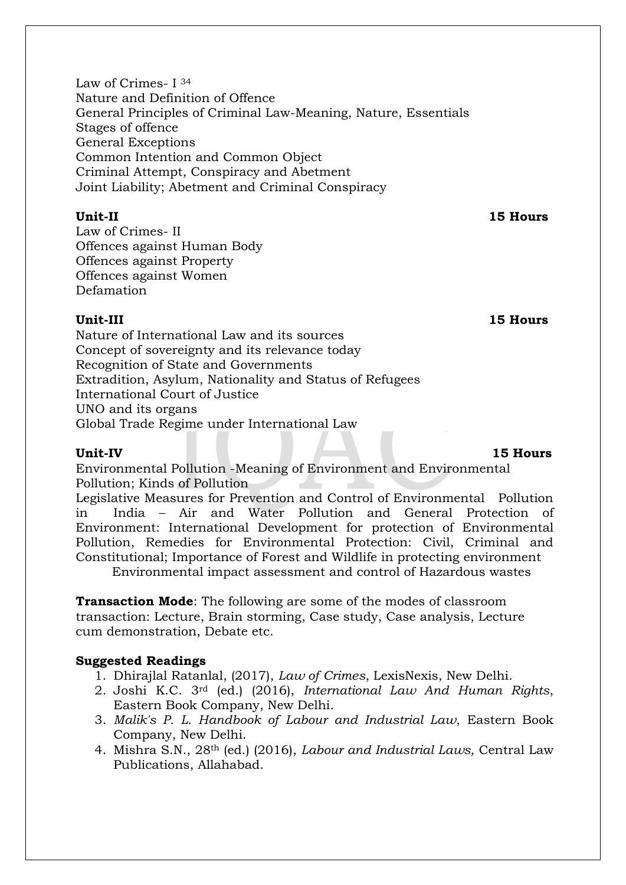Law of Crimes- I 34
Nature and Definition of Offence
General Principles of Criminal Law-Meaning, Nature, Essentials
Stages of offence
General Exceptions
Common Intention and Common Object
Criminal Attempt, Conspiracy and Abetment
Joint Liability; Abetment and Criminal Conspiracy

**Unit-II** **15 Hours**

Law of Crimes- II
Offences against Human Body
Offences against Property
Offences against Women
Defamation

**Unit-III** **15 Hours**

Nature of International Law and its sources
Concept of sovereignty and its relevance today
Recognition of State and Governments
Extradition, Asylum, Nationality and Status of Refugees
International Court of Justice
UNO and its organs
Global Trade Regime under International Law

**Unit-IV** **15 Hours**

Environmental Pollution -Meaning of Environment and Environmental Pollution; Kinds of Pollution
Legislative Measures for Prevention and Control of Environmental Pollution in India – Air and Water Pollution and General Protection of Environment: International Development for protection of Environmental Pollution, Remedies for Environmental Protection: Civil, Criminal and Constitutional; Importance of Forest and Wildlife in protecting environment
Environmental impact assessment and control of Hazardous wastes

**Transaction Mode**: The following are some of the modes of classroom transaction: Lecture, Brain storming, Case study, Case analysis, Lecture cum demonstration, Debate etc.

**Suggested Readings**

1. Dhirajlal Ratanlal, (2017), *Law of Crimes*, LexisNexis, New Delhi.
2. Joshi K.C. 3rd (ed.) (2016), *International Law And Human Rights*, Eastern Book Company, New Delhi.
3. *Malik's P. L. Handbook of Labour and Industrial Law*, Eastern Book Company, New Delhi.
4. Mishra S.N., 28th (ed.) (2016), *Labour and Industrial Laws,* Central Law Publications, Allahabad.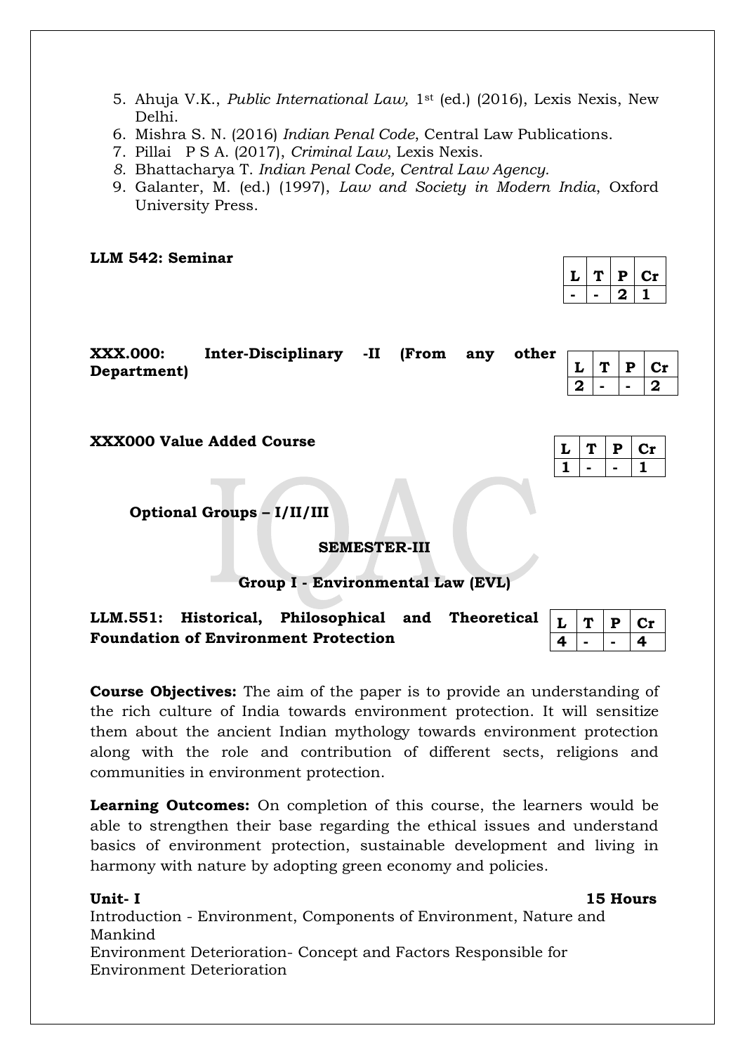5. Ahuja V.K., *Public International Law,* 1st (ed.) (2016), Lexis Nexis, New Delhi.
6. Mishra S. N. (2016) *Indian Penal Code*, Central Law Publications.
7. Pillai P S A. (2017), *Criminal Law*, Lexis Nexis.
8. Bhattacharya T. *Indian Penal Code, Central Law Agency.*
9. Galanter, M. (ed.) (1997), *Law and Society in Modern India*, Oxford University Press.

**LLM 542: Seminar**

| L | T | P | Cr |
|---|---|---|---|
| - | - | 2 | 1 |

**XXX.000: Inter-Disciplinary -II (From any other Department)**

| L | T | P | Cr |
|---|---|---|---|
| 2 | - | - | 2 |

**XXX000 Value Added Course**

| L | T | P | Cr |
|---|---|---|---|
| 1 | - | - | 1 |

**Optional Groups – I/II/III**

**SEMESTER-III**

**Group I - Environmental Law (EVL)**

**LLM.551: Historical, Philosophical and Theoretical Foundation of Environment Protection**

| L | T | P | Cr |
|---|---|---|---|
| 4 | - | - | 4 |

**Course Objectives:** The aim of the paper is to provide an understanding of the rich culture of India towards environment protection. It will sensitize them about the ancient Indian mythology towards environment protection along with the role and contribution of different sects, religions and communities in environment protection.

**Learning Outcomes:** On completion of this course, the learners would be able to strengthen their base regarding the ethical issues and understand basics of environment protection, sustainable development and living in harmony with nature by adopting green economy and policies.

**Unit- I** **15 Hours**

Introduction - Environment, Components of Environment, Nature and Mankind

Environment Deterioration- Concept and Factors Responsible for Environment Deterioration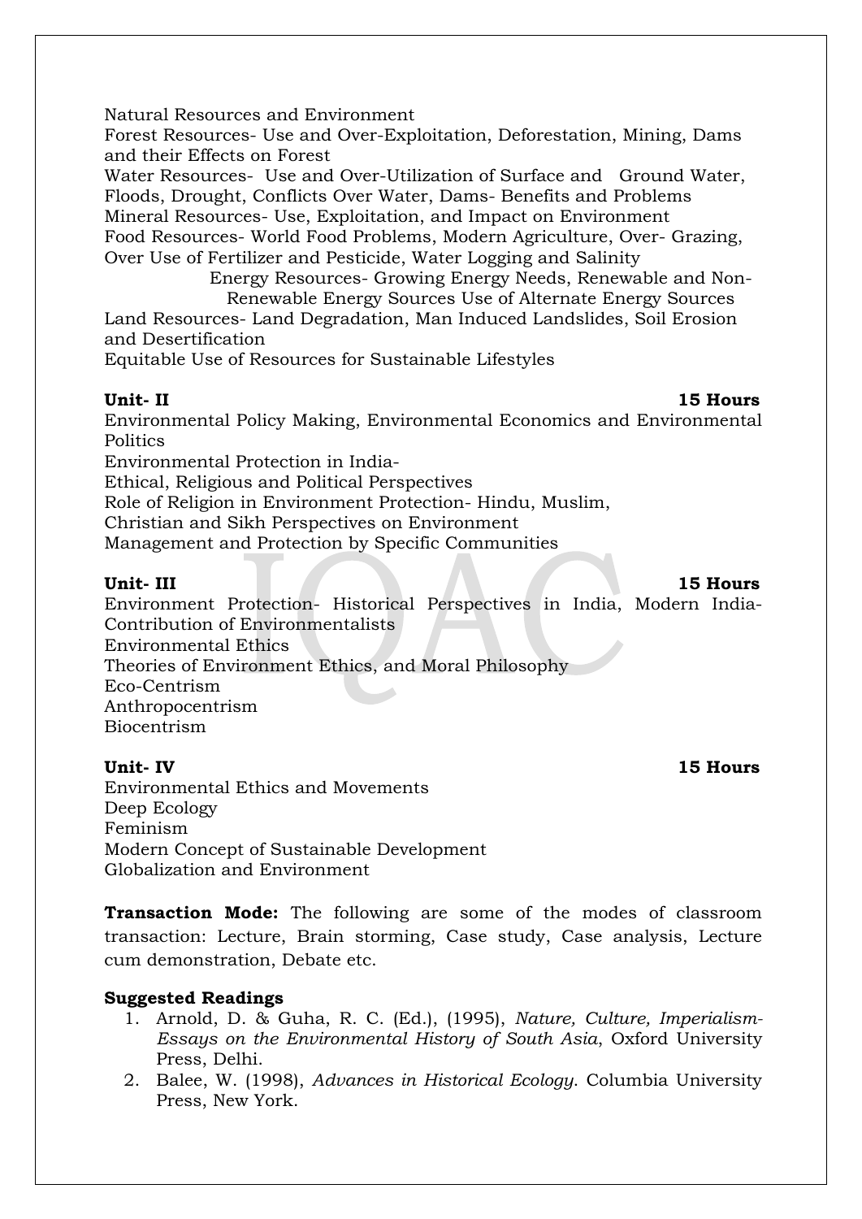Natural Resources and Environment
Forest Resources- Use and Over-Exploitation, Deforestation, Mining, Dams and their Effects on Forest
Water Resources- Use and Over-Utilization of Surface and Ground Water, Floods, Drought, Conflicts Over Water, Dams- Benefits and Problems
Mineral Resources- Use, Exploitation, and Impact on Environment
Food Resources- World Food Problems, Modern Agriculture, Over- Grazing, Over Use of Fertilizer and Pesticide, Water Logging and Salinity
Energy Resources- Growing Energy Needs, Renewable and Non-Renewable Energy Sources Use of Alternate Energy Sources
Land Resources- Land Degradation, Man Induced Landslides, Soil Erosion and Desertification
Equitable Use of Resources for Sustainable Lifestyles

**Unit- II** **15 Hours**

Environmental Policy Making, Environmental Economics and Environmental Politics
Environmental Protection in India-
Ethical, Religious and Political Perspectives
Role of Religion in Environment Protection- Hindu, Muslim, Christian and Sikh Perspectives on Environment
Management and Protection by Specific Communities

**Unit- III** **15 Hours**

Environment Protection- Historical Perspectives in India, Modern India- Contribution of Environmentalists
Environmental Ethics
Theories of Environment Ethics, and Moral Philosophy
Eco-Centrism
Anthropocentrism
Biocentrism

**Unit- IV** **15 Hours**

Environmental Ethics and Movements
Deep Ecology
Feminism
Modern Concept of Sustainable Development
Globalization and Environment

**Transaction Mode:** The following are some of the modes of classroom transaction: Lecture, Brain storming, Case study, Case analysis, Lecture cum demonstration, Debate etc.

**Suggested Readings**

1. Arnold, D. & Guha, R. C. (Ed.), (1995), *Nature, Culture, Imperialism- Essays on the Environmental History of South Asia*, Oxford University Press, Delhi.
2. Balee, W. (1998), *Advances in Historical Ecology*. Columbia University Press, New York.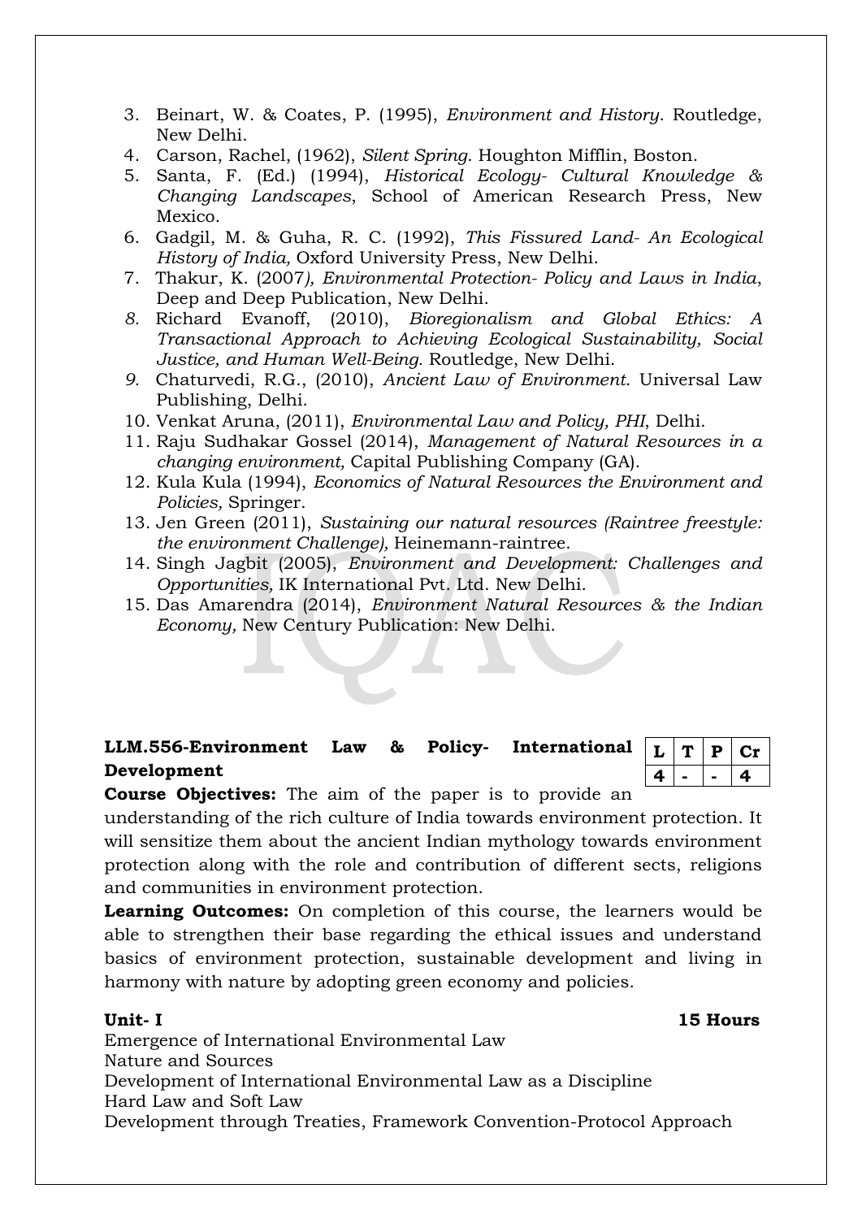3. Beinart, W. & Coates, P. (1995), *Environment and History*. Routledge, New Delhi.
4. Carson, Rachel, (1962), *Silent Spring*. Houghton Mifflin, Boston.
5. Santa, F. (Ed.) (1994), *Historical Ecology- Cultural Knowledge & Changing Landscapes*, School of American Research Press, New Mexico.
6. Gadgil, M. & Guha, R. C. (1992), *This Fissured Land- An Ecological History of India,* Oxford University Press, New Delhi.
7. Thakur, K. (2007*), Environmental Protection- Policy and Laws in India*, Deep and Deep Publication, New Delhi.
8. Richard Evanoff, (2010), *Bioregionalism and Global Ethics: A Transactional Approach to Achieving Ecological Sustainability, Social Justice, and Human Well-Being.* Routledge, New Delhi.
9. Chaturvedi, R.G., (2010), *Ancient Law of Environment*. Universal Law Publishing, Delhi.
10. Venkat Aruna, (2011), *Environmental Law and Policy, PHI*, Delhi.
11. Raju Sudhakar Gossel (2014), *Management of Natural Resources in a changing environment,* Capital Publishing Company (GA).
12. Kula Kula (1994), *Economics of Natural Resources the Environment and Policies,* Springer.
13. Jen Green (2011), *Sustaining our natural resources (Raintree freestyle: the environment Challenge),* Heinemann-raintree.
14. Singh Jagbit (2005), *Environment and Development: Challenges and Opportunities,* IK International Pvt. Ltd. New Delhi.
15. Das Amarendra (2014), *Environment Natural Resources & the Indian Economy,* New Century Publication: New Delhi.

## LLM.556-Environment Law & Policy- International Development

| L | T | P | Cr |
|---|---|---|---|
| 4 | - | - | 4 |

**Course Objectives:** The aim of the paper is to provide an understanding of the rich culture of India towards environment protection. It will sensitize them about the ancient Indian mythology towards environment protection along with the role and contribution of different sects, religions and communities in environment protection.

**Learning Outcomes:** On completion of this course, the learners would be able to strengthen their base regarding the ethical issues and understand basics of environment protection, sustainable development and living in harmony with nature by adopting green economy and policies.

**Unit- I** **15 Hours**

Emergence of International Environmental Law
Nature and Sources
Development of International Environmental Law as a Discipline
Hard Law and Soft Law
Development through Treaties, Framework Convention-Protocol Approach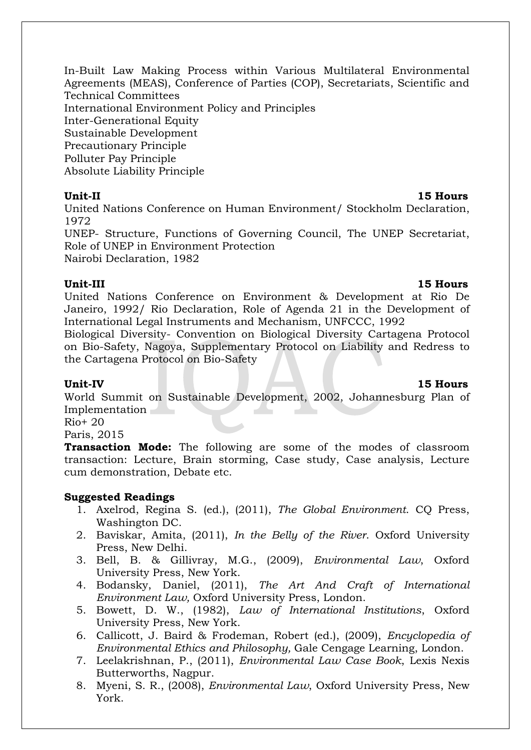In-Built Law Making Process within Various Multilateral Environmental Agreements (MEAS), Conference of Parties (COP), Secretariats, Scientific and Technical Committees
International Environment Policy and Principles
Inter-Generational Equity
Sustainable Development
Precautionary Principle
Polluter Pay Principle
Absolute Liability Principle

**Unit-II** **15 Hours**

United Nations Conference on Human Environment/ Stockholm Declaration, 1972
UNEP- Structure, Functions of Governing Council, The UNEP Secretariat, Role of UNEP in Environment Protection
Nairobi Declaration, 1982

**Unit-III** **15 Hours**

United Nations Conference on Environment & Development at Rio De Janeiro, 1992/ Rio Declaration, Role of Agenda 21 in the Development of International Legal Instruments and Mechanism, UNFCCC, 1992
Biological Diversity- Convention on Biological Diversity Cartagena Protocol on Bio-Safety, Nagoya, Supplementary Protocol on Liability and Redress to the Cartagena Protocol on Bio-Safety

**Unit-IV** **15 Hours**

World Summit on Sustainable Development, 2002, Johannesburg Plan of Implementation
Rio+ 20
Paris, 2015

**Transaction Mode:** The following are some of the modes of classroom transaction: Lecture, Brain storming, Case study, Case analysis, Lecture cum demonstration, Debate etc.

**Suggested Readings**

1. Axelrod, Regina S. (ed.), (2011), *The Global Environment*. CQ Press, Washington DC.
2. Baviskar, Amita, (2011), *In the Belly of the River*. Oxford University Press, New Delhi.
3. Bell, B. & Gillivray, M.G., (2009), *Environmental Law*, Oxford University Press, New York.
4. Bodansky, Daniel, (2011), *The Art And Craft of International Environment Law,* Oxford University Press, London.
5. Bowett, D. W., (1982), *Law of International Institutions*, Oxford University Press, New York.
6. Callicott, J. Baird & Frodeman, Robert (ed.), (2009), *Encyclopedia of Environmental Ethics and Philosophy,* Gale Cengage Learning, London.
7. Leelakrishnan, P., (2011), *Environmental Law Case Book*, Lexis Nexis Butterworths, Nagpur.
8. Myeni, S. R., (2008), *Environmental Law*, Oxford University Press, New York.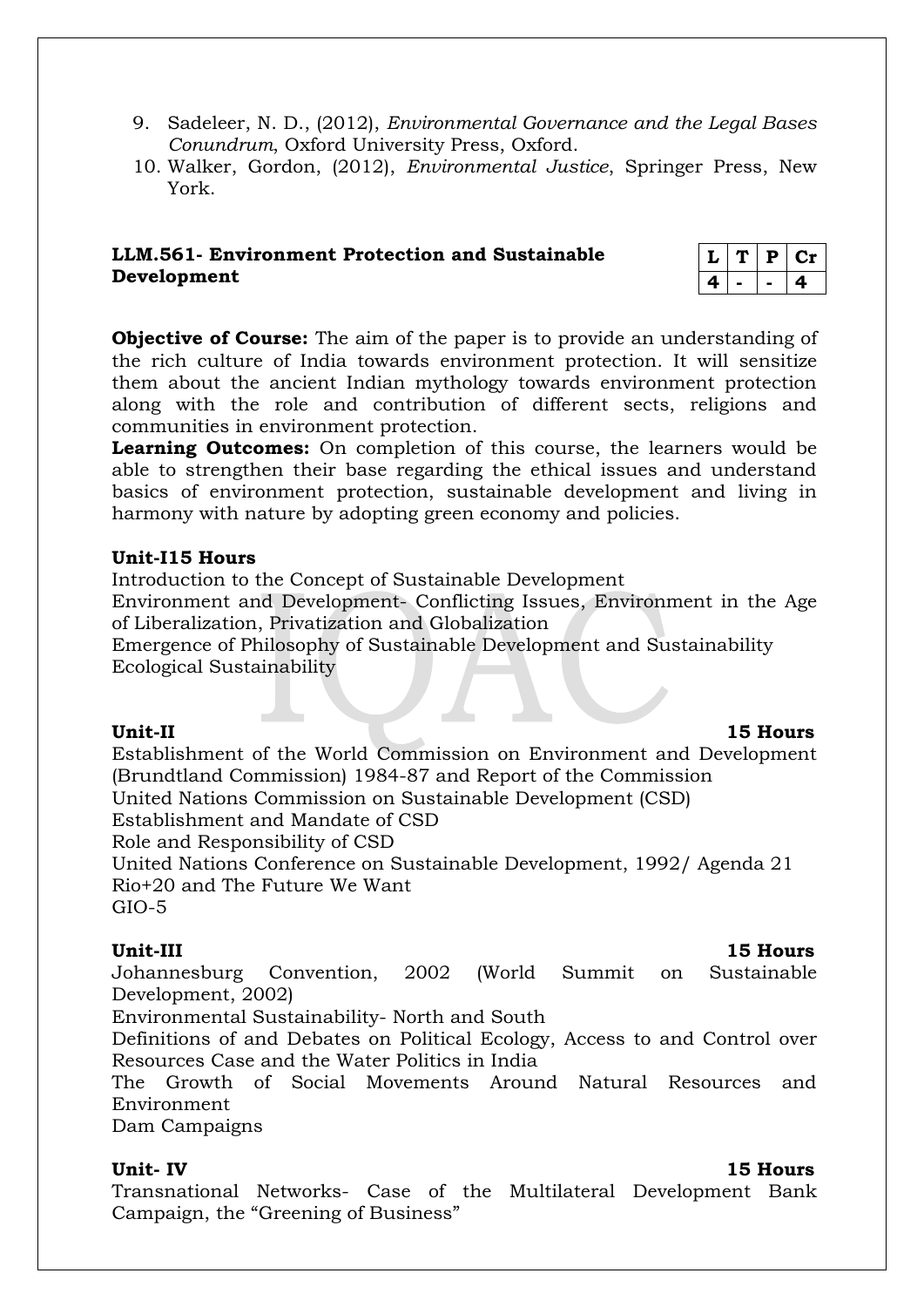9. Sadeleer, N. D., (2012), *Environmental Governance and the Legal Bases Conundrum*, Oxford University Press, Oxford.
10. Walker, Gordon, (2012), *Environmental Justice*, Springer Press, New York.

## LLM.561- Environment Protection and Sustainable Development

| L | T | P | Cr |
|---|---|---|---|
| 4 | - | - | 4 |

**Objective of Course:** The aim of the paper is to provide an understanding of the rich culture of India towards environment protection. It will sensitize them about the ancient Indian mythology towards environment protection along with the role and contribution of different sects, religions and communities in environment protection.

**Learning Outcomes:** On completion of this course, the learners would be able to strengthen their base regarding the ethical issues and understand basics of environment protection, sustainable development and living in harmony with nature by adopting green economy and policies.

**Unit-I15 Hours**

Introduction to the Concept of Sustainable Development
Environment and Development- Conflicting Issues, Environment in the Age of Liberalization, Privatization and Globalization
Emergence of Philosophy of Sustainable Development and Sustainability
Ecological Sustainability

**Unit-II 15 Hours**

Establishment of the World Commission on Environment and Development (Brundtland Commission) 1984-87 and Report of the Commission
United Nations Commission on Sustainable Development (CSD)
Establishment and Mandate of CSD
Role and Responsibility of CSD
United Nations Conference on Sustainable Development, 1992/ Agenda 21
Rio+20 and The Future We Want
GIO-5

**Unit-III 15 Hours**

Johannesburg Convention, 2002 (World Summit on Sustainable Development, 2002)
Environmental Sustainability- North and South
Definitions of and Debates on Political Ecology, Access to and Control over Resources Case and the Water Politics in India
The Growth of Social Movements Around Natural Resources and Environment
Dam Campaigns

**Unit- IV 15 Hours**

Transnational Networks- Case of the Multilateral Development Bank Campaign, the "Greening of Business"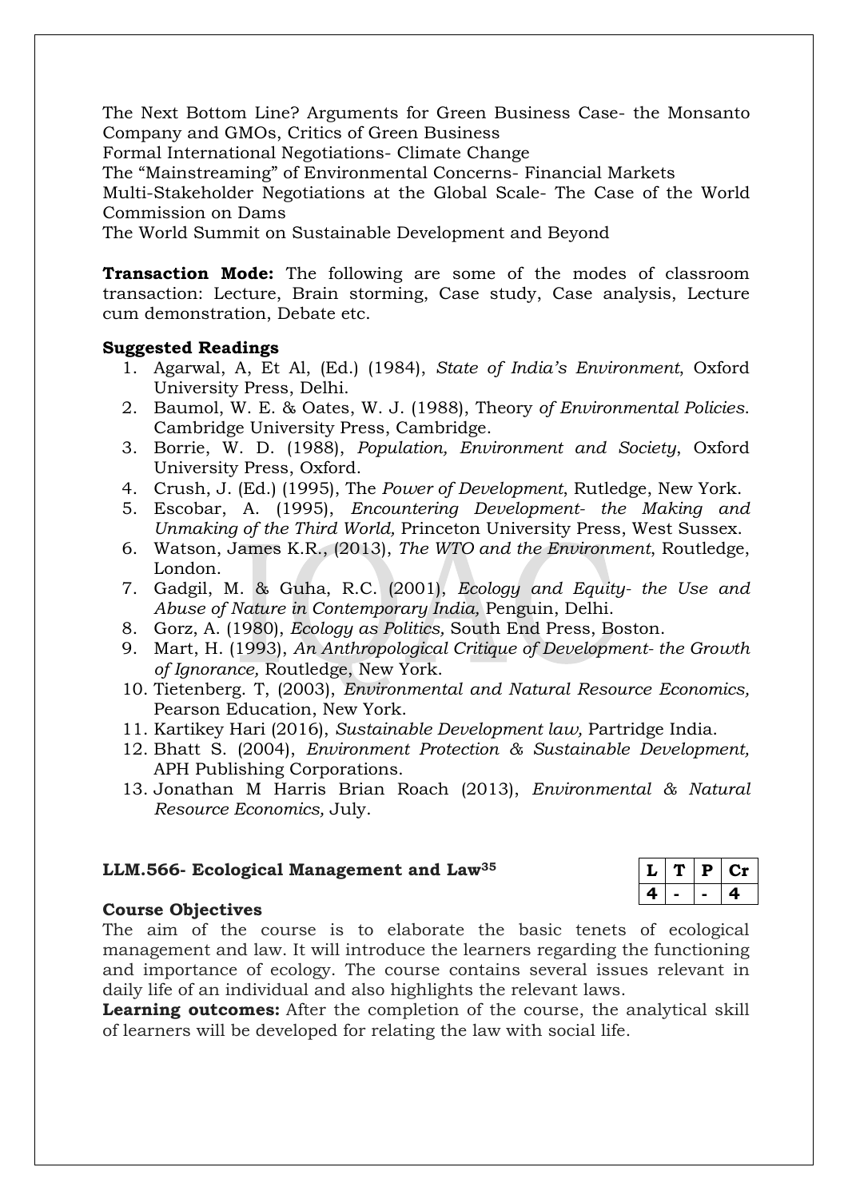The Next Bottom Line? Arguments for Green Business Case- the Monsanto Company and GMOs, Critics of Green Business

Formal International Negotiations- Climate Change

The "Mainstreaming" of Environmental Concerns- Financial Markets

Multi-Stakeholder Negotiations at the Global Scale- The Case of the World Commission on Dams

The World Summit on Sustainable Development and Beyond

**Transaction Mode:** The following are some of the modes of classroom transaction: Lecture, Brain storming, Case study, Case analysis, Lecture cum demonstration, Debate etc.

**Suggested Readings**

1. Agarwal, A, Et Al, (Ed.) (1984), *State of India's Environment*, Oxford University Press, Delhi.
2. Baumol, W. E. & Oates, W. J. (1988), Theory *of Environmental Policies*. Cambridge University Press, Cambridge.
3. Borrie, W. D. (1988), *Population, Environment and Society*, Oxford University Press, Oxford.
4. Crush, J. (Ed.) (1995), The *Power of Development*, Rutledge, New York.
5. Escobar, A. (1995), *Encountering Development- the Making and Unmaking of the Third World,* Princeton University Press, West Sussex.
6. Watson, James K.R., (2013), *The WTO and the Environment*, Routledge, London.
7. Gadgil, M. & Guha, R.C. (2001), *Ecology and Equity- the Use and Abuse of Nature in Contemporary India,* Penguin, Delhi.
8. Gorz, A. (1980), *Ecology as Politics,* South End Press, Boston.
9. Mart, H. (1993), *An Anthropological Critique of Development- the Growth of Ignorance,* Routledge, New York.
10. Tietenberg. T, (2003), *Environmental and Natural Resource Economics,* Pearson Education, New York.
11. Kartikey Hari (2016), *Sustainable Development law,* Partridge India.
12. Bhatt S. (2004), *Environment Protection & Sustainable Development,* APH Publishing Corporations.
13. Jonathan M Harris Brian Roach (2013), *Environmental & Natural Resource Economics,* July.

### LLM.566- Ecological Management and Law[35]

| L | T | P | Cr |
|---|---|---|---|
| 4 | - | - | 4 |

**Course Objectives**

The aim of the course is to elaborate the basic tenets of ecological management and law. It will introduce the learners regarding the functioning and importance of ecology. The course contains several issues relevant in daily life of an individual and also highlights the relevant laws.

**Learning outcomes:** After the completion of the course, the analytical skill of learners will be developed for relating the law with social life.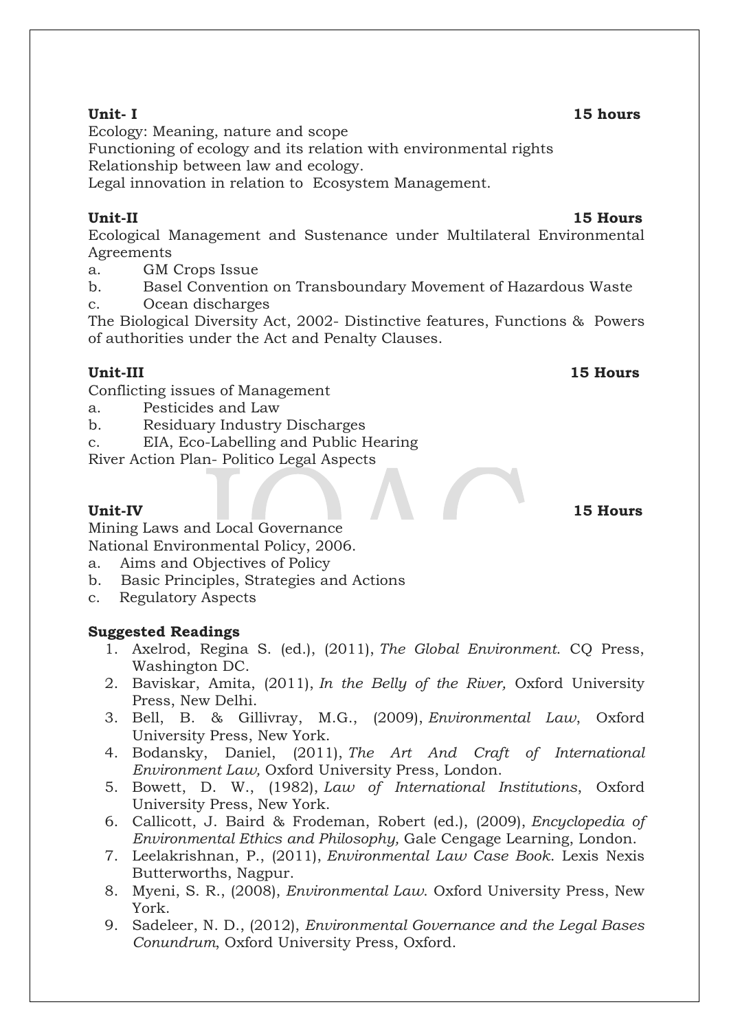**Unit- I** **15 hours**

Ecology: Meaning, nature and scope
Functioning of ecology and its relation with environmental rights
Relationship between law and ecology.
Legal innovation in relation to Ecosystem Management.

**Unit-II** **15 Hours**

Ecological Management and Sustenance under Multilateral Environmental Agreements

a. GM Crops Issue
b. Basel Convention on Transboundary Movement of Hazardous Waste
c. Ocean discharges

The Biological Diversity Act, 2002- Distinctive features, Functions & Powers of authorities under the Act and Penalty Clauses.

**Unit-III** **15 Hours**

Conflicting issues of Management

a. Pesticides and Law
b. Residuary Industry Discharges
c. EIA, Eco-Labelling and Public Hearing

River Action Plan- Politico Legal Aspects

**Unit-IV** **15 Hours**

Mining Laws and Local Governance
National Environmental Policy, 2006.

a. Aims and Objectives of Policy
b. Basic Principles, Strategies and Actions
c. Regulatory Aspects

**Suggested Readings**

1. Axelrod, Regina S. (ed.), (2011), *The Global Environment*. CQ Press, Washington DC.
2. Baviskar, Amita, (2011), *In the Belly of the River,* Oxford University Press, New Delhi.
3. Bell, B. & Gillivray, M.G., (2009), *Environmental Law*, Oxford University Press, New York.
4. Bodansky, Daniel, (2011), *The Art And Craft of International Environment Law,* Oxford University Press, London.
5. Bowett, D. W., (1982), *Law of International Institutions*, Oxford University Press, New York.
6. Callicott, J. Baird & Frodeman, Robert (ed.), (2009), *Encyclopedia of Environmental Ethics and Philosophy,* Gale Cengage Learning, London.
7. Leelakrishnan, P., (2011), *Environmental Law Case Book*. Lexis Nexis Butterworths, Nagpur.
8. Myeni, S. R., (2008), *Environmental Law*. Oxford University Press, New York.
9. Sadeleer, N. D., (2012), *Environmental Governance and the Legal Bases Conundrum*, Oxford University Press, Oxford.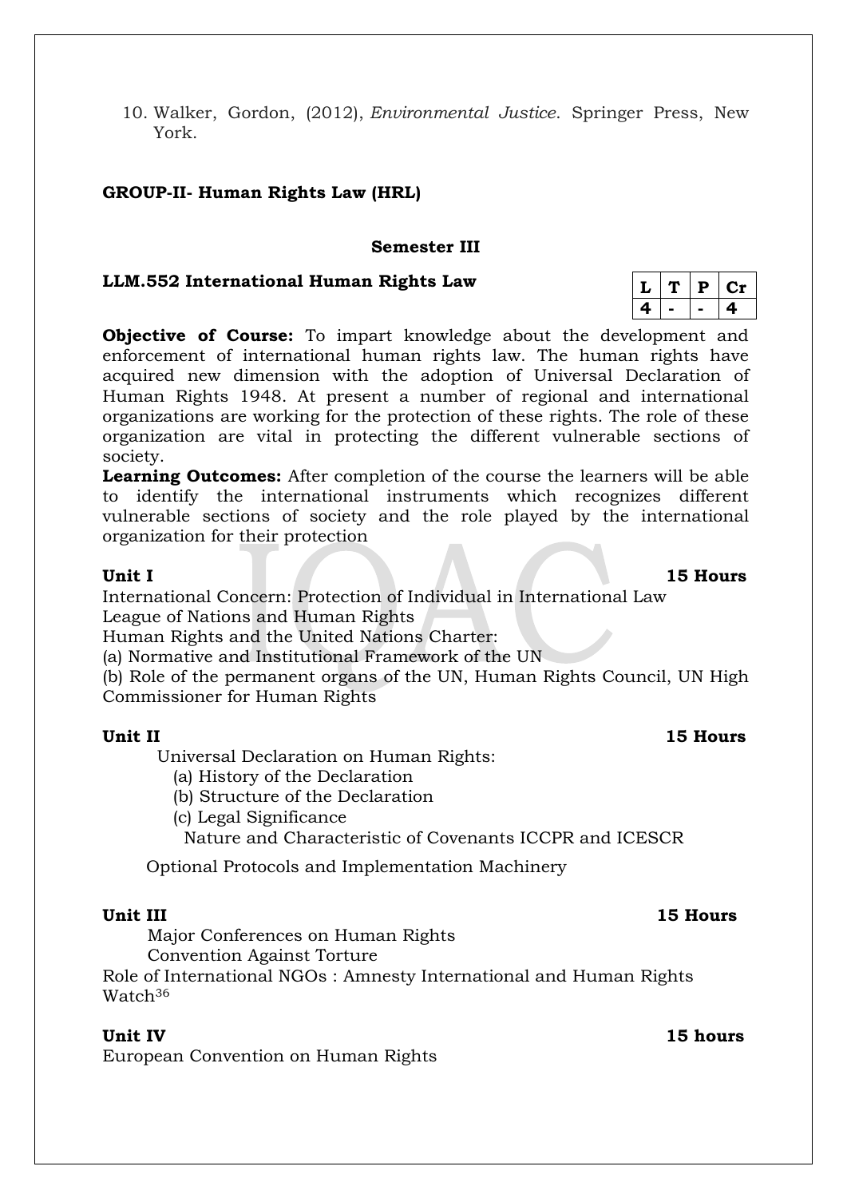10. Walker, Gordon, (2012), *Environmental Justice*. Springer Press, New York.

**GROUP-II- Human Rights Law (HRL)**

**Semester III**

**LLM.552 International Human Rights Law**

| L | T | P | Cr |
|---|---|---|---|
| 4 | - | - | 4 |

**Objective of Course:** To impart knowledge about the development and enforcement of international human rights law. The human rights have acquired new dimension with the adoption of Universal Declaration of Human Rights 1948. At present a number of regional and international organizations are working for the protection of these rights. The role of these organization are vital in protecting the different vulnerable sections of society.

**Learning Outcomes:** After completion of the course the learners will be able to identify the international instruments which recognizes different vulnerable sections of society and the role played by the international organization for their protection

**Unit I** **15 Hours**

International Concern: Protection of Individual in International Law
League of Nations and Human Rights
Human Rights and the United Nations Charter:
(a) Normative and Institutional Framework of the UN
(b) Role of the permanent organs of the UN, Human Rights Council, UN High Commissioner for Human Rights

**Unit II** **15 Hours**

Universal Declaration on Human Rights:
(a) History of the Declaration
(b) Structure of the Declaration
(c) Legal Significance
Nature and Characteristic of Covenants ICCPR and ICESCR

Optional Protocols and Implementation Machinery

**Unit III** **15 Hours**

Major Conferences on Human Rights
Convention Against Torture
Role of International NGOs : Amnesty International and Human Rights Watch

**Unit IV** **15 hours**

European Convention on Human Rights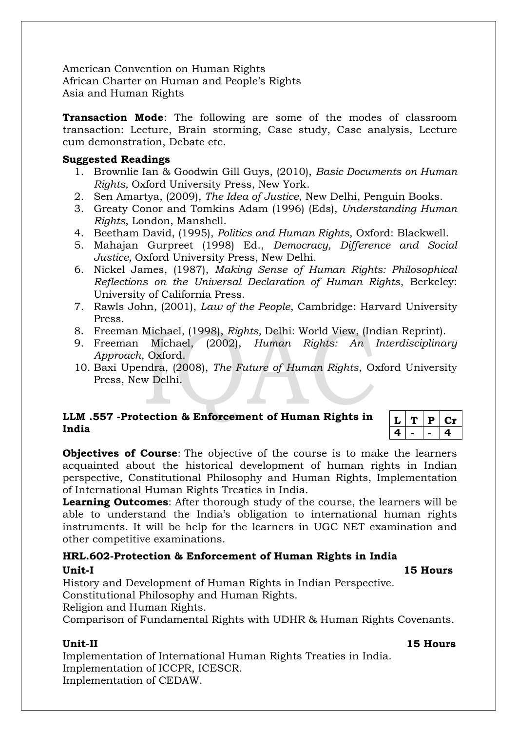American Convention on Human Rights
African Charter on Human and People's Rights
Asia and Human Rights

**Transaction Mode**: The following are some of the modes of classroom transaction: Lecture, Brain storming, Case study, Case analysis, Lecture cum demonstration, Debate etc.

**Suggested Readings**

1. Brownlie Ian & Goodwin Gill Guys, (2010), *Basic Documents on Human Rights,* Oxford University Press, New York.
2. Sen Amartya, (2009), *The Idea of Justice*, New Delhi, Penguin Books.
3. Greaty Conor and Tomkins Adam (1996) (Eds), *Understanding Human Rights*, London, Manshell.
4. Beetham David, (1995), *Politics and Human Rights*, Oxford: Blackwell.
5. Mahajan Gurpreet (1998) Ed., *Democracy, Difference and Social Justice,* Oxford University Press, New Delhi.
6. Nickel James, (1987), *Making Sense of Human Rights: Philosophical Reflections on the Universal Declaration of Human Rights*, Berkeley: University of California Press.
7. Rawls John, (2001), *Law of the People*, Cambridge: Harvard University Press.
8. Freeman Michael, (1998), *Rights,* Delhi: World View, (Indian Reprint).
9. Freeman Michael, (2002), *Human Rights: An Interdisciplinary Approach,* Oxford.
10. Baxi Upendra, (2008), *The Future of Human Rights*, Oxford University Press, New Delhi.

### LLM .557 -Protection & Enforcement of Human Rights in India

| L | T | P | Cr |
|---|---|---|---|
| 4 | - | - | 4 |

**Objectives of Course**: The objective of the course is to make the learners acquainted about the historical development of human rights in Indian perspective, Constitutional Philosophy and Human Rights, Implementation of International Human Rights Treaties in India.

**Learning Outcomes**: After thorough study of the course, the learners will be able to understand the India's obligation to international human rights instruments. It will be help for the learners in UGC NET examination and other competitive examinations.

### HRL.602-Protection & Enforcement of Human Rights in India

**Unit-I** **15 Hours**

History and Development of Human Rights in Indian Perspective.
Constitutional Philosophy and Human Rights.
Religion and Human Rights.
Comparison of Fundamental Rights with UDHR & Human Rights Covenants.

**Unit-II** **15 Hours**

Implementation of International Human Rights Treaties in India.
Implementation of ICCPR, ICESCR.
Implementation of CEDAW.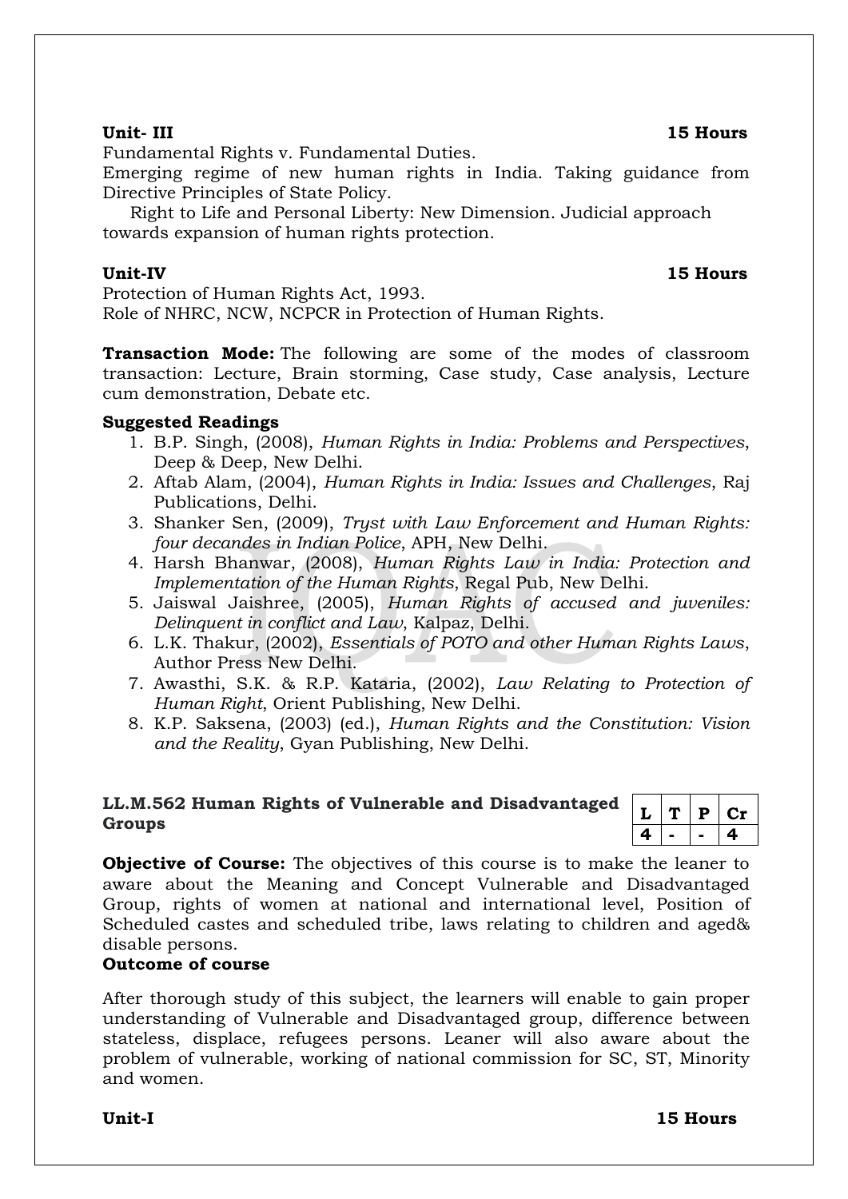**Unit- III** **15 Hours**

Fundamental Rights v. Fundamental Duties.

Emerging regime of new human rights in India. Taking guidance from Directive Principles of State Policy.

Right to Life and Personal Liberty: New Dimension. Judicial approach towards expansion of human rights protection.

**Unit-IV** **15 Hours**

Protection of Human Rights Act, 1993.

Role of NHRC, NCW, NCPCR in Protection of Human Rights.

**Transaction Mode:** The following are some of the modes of classroom transaction: Lecture, Brain storming, Case study, Case analysis, Lecture cum demonstration, Debate etc.

**Suggested Readings**

1. B.P. Singh, (2008), *Human Rights in India: Problems and Perspectives*, Deep & Deep, New Delhi.
2. Aftab Alam, (2004), *Human Rights in India: Issues and Challenges*, Raj Publications, Delhi.
3. Shanker Sen, (2009), *Tryst with Law Enforcement and Human Rights: four decandes in Indian Police*, APH, New Delhi.
4. Harsh Bhanwar, (2008), *Human Rights Law in India: Protection and Implementation of the Human Rights*, Regal Pub, New Delhi.
5. Jaiswal Jaishree, (2005), *Human Rights of accused and juveniles: Delinquent in conflict and Law*, Kalpaz, Delhi.
6. L.K. Thakur, (2002), *Essentials of POTO and other Human Rights Laws*, Author Press New Delhi.
7. Awasthi, S.K. & R.P. Kataria, (2002), *Law Relating to Protection of Human Right*, Orient Publishing, New Delhi.
8. K.P. Saksena, (2003) (ed.), *Human Rights and the Constitution: Vision and the Reality*, Gyan Publishing, New Delhi.

**LL.M.562 Human Rights of Vulnerable and Disadvantaged Groups**

| L | T | P | Cr |
|---|---|---|---|
| 4 | - | - | 4 |

**Objective of Course:** The objectives of this course is to make the leaner to aware about the Meaning and Concept Vulnerable and Disadvantaged Group, rights of women at national and international level, Position of Scheduled castes and scheduled tribe, laws relating to children and aged& disable persons.

**Outcome of course**

After thorough study of this subject, the learners will enable to gain proper understanding of Vulnerable and Disadvantaged group, difference between stateless, displace, refugees persons. Leaner will also aware about the problem of vulnerable, working of national commission for SC, ST, Minority and women.

**Unit-I** **15 Hours**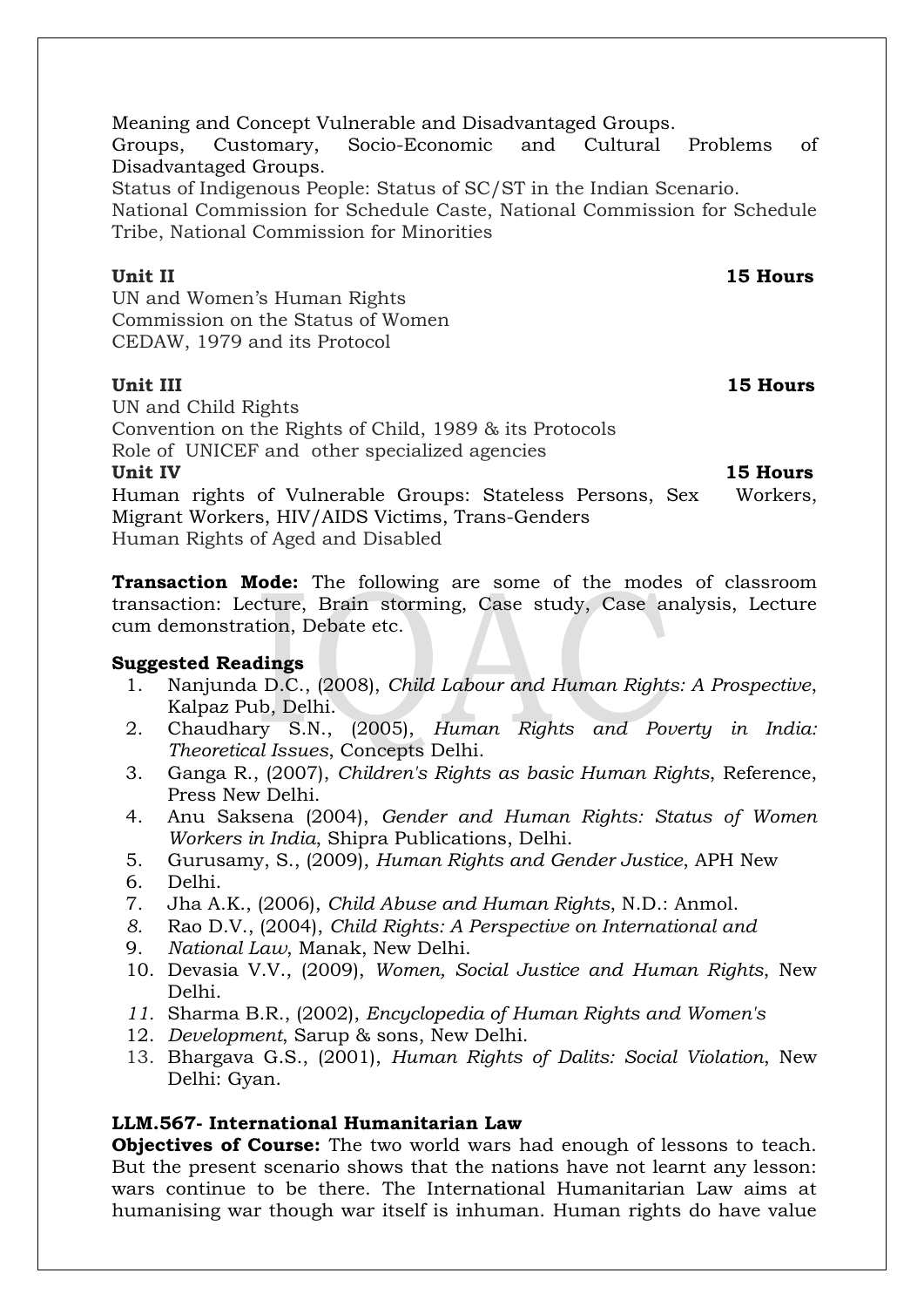Meaning and Concept Vulnerable and Disadvantaged Groups.
Groups, Customary, Socio-Economic and Cultural Problems of Disadvantaged Groups.
Status of Indigenous People: Status of SC/ST in the Indian Scenario.
National Commission for Schedule Caste, National Commission for Schedule Tribe, National Commission for Minorities

**Unit II** **15 Hours**
UN and Women's Human Rights
Commission on the Status of Women
CEDAW, 1979 and its Protocol

**Unit III** **15 Hours**
UN and Child Rights
Convention on the Rights of Child, 1989 & its Protocols
Role of UNICEF and other specialized agencies

**Unit IV** **15 Hours**
Human rights of Vulnerable Groups: Stateless Persons, Sex Workers, Migrant Workers, HIV/AIDS Victims, Trans-Genders
Human Rights of Aged and Disabled

**Transaction Mode:** The following are some of the modes of classroom transaction: Lecture, Brain storming, Case study, Case analysis, Lecture cum demonstration, Debate etc.

**Suggested Readings**

1. Nanjunda D.C., (2008), *Child Labour and Human Rights: A Prospective*, Kalpaz Pub, Delhi.
2. Chaudhary S.N., (2005), *Human Rights and Poverty in India: Theoretical Issues*, Concepts Delhi.
3. Ganga R., (2007), *Children's Rights as basic Human Rights*, Reference, Press New Delhi.
4. Anu Saksena (2004), *Gender and Human Rights: Status of Women Workers in India*, Shipra Publications, Delhi.
5. Gurusamy, S., (2009), *Human Rights and Gender Justice*, APH New
6. Delhi.
7. Jha A.K., (2006), *Child Abuse and Human Rights*, N.D.: Anmol.
8. Rao D.V., (2004), *Child Rights: A Perspective on International and*
9. *National Law*, Manak, New Delhi.
10. Devasia V.V., (2009), *Women, Social Justice and Human Rights*, New Delhi.
11. Sharma B.R., (2002), *Encyclopedia of Human Rights and Women's*
12. *Development*, Sarup & sons, New Delhi.
13. Bhargava G.S., (2001), *Human Rights of Dalits: Social Violation*, New Delhi: Gyan.

**LLM.567- International Humanitarian Law**

**Objectives of Course:** The two world wars had enough of lessons to teach. But the present scenario shows that the nations have not learnt any lesson: wars continue to be there. The International Humanitarian Law aims at humanising war though war itself is inhuman. Human rights do have value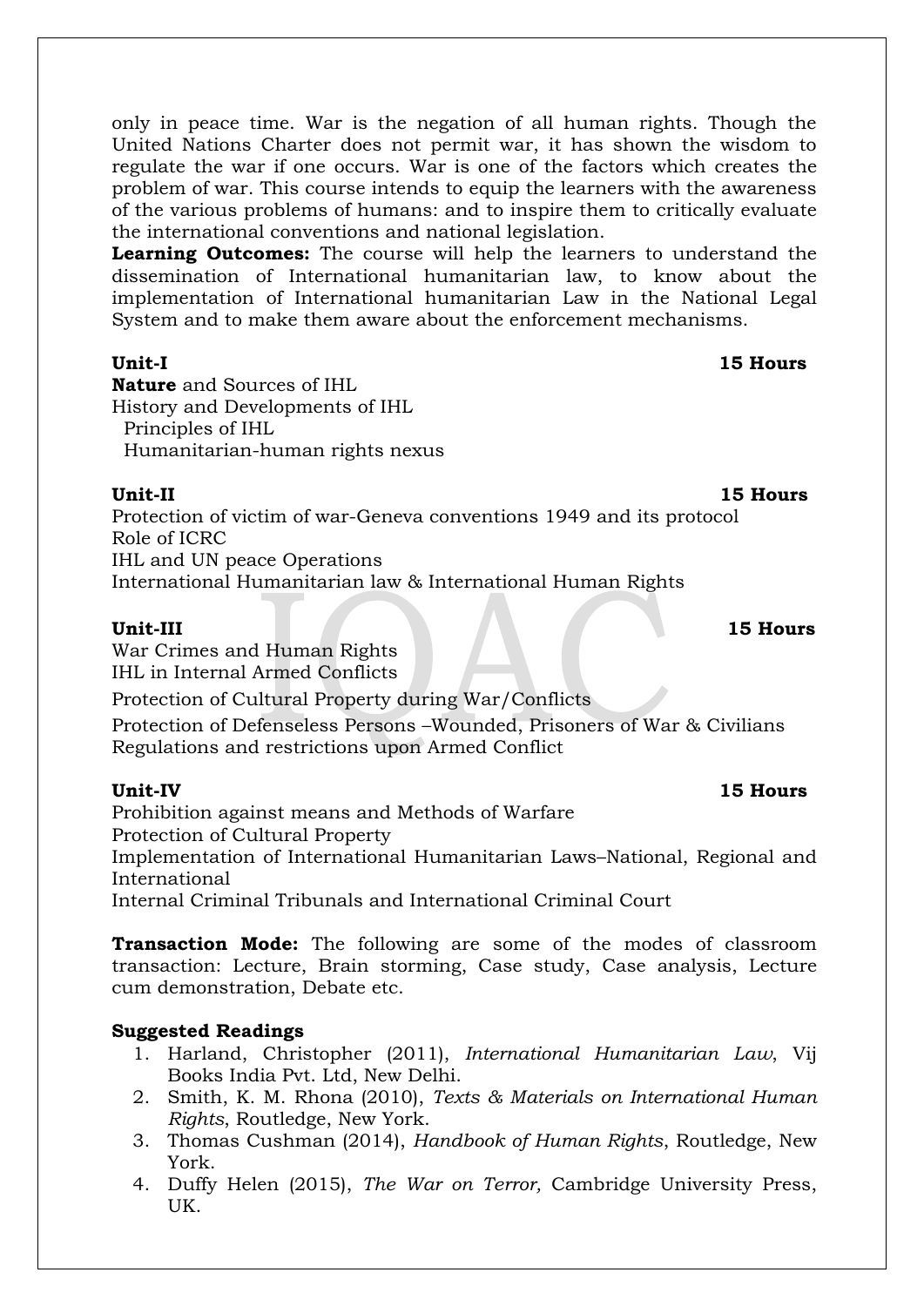only in peace time. War is the negation of all human rights. Though the United Nations Charter does not permit war, it has shown the wisdom to regulate the war if one occurs. War is one of the factors which creates the problem of war. This course intends to equip the learners with the awareness of the various problems of humans: and to inspire them to critically evaluate the international conventions and national legislation.

**Learning Outcomes:** The course will help the learners to understand the dissemination of International humanitarian law, to know about the implementation of International humanitarian Law in the National Legal System and to make them aware about the enforcement mechanisms.

**Unit-I** **15 Hours**

**Nature** and Sources of IHL
History and Developments of IHL
Principles of IHL
Humanitarian-human rights nexus

**Unit-II** **15 Hours**

Protection of victim of war-Geneva conventions 1949 and its protocol
Role of ICRC
IHL and UN peace Operations
International Humanitarian law & International Human Rights

**Unit-III** **15 Hours**

War Crimes and Human Rights
IHL in Internal Armed Conflicts
Protection of Cultural Property during War/Conflicts
Protection of Defenseless Persons –Wounded, Prisoners of War & Civilians
Regulations and restrictions upon Armed Conflict

**Unit-IV** **15 Hours**

Prohibition against means and Methods of Warfare
Protection of Cultural Property
Implementation of International Humanitarian Laws–National, Regional and International
Internal Criminal Tribunals and International Criminal Court

**Transaction Mode:** The following are some of the modes of classroom transaction: Lecture, Brain storming, Case study, Case analysis, Lecture cum demonstration, Debate etc.

**Suggested Readings**

1. Harland, Christopher (2011), *International Humanitarian Law*, Vij Books India Pvt. Ltd, New Delhi.
2. Smith, K. M. Rhona (2010), *Texts & Materials on International Human Rights*, Routledge, New York.
3. Thomas Cushman (2014), *Handbook of Human Rights*, Routledge, New York.
4. Duffy Helen (2015), *The War on Terror,* Cambridge University Press, UK.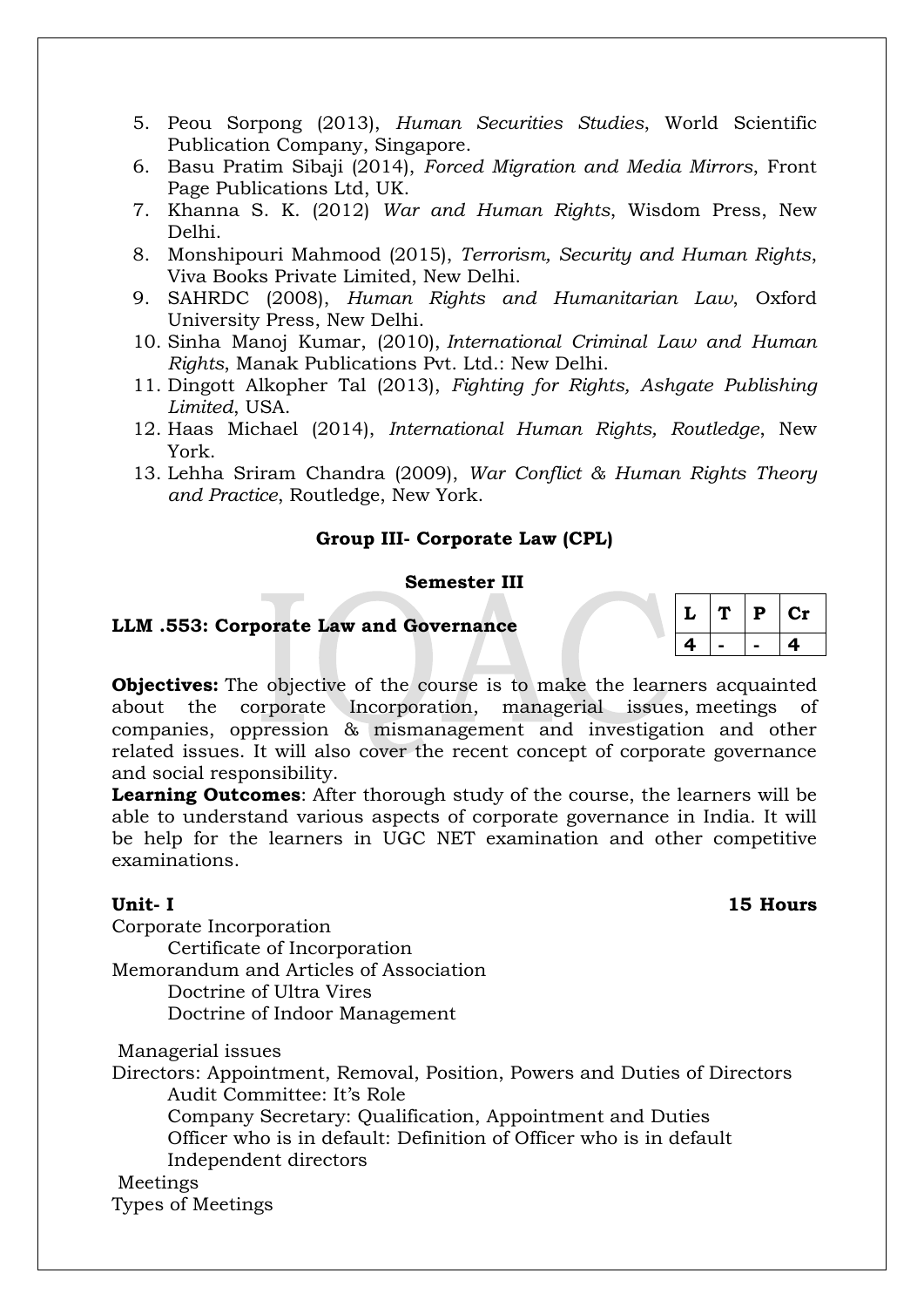5. Peou Sorpong (2013), *Human Securities Studies*, World Scientific Publication Company, Singapore.
6. Basu Pratim Sibaji (2014), *Forced Migration and Media Mirrors*, Front Page Publications Ltd, UK.
7. Khanna S. K. (2012) *War and Human Rights*, Wisdom Press, New Delhi.
8. Monshipouri Mahmood (2015), *Terrorism, Security and Human Rights*, Viva Books Private Limited, New Delhi.
9. SAHRDC (2008), *Human Rights and Humanitarian Law*, Oxford University Press, New Delhi.
10. Sinha Manoj Kumar, (2010), *International Criminal Law and Human Rights*, Manak Publications Pvt. Ltd.: New Delhi.
11. Dingott Alkopher Tal (2013), *Fighting for Rights, Ashgate Publishing Limited*, USA.
12. Haas Michael (2014), *International Human Rights, Routledge*, New York.
13. Lehha Sriram Chandra (2009), *War Conflict & Human Rights Theory and Practice*, Routledge, New York.

**Group III- Corporate Law (CPL)**

**Semester III**

**LLM .553: Corporate Law and Governance**

| L | T | P | Cr |
|---|---|---|---|
| 4 | - | - | 4 |

**Objectives:** The objective of the course is to make the learners acquainted about the corporate Incorporation, managerial issues, meetings of companies, oppression & mismanagement and investigation and other related issues. It will also cover the recent concept of corporate governance and social responsibility.

**Learning Outcomes**: After thorough study of the course, the learners will be able to understand various aspects of corporate governance in India. It will be help for the learners in UGC NET examination and other competitive examinations.

**Unit- I** **15 Hours**

Corporate Incorporation

Certificate of Incorporation

Memorandum and Articles of Association

Doctrine of Ultra Vires

Doctrine of Indoor Management

Managerial issues

Directors: Appointment, Removal, Position, Powers and Duties of Directors

Audit Committee: It's Role

Company Secretary: Qualification, Appointment and Duties

Officer who is in default: Definition of Officer who is in default

Independent directors

Meetings

Types of Meetings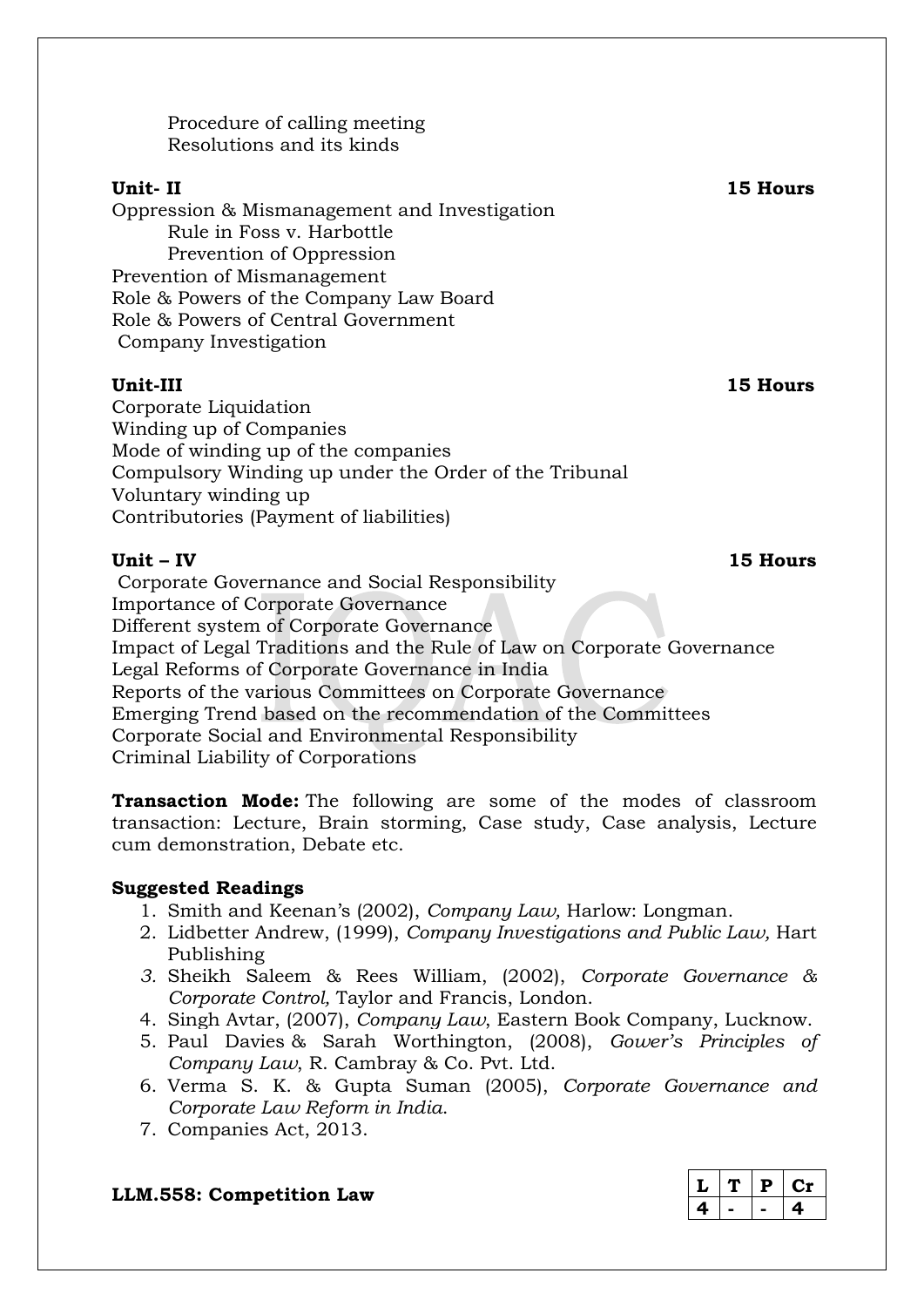Procedure of calling meeting
Resolutions and its kinds

**Unit- II** **15 Hours**

Oppression & Mismanagement and Investigation
Rule in Foss v. Harbottle
Prevention of Oppression
Prevention of Mismanagement
Role & Powers of the Company Law Board
Role & Powers of Central Government
Company Investigation

**Unit-III** **15 Hours**

Corporate Liquidation
Winding up of Companies
Mode of winding up of the companies
Compulsory Winding up under the Order of the Tribunal
Voluntary winding up
Contributories (Payment of liabilities)

**Unit – IV** **15 Hours**

Corporate Governance and Social Responsibility
Importance of Corporate Governance
Different system of Corporate Governance
Impact of Legal Traditions and the Rule of Law on Corporate Governance
Legal Reforms of Corporate Governance in India
Reports of the various Committees on Corporate Governance
Emerging Trend based on the recommendation of the Committees
Corporate Social and Environmental Responsibility
Criminal Liability of Corporations

**Transaction Mode:** The following are some of the modes of classroom transaction: Lecture, Brain storming, Case study, Case analysis, Lecture cum demonstration, Debate etc.

**Suggested Readings**

1. Smith and Keenan's (2002), *Company Law,* Harlow: Longman.
2. Lidbetter Andrew, (1999), *Company Investigations and Public Law,* Hart Publishing
3. Sheikh Saleem & Rees William, (2002), *Corporate Governance & Corporate Control,* Taylor and Francis, London.
4. Singh Avtar, (2007), *Company Law*, Eastern Book Company, Lucknow.
5. Paul Davies & Sarah Worthington, (2008), *Gower's Principles of Company Law*, R. Cambray & Co. Pvt. Ltd.
6. Verma S. K. & Gupta Suman (2005), *Corporate Governance and Corporate Law Reform in India*.
7. Companies Act, 2013.

**LLM.558: Competition Law**

| L | T | P | Cr |
|---|---|---|---|
| 4 | - | - | 4 |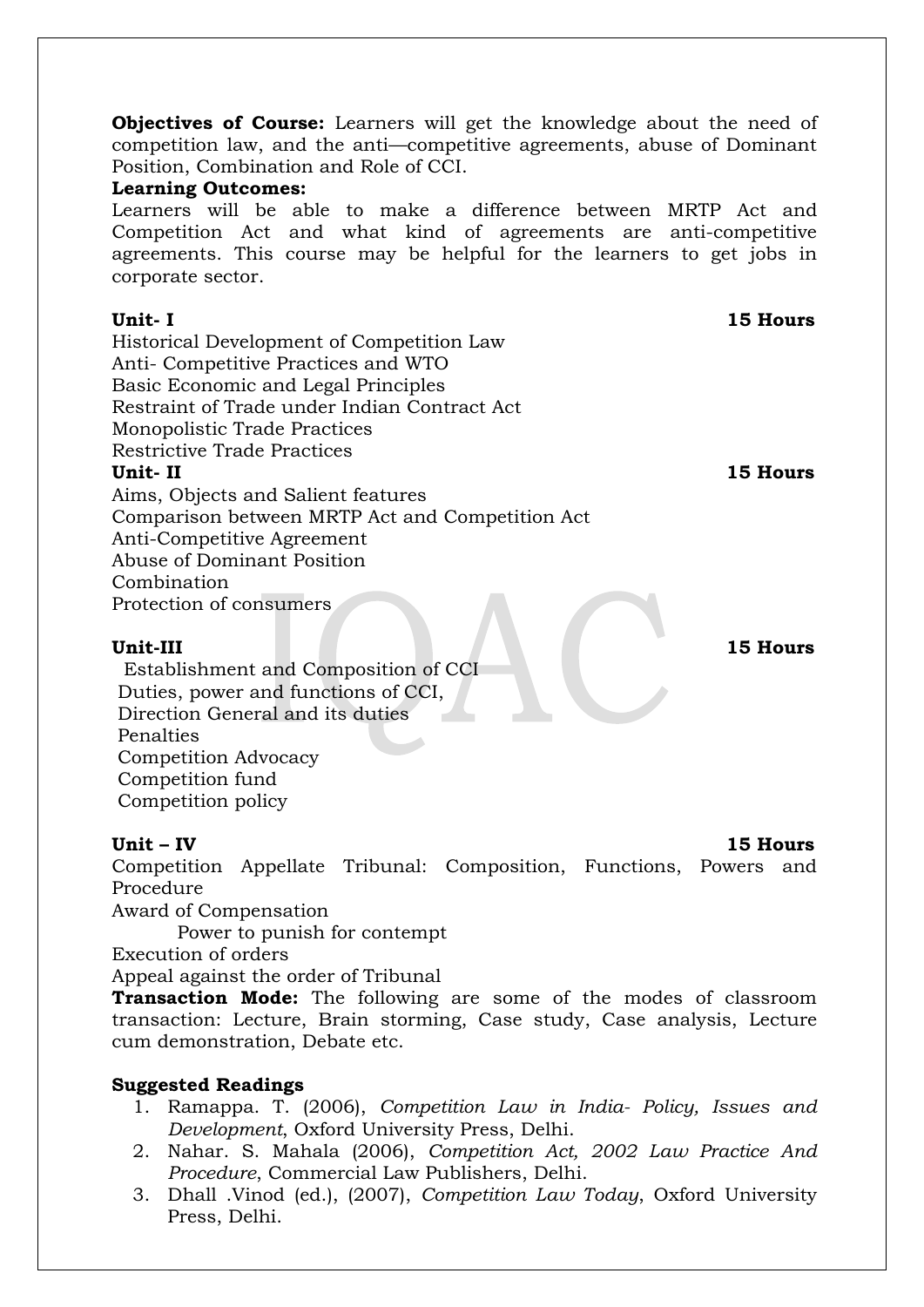**Objectives of Course:** Learners will get the knowledge about the need of competition law, and the anti—competitive agreements, abuse of Dominant Position, Combination and Role of CCI.

**Learning Outcomes:**

Learners will be able to make a difference between MRTP Act and Competition Act and what kind of agreements are anti-competitive agreements. This course may be helpful for the learners to get jobs in corporate sector.

**Unit- I** **15 Hours**

Historical Development of Competition Law
Anti- Competitive Practices and WTO
Basic Economic and Legal Principles
Restraint of Trade under Indian Contract Act
Monopolistic Trade Practices
Restrictive Trade Practices

**Unit- II** **15 Hours**

Aims, Objects and Salient features
Comparison between MRTP Act and Competition Act
Anti-Competitive Agreement
Abuse of Dominant Position
Combination
Protection of consumers

**Unit-III** **15 Hours**

Establishment and Composition of CCI
Duties, power and functions of CCI,
Direction General and its duties
Penalties
Competition Advocacy
Competition fund
Competition policy

**Unit – IV** **15 Hours**

Competition Appellate Tribunal: Composition, Functions, Powers and Procedure
Award of Compensation
Power to punish for contempt
Execution of orders
Appeal against the order of Tribunal

**Transaction Mode:** The following are some of the modes of classroom transaction: Lecture, Brain storming, Case study, Case analysis, Lecture cum demonstration, Debate etc.

**Suggested Readings**

1. Ramappa. T. (2006), *Competition Law in India- Policy, Issues and Development*, Oxford University Press, Delhi.
2. Nahar. S. Mahala (2006), *Competition Act, 2002 Law Practice And Procedure*, Commercial Law Publishers, Delhi.
3. Dhall .Vinod (ed.), (2007), *Competition Law Today*, Oxford University Press, Delhi.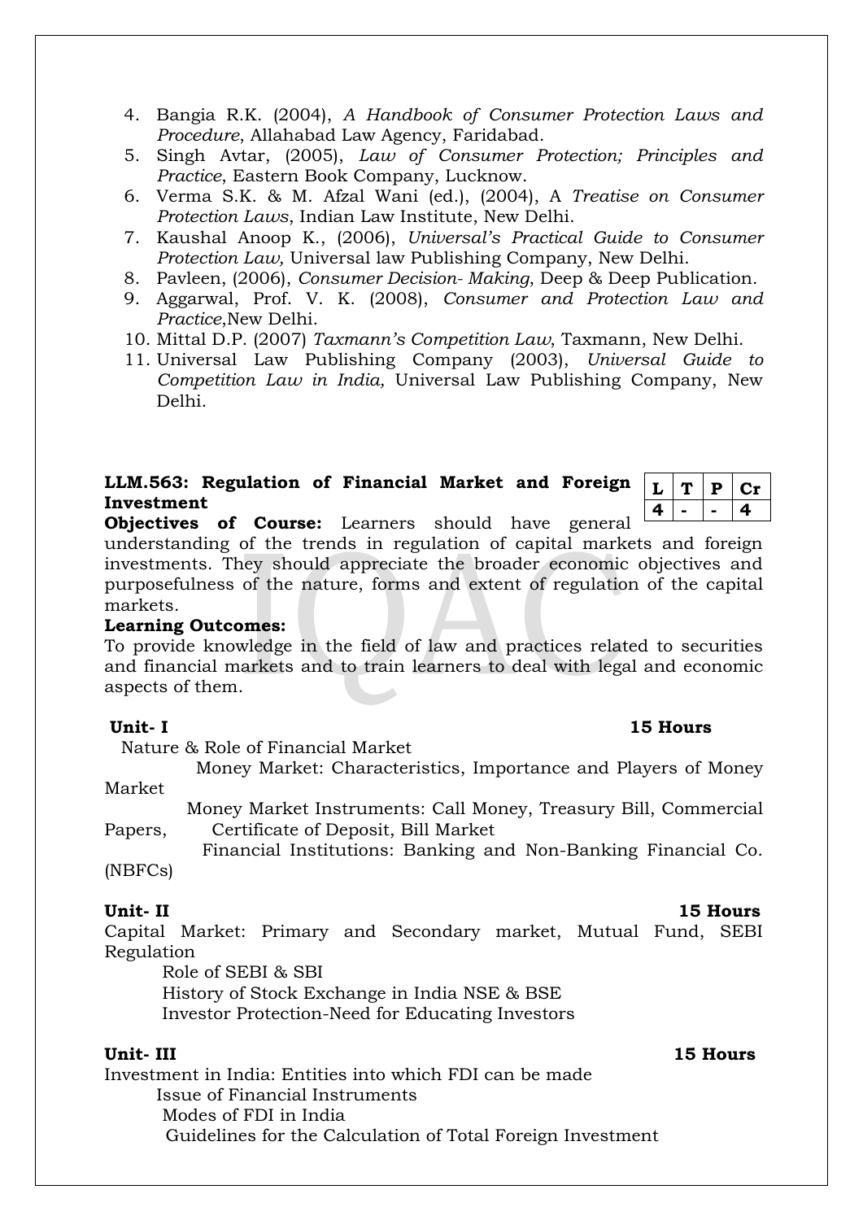4. Bangia R.K. (2004), *A Handbook of Consumer Protection Laws and Procedure*, Allahabad Law Agency, Faridabad.
5. Singh Avtar, (2005), *Law of Consumer Protection; Principles and Practice*, Eastern Book Company, Lucknow.
6. Verma S.K. & M. Afzal Wani (ed.), (2004), A *Treatise on Consumer Protection Laws*, Indian Law Institute, New Delhi.
7. Kaushal Anoop K., (2006), *Universal's Practical Guide to Consumer Protection Law,* Universal law Publishing Company, New Delhi.
8. Pavleen, (2006), *Consumer Decision- Making*, Deep & Deep Publication.
9. Aggarwal, Prof. V. K. (2008), *Consumer and Protection Law and Practice*,New Delhi.
10. Mittal D.P. (2007) *Taxmann's Competition Law*, Taxmann, New Delhi.
11. Universal Law Publishing Company (2003), *Universal Guide to Competition Law in India,* Universal Law Publishing Company, New Delhi.

**LLM.563: Regulation of Financial Market and Foreign Investment**

| L | T | P | Cr |
|---|---|---|---|
| 4 | - | - | 4 |

**Objectives of Course:** Learners should have general understanding of the trends in regulation of capital markets and foreign investments. They should appreciate the broader economic objectives and purposefulness of the nature, forms and extent of regulation of the capital markets.

**Learning Outcomes:**

To provide knowledge in the field of law and practices related to securities and financial markets and to train learners to deal with legal and economic aspects of them.

**Unit- I** **15 Hours**

Nature & Role of Financial Market

Money Market: Characteristics, Importance and Players of Money Market

Money Market Instruments: Call Money, Treasury Bill, Commercial Papers, Certificate of Deposit, Bill Market

Financial Institutions: Banking and Non-Banking Financial Co. (NBFCs)

**Unit- II** **15 Hours**

Capital Market: Primary and Secondary market, Mutual Fund, SEBI Regulation

Role of SEBI & SBI

History of Stock Exchange in India NSE & BSE

Investor Protection-Need for Educating Investors

**Unit- III** **15 Hours**

Investment in India: Entities into which FDI can be made

Issue of Financial Instruments

Modes of FDI in India

Guidelines for the Calculation of Total Foreign Investment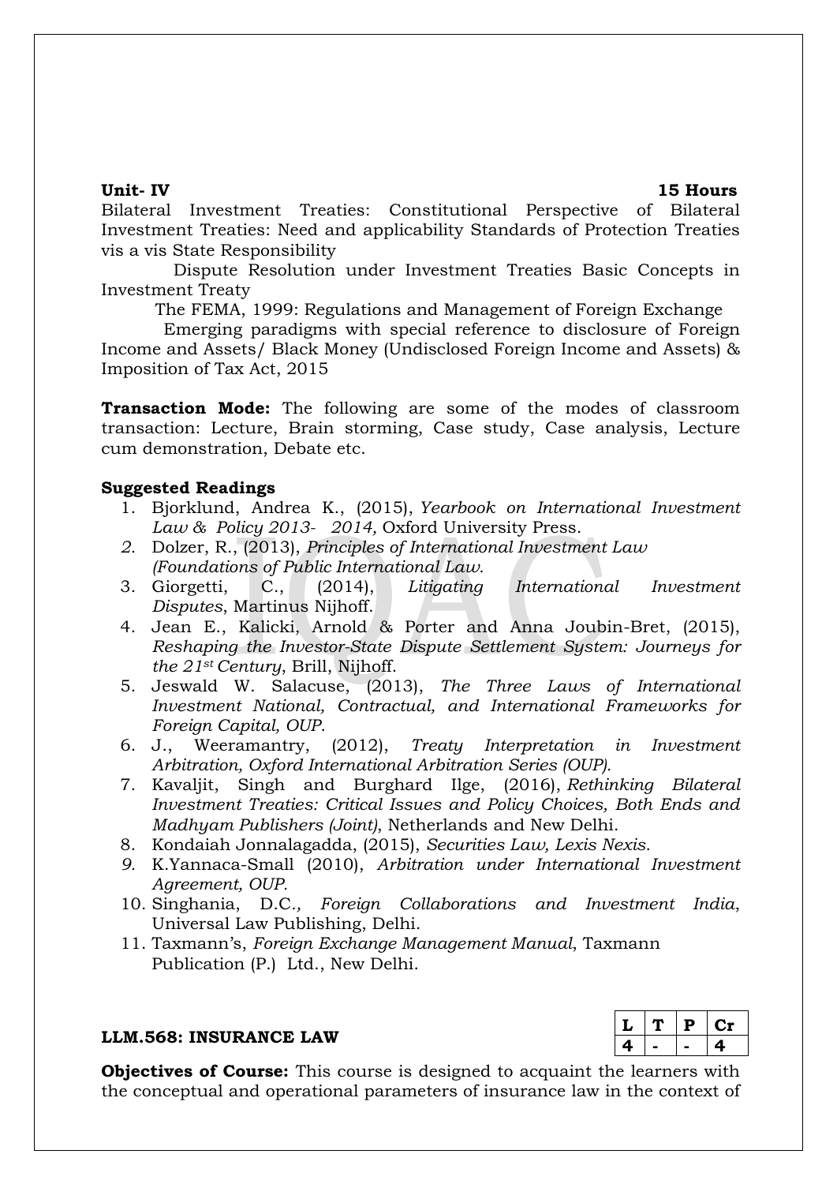**Unit- IV** **15 Hours**

Bilateral Investment Treaties: Constitutional Perspective of Bilateral Investment Treaties: Need and applicability Standards of Protection Treaties vis a vis State Responsibility

Dispute Resolution under Investment Treaties Basic Concepts in Investment Treaty

The FEMA, 1999: Regulations and Management of Foreign Exchange

Emerging paradigms with special reference to disclosure of Foreign Income and Assets/ Black Money (Undisclosed Foreign Income and Assets) & Imposition of Tax Act, 2015

**Transaction Mode:** The following are some of the modes of classroom transaction: Lecture, Brain storming, Case study, Case analysis, Lecture cum demonstration, Debate etc.

**Suggested Readings**

1. Bjorklund, Andrea K., (2015), *Yearbook on International Investment Law & Policy 2013- 2014,* Oxford University Press.
2. Dolzer, R., (2013), *Principles of International Investment Law (Foundations of Public International Law.*
3. Giorgetti, C., (2014), *Litigating International Investment Disputes*, Martinus Nijhoff.
4. Jean E., Kalicki, Arnold & Porter and Anna Joubin-Bret, (2015), *Reshaping the Investor-State Dispute Settlement System: Journeys for the 21st Century*, Brill, Nijhoff.
5. Jeswald W. Salacuse, (2013), *The Three Laws of International Investment National, Contractual, and International Frameworks for Foreign Capital, OUP*.
6. J., Weeramantry, (2012), *Treaty Interpretation in Investment Arbitration, Oxford International Arbitration Series (OUP).*
7. Kavaljit, Singh and Burghard Ilge, (2016), *Rethinking Bilateral Investment Treaties: Critical Issues and Policy Choices, Both Ends and Madhyam Publishers (Joint)*, Netherlands and New Delhi.
8. Kondaiah Jonnalagadda, (2015), *Securities Law, Lexis Nexis*.
9. K.Yannaca-Small (2010), *Arbitration under International Investment Agreement, OUP*.
10. Singhania, D.C*., Foreign Collaborations and Investment India*, Universal Law Publishing, Delhi.
11. Taxmann's, *Foreign Exchange Management Manual*, Taxmann Publication (P.) Ltd., New Delhi.

**LLM.568: INSURANCE LAW**

| L | T | P | Cr |
|---|---|---|---|
| 4 | - | - | 4 |

**Objectives of Course:** This course is designed to acquaint the learners with the conceptual and operational parameters of insurance law in the context of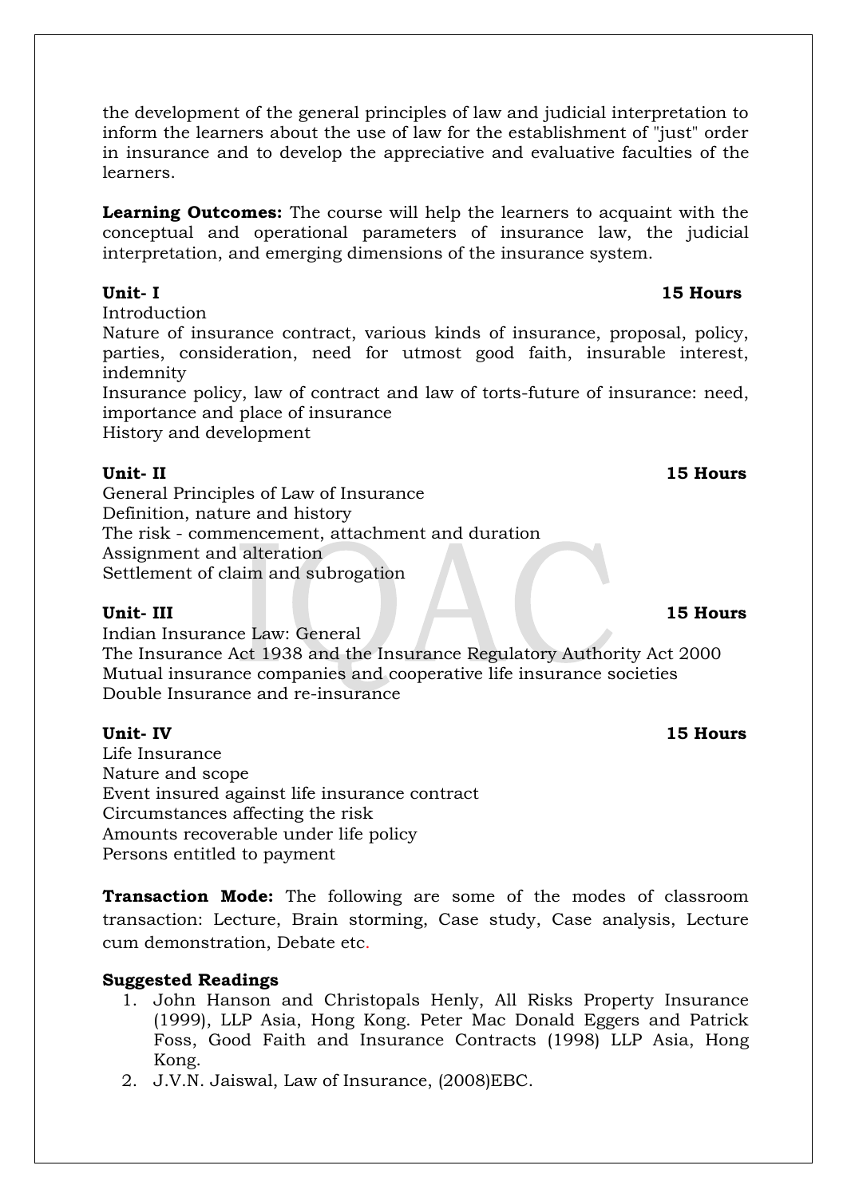the development of the general principles of law and judicial interpretation to inform the learners about the use of law for the establishment of "just" order in insurance and to develop the appreciative and evaluative faculties of the learners.

**Learning Outcomes:** The course will help the learners to acquaint with the conceptual and operational parameters of insurance law, the judicial interpretation, and emerging dimensions of the insurance system.

**Unit- I** **15 Hours**

Introduction

Nature of insurance contract, various kinds of insurance, proposal, policy, parties, consideration, need for utmost good faith, insurable interest, indemnity

Insurance policy, law of contract and law of torts-future of insurance: need, importance and place of insurance

History and development

**Unit- II** **15 Hours**

General Principles of Law of Insurance

Definition, nature and history

The risk - commencement, attachment and duration

Assignment and alteration

Settlement of claim and subrogation

**Unit- III** **15 Hours**

Indian Insurance Law: General

The Insurance Act 1938 and the Insurance Regulatory Authority Act 2000

Mutual insurance companies and cooperative life insurance societies

Double Insurance and re-insurance

**Unit- IV** **15 Hours**

Life Insurance

Nature and scope

Event insured against life insurance contract

Circumstances affecting the risk

Amounts recoverable under life policy

Persons entitled to payment

**Transaction Mode:** The following are some of the modes of classroom transaction: Lecture, Brain storming, Case study, Case analysis, Lecture cum demonstration, Debate etc.

**Suggested Readings**

1. John Hanson and Christopals Henly, All Risks Property Insurance (1999), LLP Asia, Hong Kong. Peter Mac Donald Eggers and Patrick Foss, Good Faith and Insurance Contracts (1998) LLP Asia, Hong Kong.
2. J.V.N. Jaiswal, Law of Insurance, (2008)EBC.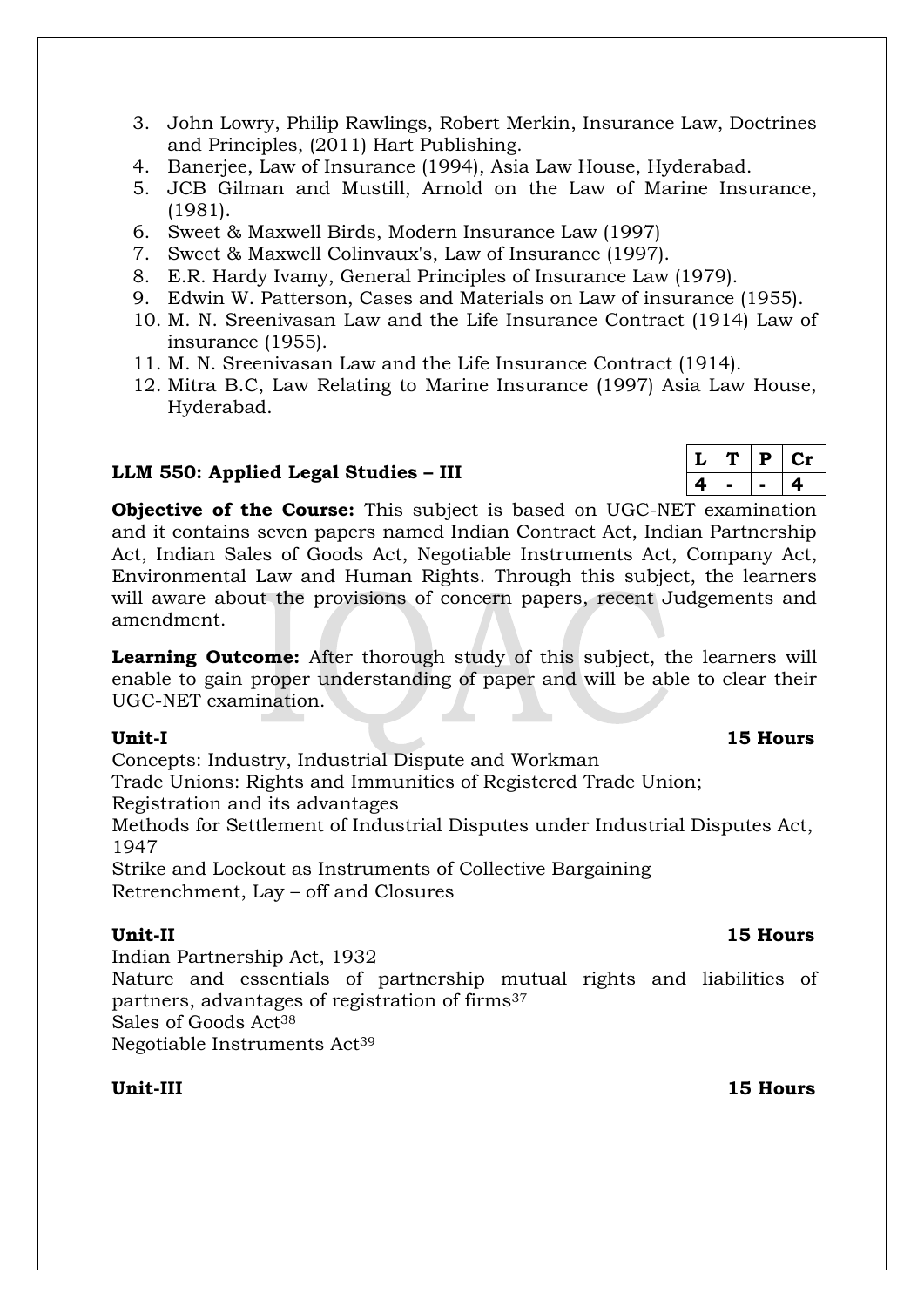3. John Lowry, Philip Rawlings, Robert Merkin, Insurance Law, Doctrines and Principles, (2011) Hart Publishing.
4. Banerjee, Law of Insurance (1994), Asia Law House, Hyderabad.
5. JCB Gilman and Mustill, Arnold on the Law of Marine Insurance, (1981).
6. Sweet & Maxwell Birds, Modern Insurance Law (1997)
7. Sweet & Maxwell Colinvaux's, Law of Insurance (1997).
8. E.R. Hardy Ivamy, General Principles of Insurance Law (1979).
9. Edwin W. Patterson, Cases and Materials on Law of insurance (1955).
10. M. N. Sreenivasan Law and the Life Insurance Contract (1914) Law of insurance (1955).
11. M. N. Sreenivasan Law and the Life Insurance Contract (1914).
12. Mitra B.C, Law Relating to Marine Insurance (1997) Asia Law House, Hyderabad.

## LLM 550: Applied Legal Studies – III

| L | T | P | Cr |
|---|---|---|---|
| 4 | - | - | 4 |

**Objective of the Course:** This subject is based on UGC-NET examination and it contains seven papers named Indian Contract Act, Indian Partnership Act, Indian Sales of Goods Act, Negotiable Instruments Act, Company Act, Environmental Law and Human Rights. Through this subject, the learners will aware about the provisions of concern papers, recent Judgements and amendment.

**Learning Outcome:** After thorough study of this subject, the learners will enable to gain proper understanding of paper and will be able to clear their UGC-NET examination.

**Unit-I** **15 Hours**

Concepts: Industry, Industrial Dispute and Workman
Trade Unions: Rights and Immunities of Registered Trade Union;
Registration and its advantages
Methods for Settlement of Industrial Disputes under Industrial Disputes Act, 1947
Strike and Lockout as Instruments of Collective Bargaining
Retrenchment, Lay – off and Closures

**Unit-II** **15 Hours**

Indian Partnership Act, 1932
Nature and essentials of partnership mutual rights and liabilities of partners, advantages of registration of firms[37]
Sales of Goods Act[38]
Negotiable Instruments Act[39]

**Unit-III** **15 Hours**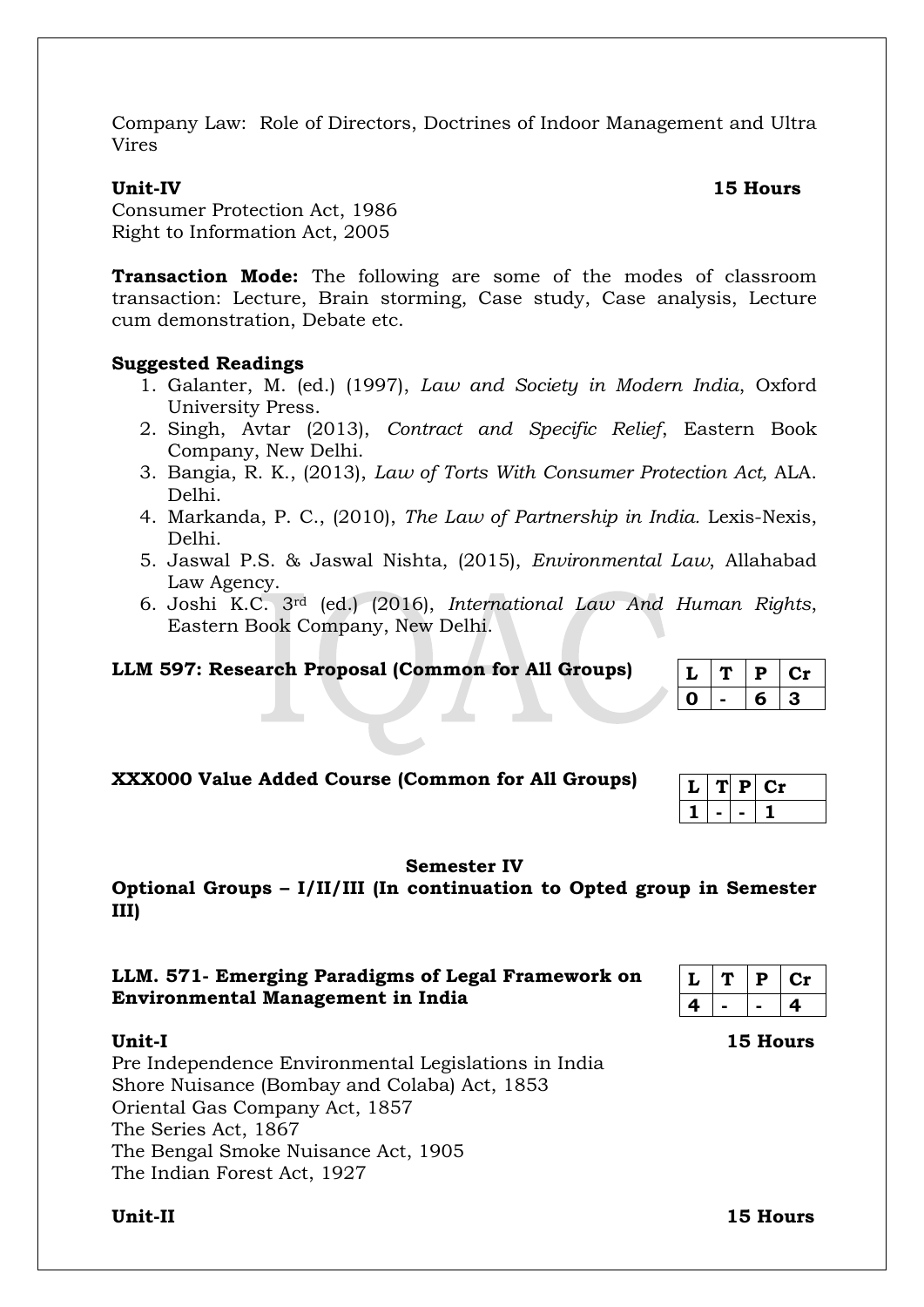Company Law: Role of Directors, Doctrines of Indoor Management and Ultra Vires

**Unit-IV** **15 Hours**

Consumer Protection Act, 1986
Right to Information Act, 2005

**Transaction Mode:** The following are some of the modes of classroom transaction: Lecture, Brain storming, Case study, Case analysis, Lecture cum demonstration, Debate etc.

**Suggested Readings**

1. Galanter, M. (ed.) (1997), *Law and Society in Modern India*, Oxford University Press.
2. Singh, Avtar (2013), *Contract and Specific Relief*, Eastern Book Company, New Delhi.
3. Bangia, R. K., (2013), *Law of Torts With Consumer Protection Act,* ALA. Delhi.
4. Markanda, P. C., (2010), *The Law of Partnership in India.* Lexis-Nexis, Delhi.
5. Jaswal P.S. & Jaswal Nishta, (2015), *Environmental Law*, Allahabad Law Agency.
6. Joshi K.C. 3rd (ed.) (2016), *International Law And Human Rights*, Eastern Book Company, New Delhi.

**LLM 597: Research Proposal (Common for All Groups)**

| L | T | P | Cr |
|---|---|---|---|
| 0 | - | 6 | 3 |

**XXX000 Value Added Course (Common for All Groups)**

| L | T | P | Cr |
|---|---|---|---|
| 1 | - | - | 1 |

**Semester IV**

**Optional Groups – I/II/III (In continuation to Opted group in Semester III)**

**LLM. 571- Emerging Paradigms of Legal Framework on Environmental Management in India**

| L | T | P | Cr |
|---|---|---|---|
| 4 | - | - | 4 |

**Unit-I** **15 Hours**

Pre Independence Environmental Legislations in India
Shore Nuisance (Bombay and Colaba) Act, 1853
Oriental Gas Company Act, 1857
The Series Act, 1867
The Bengal Smoke Nuisance Act, 1905
The Indian Forest Act, 1927

**Unit-II** **15 Hours**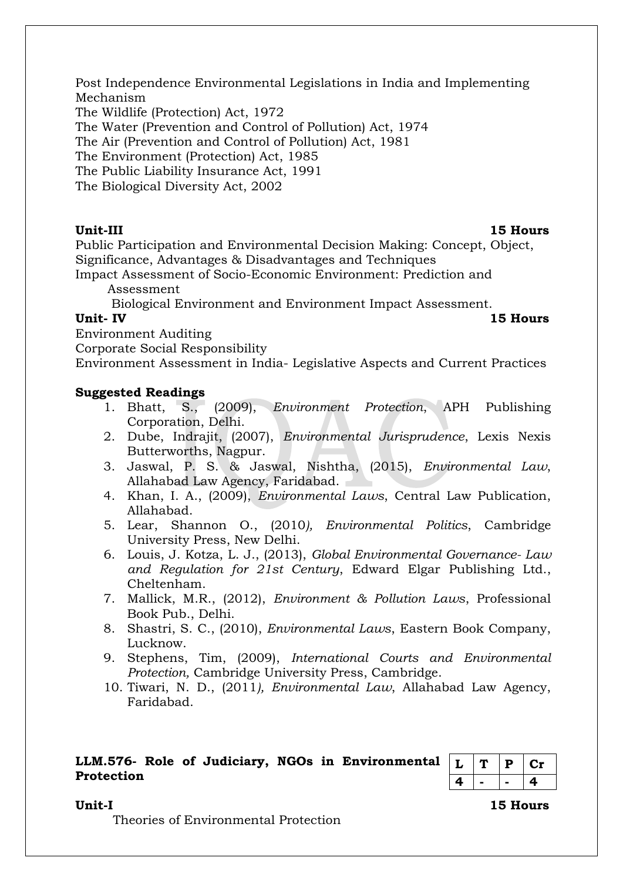Post Independence Environmental Legislations in India and Implementing Mechanism
The Wildlife (Protection) Act, 1972
The Water (Prevention and Control of Pollution) Act, 1974
The Air (Prevention and Control of Pollution) Act, 1981
The Environment (Protection) Act, 1985
The Public Liability Insurance Act, 1991
The Biological Diversity Act, 2002

**Unit-III** **15 Hours**

Public Participation and Environmental Decision Making: Concept, Object, Significance, Advantages & Disadvantages and Techniques
Impact Assessment of Socio-Economic Environment: Prediction and Assessment
Biological Environment and Environment Impact Assessment.

**Unit- IV** **15 Hours**

Environment Auditing
Corporate Social Responsibility
Environment Assessment in India- Legislative Aspects and Current Practices

**Suggested Readings**

1. Bhatt, S., (2009), *Environment Protection*, APH Publishing Corporation, Delhi.
2. Dube, Indrajit, (2007), *Environmental Jurisprudence*, Lexis Nexis Butterworths, Nagpur.
3. Jaswal, P. S. & Jaswal, Nishtha, (2015), *Environmental Law*, Allahabad Law Agency, Faridabad.
4. Khan, I. A., (2009), *Environmental Laws*, Central Law Publication, Allahabad.
5. Lear, Shannon O., (2010*), Environmental Politics*, Cambridge University Press, New Delhi.
6. Louis, J. Kotza, L. J., (2013), *Global Environmental Governance- Law and Regulation for 21st Century*, Edward Elgar Publishing Ltd., Cheltenham.
7. Mallick, M.R., (2012), *Environment & Pollution Laws*, Professional Book Pub., Delhi.
8. Shastri, S. C., (2010), *Environmental Laws*, Eastern Book Company, Lucknow.
9. Stephens, Tim, (2009), *International Courts and Environmental Protection,* Cambridge University Press, Cambridge.
10. Tiwari, N. D., (2011*), Environmental Law*, Allahabad Law Agency, Faridabad.

**LLM.576- Role of Judiciary, NGOs in Environmental Protection**

| L | T | P | Cr |
|---|---|---|---|
| 4 | - | - | 4 |

**Unit-I** **15 Hours**

Theories of Environmental Protection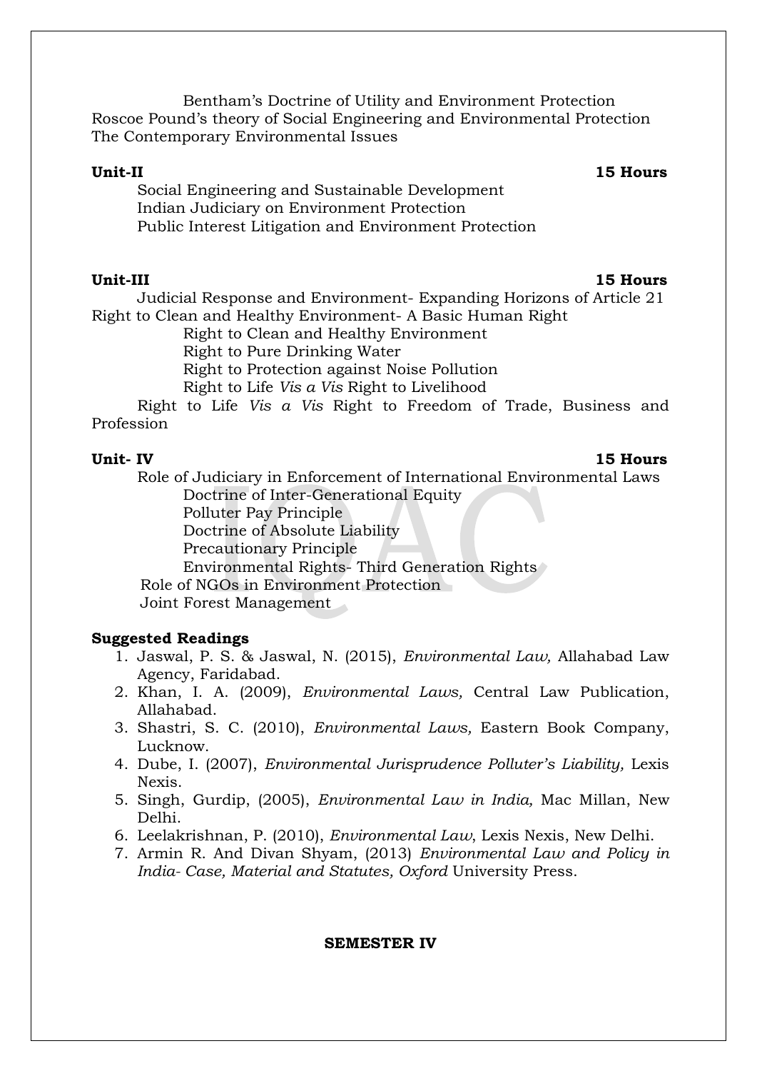Bentham's Doctrine of Utility and Environment Protection
Roscoe Pound's theory of Social Engineering and Environmental Protection
The Contemporary Environmental Issues

**Unit-II** **15 Hours**

Social Engineering and Sustainable Development
Indian Judiciary on Environment Protection
Public Interest Litigation and Environment Protection

**Unit-III** **15 Hours**

Judicial Response and Environment- Expanding Horizons of Article 21
Right to Clean and Healthy Environment- A Basic Human Right
Right to Clean and Healthy Environment
Right to Pure Drinking Water
Right to Protection against Noise Pollution
Right to Life *Vis a Vis* Right to Livelihood
Right to Life *Vis a Vis* Right to Freedom of Trade, Business and Profession

**Unit- IV** **15 Hours**

Role of Judiciary in Enforcement of International Environmental Laws
Doctrine of Inter-Generational Equity
Polluter Pay Principle
Doctrine of Absolute Liability
Precautionary Principle
Environmental Rights- Third Generation Rights
Role of NGOs in Environment Protection
Joint Forest Management

**Suggested Readings**

1. Jaswal, P. S. & Jaswal, N. (2015), *Environmental Law,* Allahabad Law Agency, Faridabad.
2. Khan, I. A. (2009), *Environmental Laws,* Central Law Publication, Allahabad.
3. Shastri, S. C. (2010), *Environmental Laws,* Eastern Book Company, Lucknow.
4. Dube, I. (2007), *Environmental Jurisprudence Polluter's Liability,* Lexis Nexis.
5. Singh, Gurdip, (2005), *Environmental Law in India,* Mac Millan, New Delhi.
6. Leelakrishnan, P. (2010), *Environmental Law*, Lexis Nexis, New Delhi.
7. Armin R. And Divan Shyam, (2013) *Environmental Law and Policy in India- Case, Material and Statutes, Oxford* University Press.

**SEMESTER IV**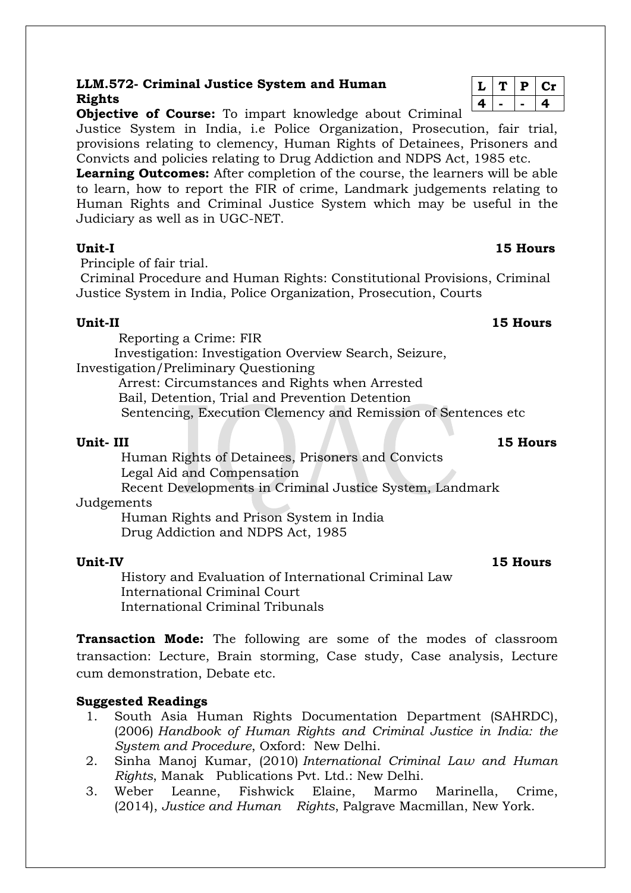**LLM.572- Criminal Justice System and Human Rights**

| L | T | P | Cr |
|---|---|---|---|
| 4 | - | - | 4 |

**Objective of Course:** To impart knowledge about Criminal Justice System in India, i.e Police Organization, Prosecution, fair trial, provisions relating to clemency, Human Rights of Detainees, Prisoners and Convicts and policies relating to Drug Addiction and NDPS Act, 1985 etc.

**Learning Outcomes:** After completion of the course, the learners will be able to learn, how to report the FIR of crime, Landmark judgements relating to Human Rights and Criminal Justice System which may be useful in the Judiciary as well as in UGC-NET.

**Unit-I** **15 Hours**

Principle of fair trial.

Criminal Procedure and Human Rights: Constitutional Provisions, Criminal Justice System in India, Police Organization, Prosecution, Courts

**Unit-II** **15 Hours**

Reporting a Crime: FIR

Investigation: Investigation Overview Search, Seizure, Investigation/Preliminary Questioning

Arrest: Circumstances and Rights when Arrested

Bail, Detention, Trial and Prevention Detention

Sentencing, Execution Clemency and Remission of Sentences etc

**Unit- III** **15 Hours**

Human Rights of Detainees, Prisoners and Convicts

Legal Aid and Compensation

Recent Developments in Criminal Justice System, Landmark Judgements

Human Rights and Prison System in India

Drug Addiction and NDPS Act, 1985

**Unit-IV** **15 Hours**

History and Evaluation of International Criminal Law

International Criminal Court

International Criminal Tribunals

**Transaction Mode:** The following are some of the modes of classroom transaction: Lecture, Brain storming, Case study, Case analysis, Lecture cum demonstration, Debate etc.

**Suggested Readings**

1. South Asia Human Rights Documentation Department (SAHRDC), (2006) *Handbook of Human Rights and Criminal Justice in India: the System and Procedure*, Oxford: New Delhi.
2. Sinha Manoj Kumar, (2010) *International Criminal Law and Human Rights*, Manak Publications Pvt. Ltd.: New Delhi.
3. Weber Leanne, Fishwick Elaine, Marmo Marinella, Crime, (2014), *Justice and Human Rights*, Palgrave Macmillan, New York.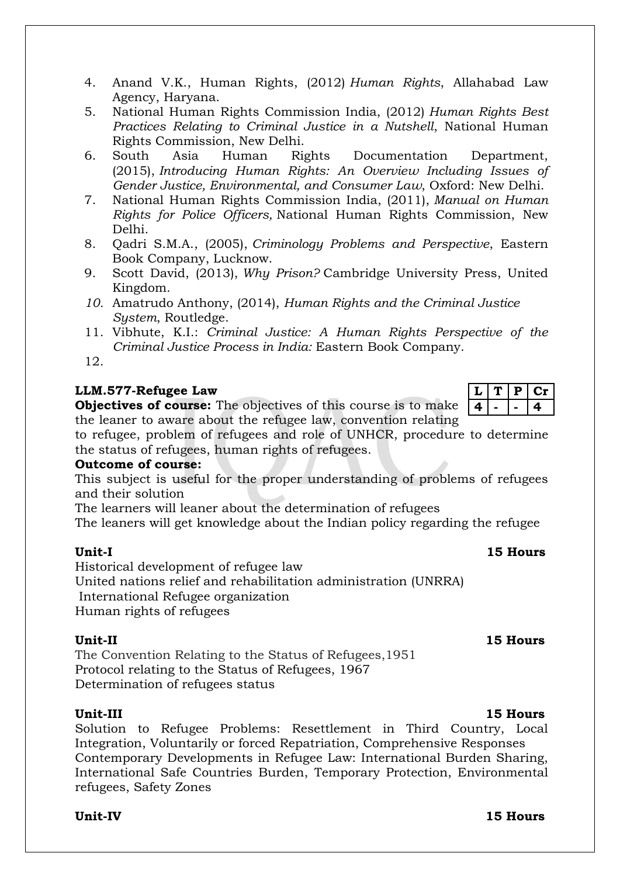4. Anand V.K., Human Rights, (2012) *Human Rights*, Allahabad Law Agency, Haryana.
5. National Human Rights Commission India, (2012) *Human Rights Best Practices Relating to Criminal Justice in a Nutshell*, National Human Rights Commission, New Delhi.
6. South Asia Human Rights Documentation Department, (2015), *Introducing Human Rights: An Overview Including Issues of Gender Justice, Environmental, and Consumer Law*, Oxford: New Delhi.
7. National Human Rights Commission India, (2011), *Manual on Human Rights for Police Officers,* National Human Rights Commission, New Delhi.
8. Qadri S.M.A., (2005), *Criminology Problems and Perspective*, Eastern Book Company, Lucknow.
9. Scott David, (2013), *Why Prison?* Cambridge University Press, United Kingdom.
10. Amatrudo Anthony, (2014), *Human Rights and the Criminal Justice System*, Routledge.
11. Vibhute, K.I.: *Criminal Justice: A Human Rights Perspective of the Criminal Justice Process in India:* Eastern Book Company.
12.

**LLM.577-Refugee Law**

| L | T | P | Cr |
|---|---|---|---|
| 4 | - | - | 4 |

**Objectives of course:** The objectives of this course is to make the leaner to aware about the refugee law, convention relating to refugee, problem of refugees and role of UNHCR, procedure to determine the status of refugees, human rights of refugees.

**Outcome of course:**

This subject is useful for the proper understanding of problems of refugees and their solution

The learners will leaner about the determination of refugees

The leaners will get knowledge about the Indian policy regarding the refugee

**Unit-I** **15 Hours**

Historical development of refugee law

United nations relief and rehabilitation administration (UNRRA)

International Refugee organization

Human rights of refugees

**Unit-II** **15 Hours**

The Convention Relating to the Status of Refugees,1951

Protocol relating to the Status of Refugees, 1967

Determination of refugees status

**Unit-III** **15 Hours**

Solution to Refugee Problems: Resettlement in Third Country, Local Integration, Voluntarily or forced Repatriation, Comprehensive Responses

Contemporary Developments in Refugee Law: International Burden Sharing, International Safe Countries Burden, Temporary Protection, Environmental refugees, Safety Zones

**Unit-IV** **15 Hours**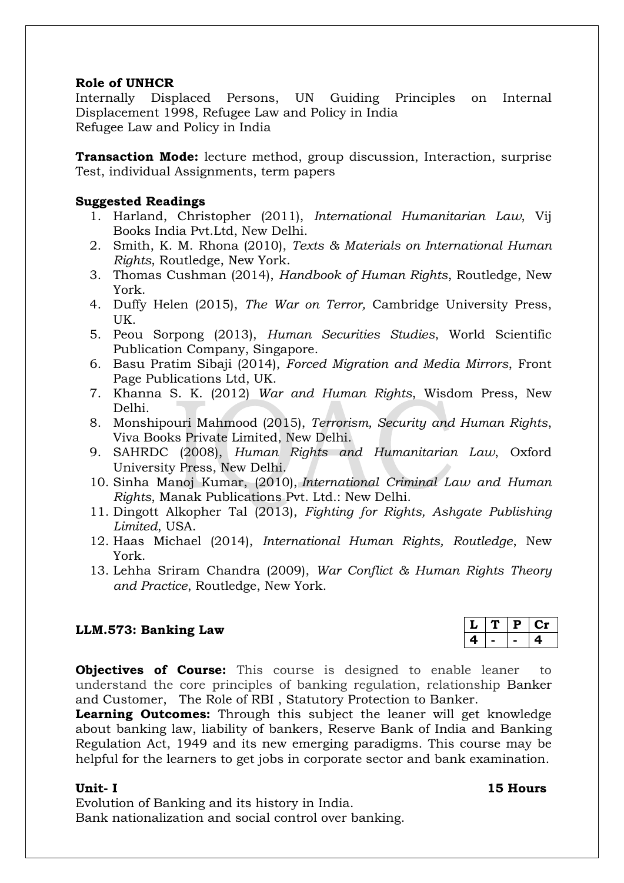**Role of UNHCR**
Internally Displaced Persons, UN Guiding Principles on Internal Displacement 1998, Refugee Law and Policy in India
Refugee Law and Policy in India

**Transaction Mode:** lecture method, group discussion, Interaction, surprise Test, individual Assignments, term papers

**Suggested Readings**

1. Harland, Christopher (2011), *International Humanitarian Law*, Vij Books India Pvt.Ltd, New Delhi.
2. Smith, K. M. Rhona (2010), *Texts & Materials on International Human Rights*, Routledge, New York.
3. Thomas Cushman (2014), *Handbook of Human Rights*, Routledge, New York.
4. Duffy Helen (2015), *The War on Terror,* Cambridge University Press, UK.
5. Peou Sorpong (2013), *Human Securities Studies*, World Scientific Publication Company, Singapore.
6. Basu Pratim Sibaji (2014), *Forced Migration and Media Mirrors*, Front Page Publications Ltd, UK.
7. Khanna S. K. (2012) *War and Human Rights*, Wisdom Press, New Delhi.
8. Monshipouri Mahmood (2015), *Terrorism, Security and Human Rights*, Viva Books Private Limited, New Delhi.
9. SAHRDC (2008), *Human Rights and Humanitarian Law*, Oxford University Press, New Delhi.
10. Sinha Manoj Kumar, (2010), *International Criminal Law and Human Rights*, Manak Publications Pvt. Ltd.: New Delhi.
11. Dingott Alkopher Tal (2013), *Fighting for Rights, Ashgate Publishing Limited*, USA.
12. Haas Michael (2014), *International Human Rights, Routledge*, New York.
13. Lehha Sriram Chandra (2009), *War Conflict & Human Rights Theory and Practice*, Routledge, New York.

**LLM.573: Banking Law**

| L | T | P | Cr |
|---|---|---|---|
| 4 | - | - | 4 |

**Objectives of Course:** This course is designed to enable leaner to understand the core principles of banking regulation, relationship Banker and Customer, The Role of RBI , Statutory Protection to Banker.
**Learning Outcomes:** Through this subject the leaner will get knowledge about banking law, liability of bankers, Reserve Bank of India and Banking Regulation Act, 1949 and its new emerging paradigms. This course may be helpful for the learners to get jobs in corporate sector and bank examination.

**Unit- I** **15 Hours**
Evolution of Banking and its history in India.
Bank nationalization and social control over banking.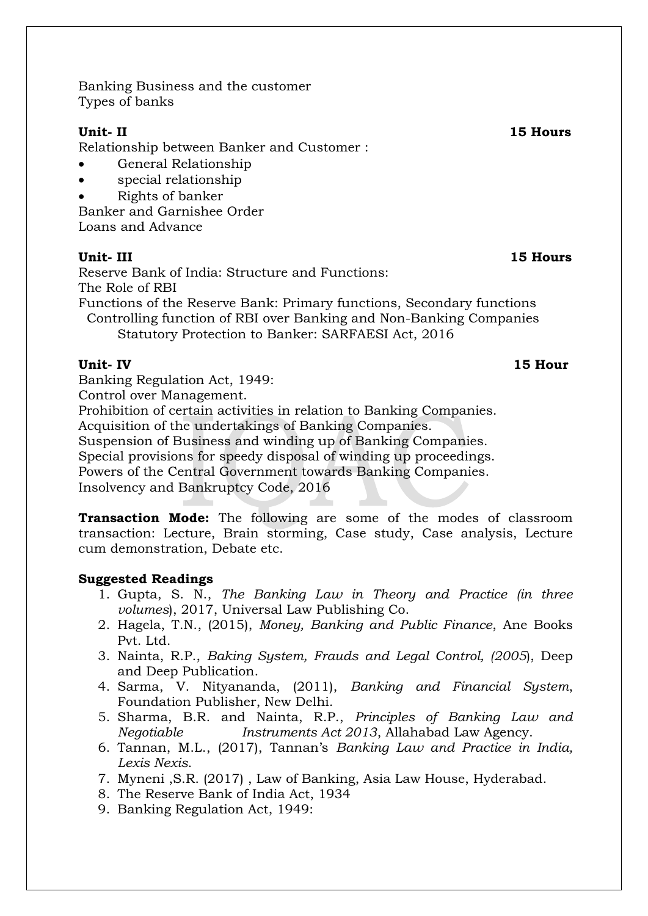Banking Business and the customer
Types of banks

**Unit- II** **15 Hours**

Relationship between Banker and Customer :

- General Relationship
- special relationship
- Rights of banker

Banker and Garnishee Order
Loans and Advance

**Unit- III** **15 Hours**

Reserve Bank of India: Structure and Functions:
The Role of RBI
Functions of the Reserve Bank: Primary functions, Secondary functions
Controlling function of RBI over Banking and Non-Banking Companies
Statutory Protection to Banker: SARFAESI Act, 2016

**Unit- IV** **15 Hour**

Banking Regulation Act, 1949:
Control over Management.
Prohibition of certain activities in relation to Banking Companies.
Acquisition of the undertakings of Banking Companies.
Suspension of Business and winding up of Banking Companies.
Special provisions for speedy disposal of winding up proceedings.
Powers of the Central Government towards Banking Companies.
Insolvency and Bankruptcy Code, 2016

**Transaction Mode:** The following are some of the modes of classroom transaction: Lecture, Brain storming, Case study, Case analysis, Lecture cum demonstration, Debate etc.

**Suggested Readings**

1. Gupta, S. N., *The Banking Law in Theory and Practice (in three volumes*), 2017, Universal Law Publishing Co.
2. Hagela, T.N., (2015), *Money, Banking and Public Finance*, Ane Books Pvt. Ltd.
3. Nainta, R.P., *Baking System, Frauds and Legal Control, (2005*), Deep and Deep Publication.
4. Sarma, V. Nityananda, (2011), *Banking and Financial System*, Foundation Publisher, New Delhi.
5. Sharma, B.R. and Nainta, R.P., *Principles of Banking Law and Negotiable Instruments Act 2013*, Allahabad Law Agency.
6. Tannan, M.L., (2017), Tannan's *Banking Law and Practice in India, Lexis Nexis*.
7. Myneni ,S.R. (2017) , Law of Banking, Asia Law House, Hyderabad.
8. The Reserve Bank of India Act, 1934
9. Banking Regulation Act, 1949: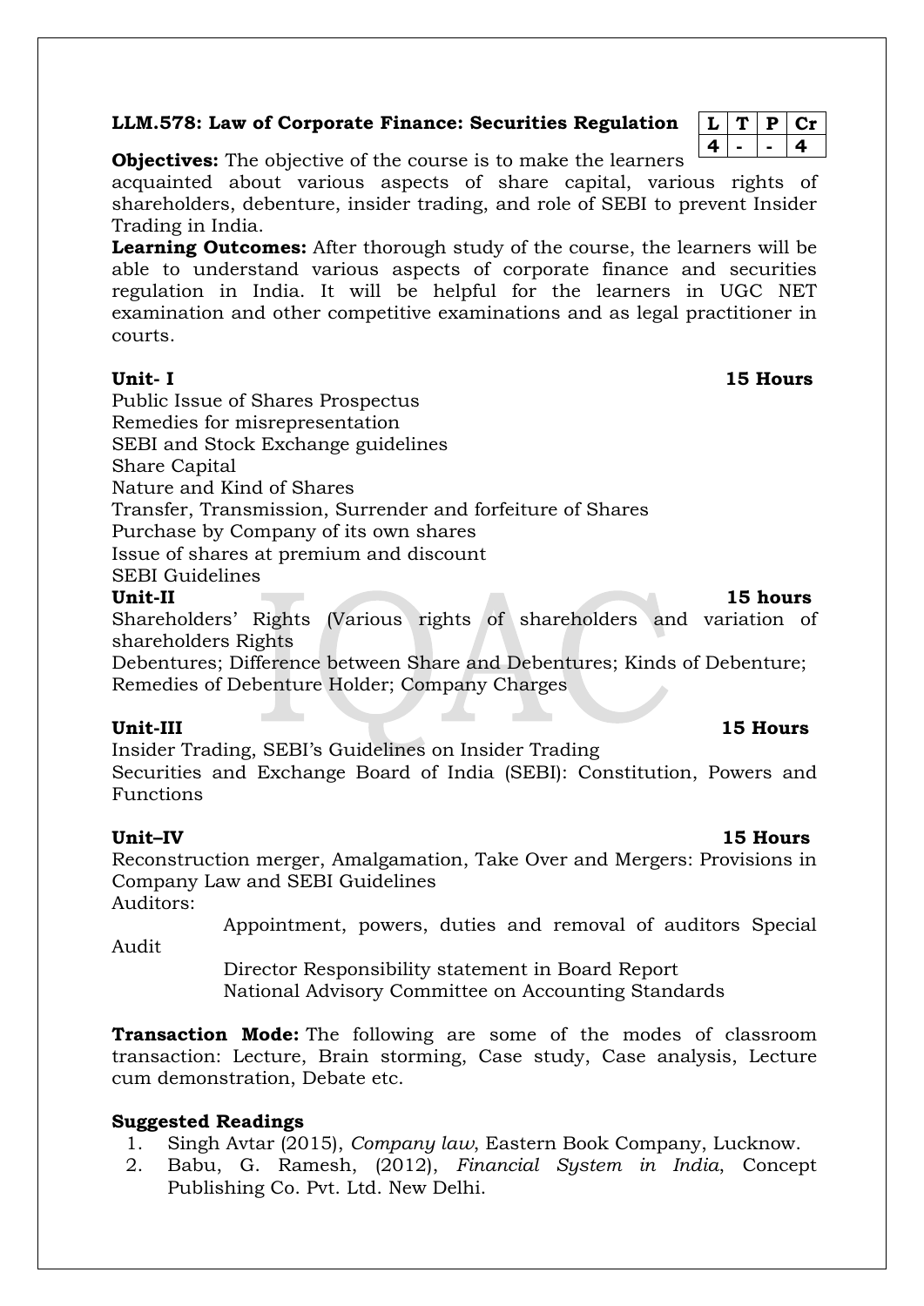**LLM.578: Law of Corporate Finance: Securities Regulation**

| L | T | P | Cr |
|---|---|---|---|
| 4 | - | - | 4 |

**Objectives:** The objective of the course is to make the learners acquainted about various aspects of share capital, various rights of shareholders, debenture, insider trading, and role of SEBI to prevent Insider Trading in India.

**Learning Outcomes:** After thorough study of the course, the learners will be able to understand various aspects of corporate finance and securities regulation in India. It will be helpful for the learners in UGC NET examination and other competitive examinations and as legal practitioner in courts.

**Unit- I** **15 Hours**

Public Issue of Shares Prospectus
Remedies for misrepresentation
SEBI and Stock Exchange guidelines
Share Capital
Nature and Kind of Shares
Transfer, Transmission, Surrender and forfeiture of Shares
Purchase by Company of its own shares
Issue of shares at premium and discount
SEBI Guidelines

**Unit-II** **15 hours**

Shareholders' Rights (Various rights of shareholders and variation of shareholders Rights
Debentures; Difference between Share and Debentures; Kinds of Debenture; Remedies of Debenture Holder; Company Charges

**Unit-III** **15 Hours**

Insider Trading, SEBI's Guidelines on Insider Trading
Securities and Exchange Board of India (SEBI): Constitution, Powers and Functions

**Unit–IV** **15 Hours**

Reconstruction merger, Amalgamation, Take Over and Mergers: Provisions in Company Law and SEBI Guidelines
Auditors:

Appointment, powers, duties and removal of auditors Special Audit

Director Responsibility statement in Board Report

National Advisory Committee on Accounting Standards

**Transaction Mode:** The following are some of the modes of classroom transaction: Lecture, Brain storming, Case study, Case analysis, Lecture cum demonstration, Debate etc.

**Suggested Readings**

1. Singh Avtar (2015), *Company law*, Eastern Book Company, Lucknow.
2. Babu, G. Ramesh, (2012), *Financial System in India*, Concept Publishing Co. Pvt. Ltd. New Delhi.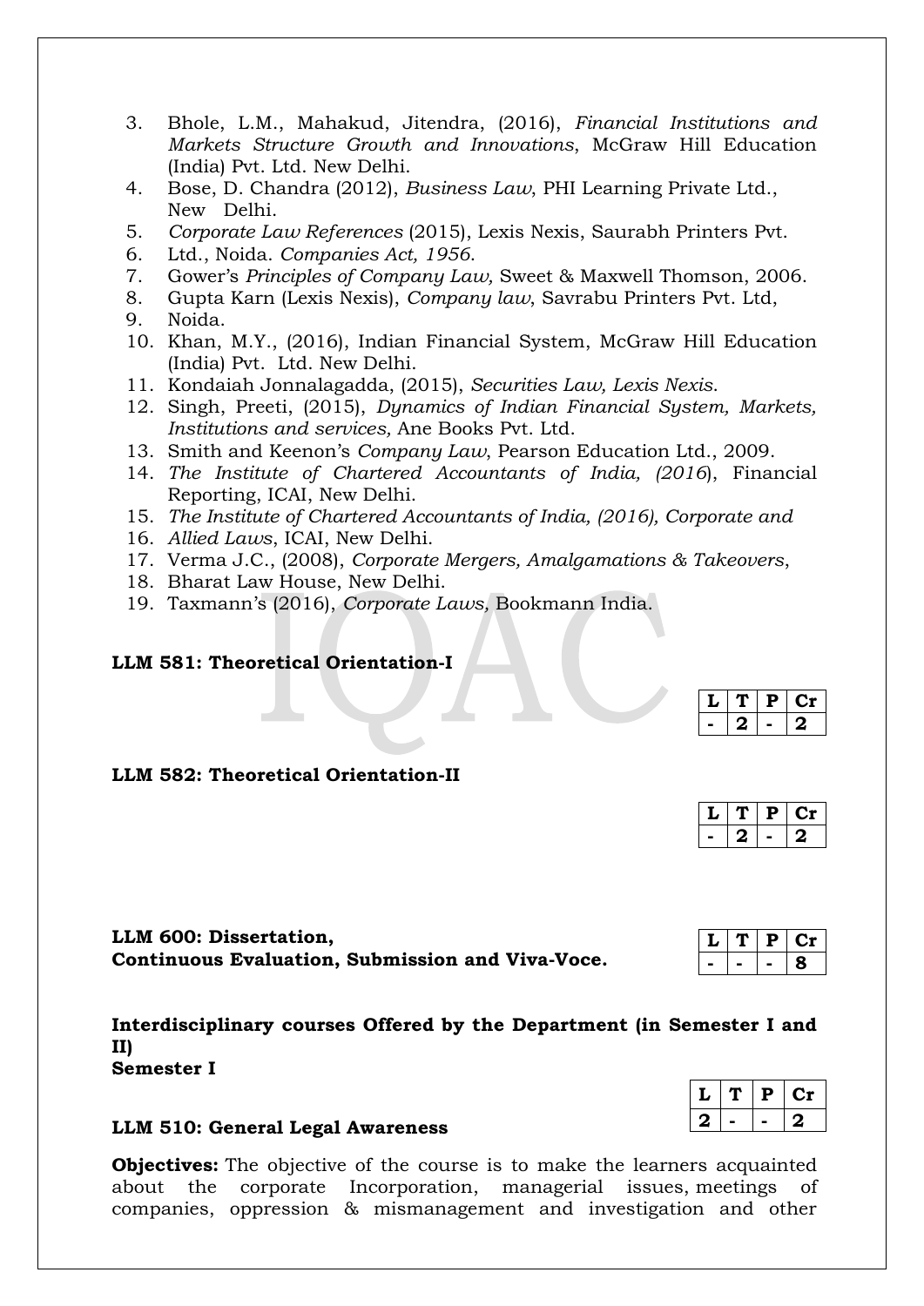3. Bhole, L.M., Mahakud, Jitendra, (2016), *Financial Institutions and Markets Structure Growth and Innovations*, McGraw Hill Education (India) Pvt. Ltd. New Delhi.
4. Bose, D. Chandra (2012), *Business Law*, PHI Learning Private Ltd., New Delhi.
5. *Corporate Law References* (2015), Lexis Nexis, Saurabh Printers Pvt.
6. Ltd., Noida. *Companies Act, 1956*.
7. Gower's *Principles of Company Law,* Sweet & Maxwell Thomson, 2006.
8. Gupta Karn (Lexis Nexis), *Company law*, Savrabu Printers Pvt. Ltd,
9. Noida.
10. Khan, M.Y., (2016), Indian Financial System, McGraw Hill Education (India) Pvt. Ltd. New Delhi.
11. Kondaiah Jonnalagadda, (2015), *Securities Law, Lexis Nexis*.
12. Singh, Preeti, (2015), *Dynamics of Indian Financial System, Markets, Institutions and services,* Ane Books Pvt. Ltd.
13. Smith and Keenon's *Company Law*, Pearson Education Ltd., 2009.
14. *The Institute of Chartered Accountants of India, (2016*), Financial Reporting, ICAI, New Delhi.
15. *The Institute of Chartered Accountants of India, (2016), Corporate and*
16. *Allied Laws*, ICAI, New Delhi.
17. Verma J.C., (2008), *Corporate Mergers, Amalgamations & Takeovers*,
18. Bharat Law House, New Delhi.
19. Taxmann's (2016), *Corporate Laws,* Bookmann India.

**LLM 581: Theoretical Orientation-I**

| L | T | P | Cr |
|---|---|---|---|
| - | 2 | - | 2 |

**LLM 582: Theoretical Orientation-II**

| L | T | P | Cr |
|---|---|---|---|
| - | 2 | - | 2 |

**LLM 600: Dissertation,**
**Continuous Evaluation, Submission and Viva-Voce.**

| L | T | P | Cr |
|---|---|---|---|
| - | - | - | 8 |

**Interdisciplinary courses Offered by the Department (in Semester I and II)**
**Semester I**

| L | T | P | Cr |
|---|---|---|---|
| 2 | - | - | 2 |

**LLM 510: General Legal Awareness**

**Objectives:** The objective of the course is to make the learners acquainted about the corporate Incorporation, managerial issues, meetings of companies, oppression & mismanagement and investigation and other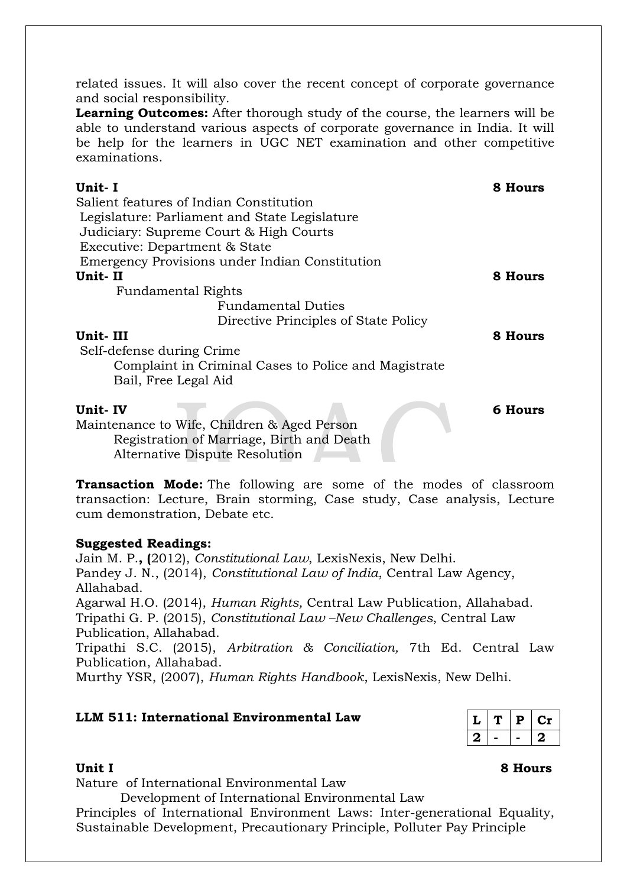related issues. It will also cover the recent concept of corporate governance and social responsibility.

**Learning Outcomes:** After thorough study of the course, the learners will be able to understand various aspects of corporate governance in India. It will be help for the learners in UGC NET examination and other competitive examinations.

**Unit- I** **8 Hours**

Salient features of Indian Constitution
Legislature: Parliament and State Legislature
Judiciary: Supreme Court & High Courts
Executive: Department & State
Emergency Provisions under Indian Constitution

**Unit- II** **8 Hours**

Fundamental Rights
Fundamental Duties
Directive Principles of State Policy

**Unit- III** **8 Hours**

Self-defense during Crime
Complaint in Criminal Cases to Police and Magistrate
Bail, Free Legal Aid

**Unit- IV** **6 Hours**

Maintenance to Wife, Children & Aged Person
Registration of Marriage, Birth and Death
Alternative Dispute Resolution

**Transaction Mode:** The following are some of the modes of classroom transaction: Lecture, Brain storming, Case study, Case analysis, Lecture cum demonstration, Debate etc.

**Suggested Readings:**

Jain M. P.**, (**2012), *Constitutional Law*, LexisNexis, New Delhi.
Pandey J. N., (2014), *Constitutional Law of India*, Central Law Agency, Allahabad.
Agarwal H.O. (2014), *Human Rights,* Central Law Publication, Allahabad.
Tripathi G. P. (2015), *Constitutional Law –New Challenges*, Central Law Publication, Allahabad.
Tripathi S.C. (2015), *Arbitration & Conciliation,* 7th Ed. Central Law Publication, Allahabad.
Murthy YSR, (2007), *Human Rights Handbook*, LexisNexis, New Delhi.

## LLM 511: International Environmental Law

| L | T | P | Cr |
|---|---|---|---|
| 2 | - | - | 2 |

**Unit I** **8 Hours**

Nature of International Environmental Law
Development of International Environmental Law
Principles of International Environment Laws: Inter-generational Equality, Sustainable Development, Precautionary Principle, Polluter Pay Principle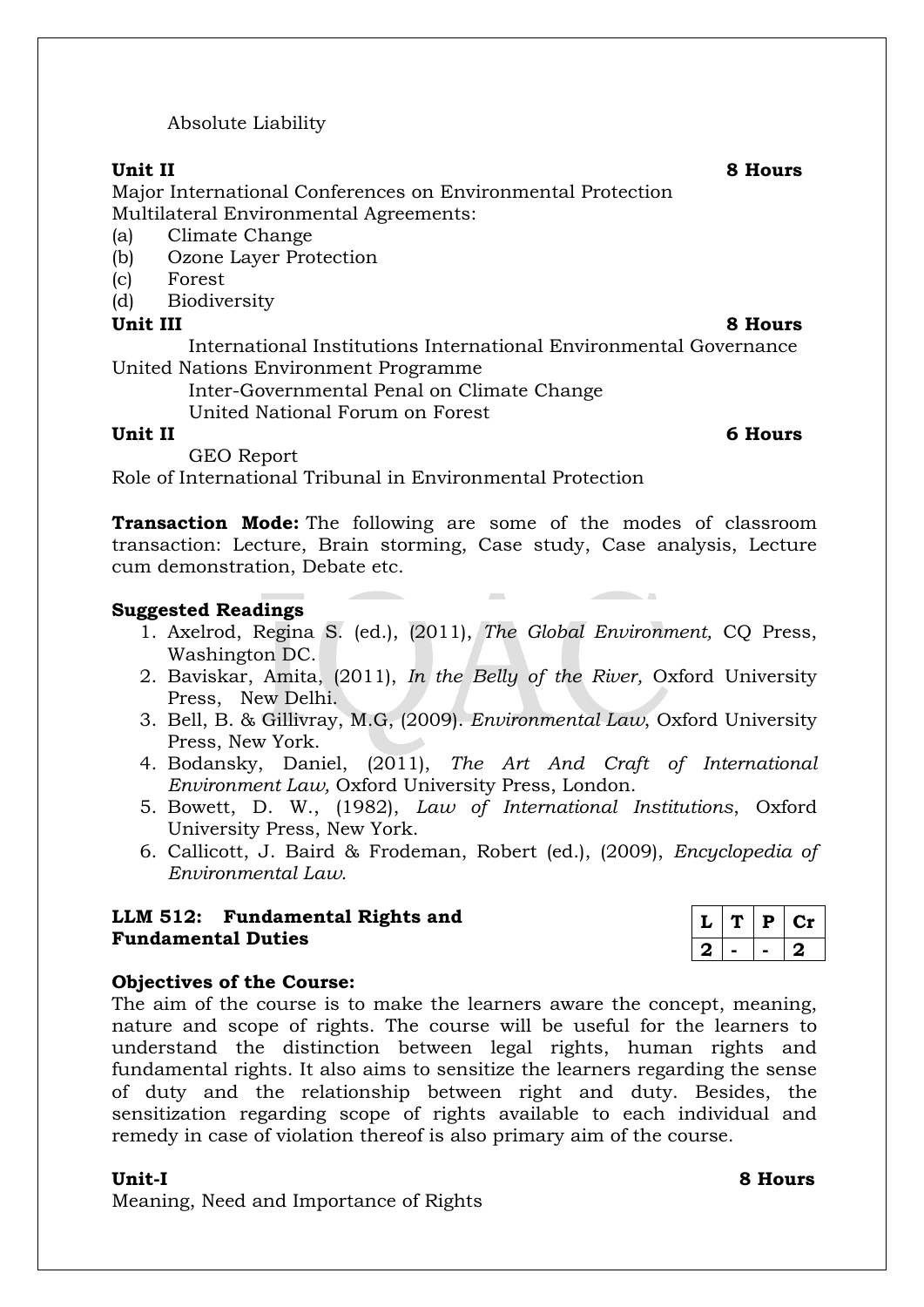Absolute Liability

**Unit II** **8 Hours**

Major International Conferences on Environmental Protection
Multilateral Environmental Agreements:

(a) Climate Change
(b) Ozone Layer Protection
(c) Forest
(d) Biodiversity

**Unit III** **8 Hours**

International Institutions International Environmental Governance
United Nations Environment Programme
Inter-Governmental Penal on Climate Change
United National Forum on Forest

**Unit II** **6 Hours**

GEO Report
Role of International Tribunal in Environmental Protection

**Transaction Mode:** The following are some of the modes of classroom transaction: Lecture, Brain storming, Case study, Case analysis, Lecture cum demonstration, Debate etc.

**Suggested Readings**

1. Axelrod, Regina S. (ed.), (2011), *The Global Environment,* CQ Press, Washington DC.
2. Baviskar, Amita, (2011), *In the Belly of the River,* Oxford University Press, New Delhi.
3. Bell, B. & Gillivray, M.G, (2009). *Environmental Law*, Oxford University Press, New York.
4. Bodansky, Daniel, (2011), *The Art And Craft of International Environment Law,* Oxford University Press, London.
5. Bowett, D. W., (1982), *Law of International Institutions*, Oxford University Press, New York.
6. Callicott, J. Baird & Frodeman, Robert (ed.), (2009), *Encyclopedia of Environmental Law.*

**LLM 512: Fundamental Rights and Fundamental Duties**

| L | T | P | Cr |
|---|---|---|---|
| 2 | - | - | 2 |

**Objectives of the Course:**

The aim of the course is to make the learners aware the concept, meaning, nature and scope of rights. The course will be useful for the learners to understand the distinction between legal rights, human rights and fundamental rights. It also aims to sensitize the learners regarding the sense of duty and the relationship between right and duty. Besides, the sensitization regarding scope of rights available to each individual and remedy in case of violation thereof is also primary aim of the course.

**Unit-I** **8 Hours**

Meaning, Need and Importance of Rights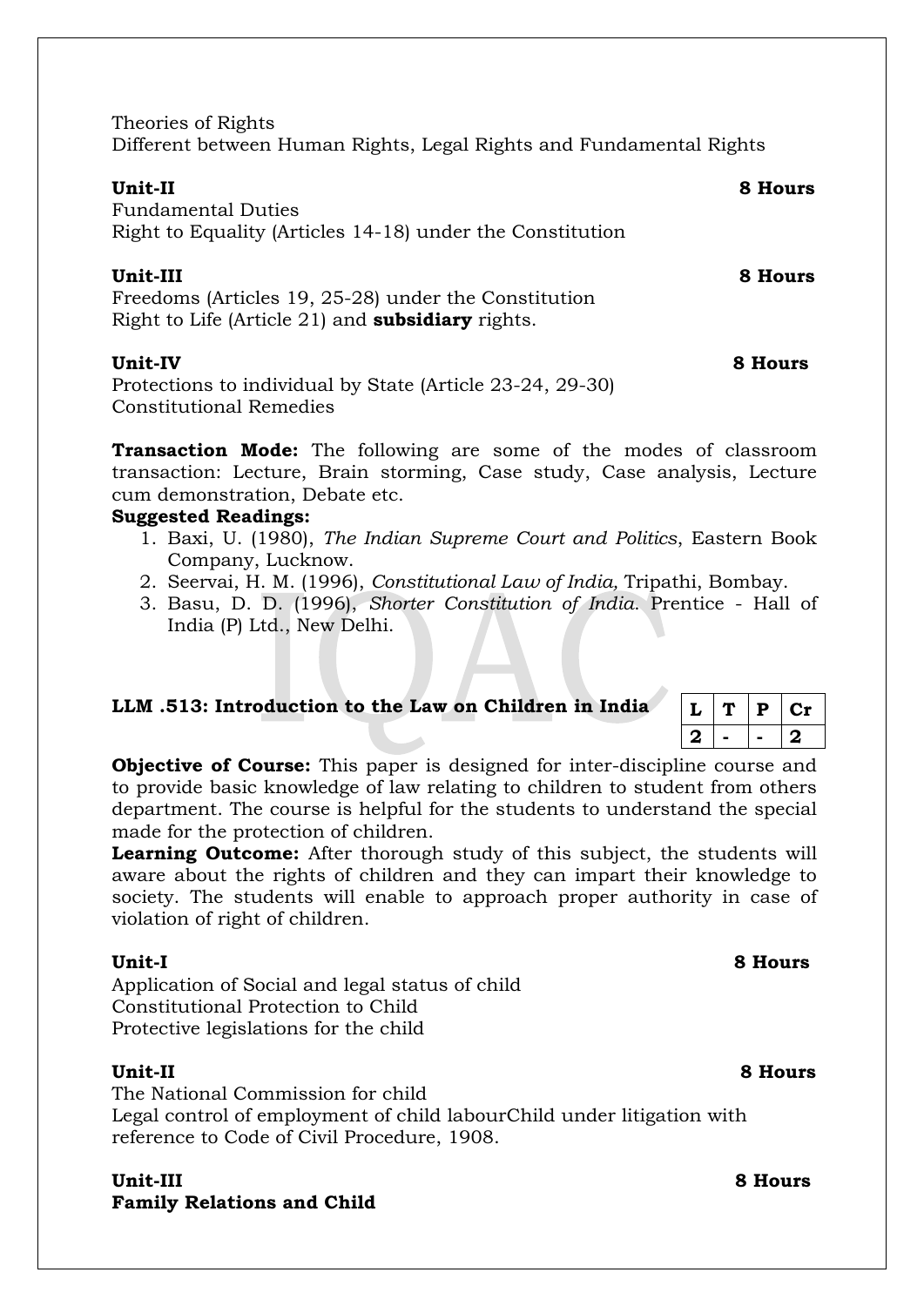Theories of Rights
Different between Human Rights, Legal Rights and Fundamental Rights

**Unit-II** **8 Hours**

Fundamental Duties
Right to Equality (Articles 14-18) under the Constitution

**Unit-III** **8 Hours**

Freedoms (Articles 19, 25-28) under the Constitution
Right to Life (Article 21) and **subsidiary** rights.

**Unit-IV** **8 Hours**

Protections to individual by State (Article 23-24, 29-30)
Constitutional Remedies

**Transaction Mode:** The following are some of the modes of classroom transaction: Lecture, Brain storming, Case study, Case analysis, Lecture cum demonstration, Debate etc.

**Suggested Readings:**

1. Baxi, U. (1980), *The Indian Supreme Court and Politics*, Eastern Book Company, Lucknow.
2. Seervai, H. M. (1996), *Constitutional Law of India,* Tripathi, Bombay.
3. Basu, D. D. (1996), *Shorter Constitution of India.* Prentice - Hall of India (P) Ltd., New Delhi.

## LLM .513: Introduction to the Law on Children in India

| L | T | P | Cr |
|---|---|---|---|
| 2 | - | - | 2 |

**Objective of Course:** This paper is designed for inter-discipline course and to provide basic knowledge of law relating to children to student from others department. The course is helpful for the students to understand the special made for the protection of children.

**Learning Outcome:** After thorough study of this subject, the students will aware about the rights of children and they can impart their knowledge to society. The students will enable to approach proper authority in case of violation of right of children.

**Unit-I** **8 Hours**

Application of Social and legal status of child
Constitutional Protection to Child
Protective legislations for the child

**Unit-II** **8 Hours**

The National Commission for child
Legal control of employment of child labourChild under litigation with reference to Code of Civil Procedure, 1908.

**Unit-III** **8 Hours**

**Family Relations and Child**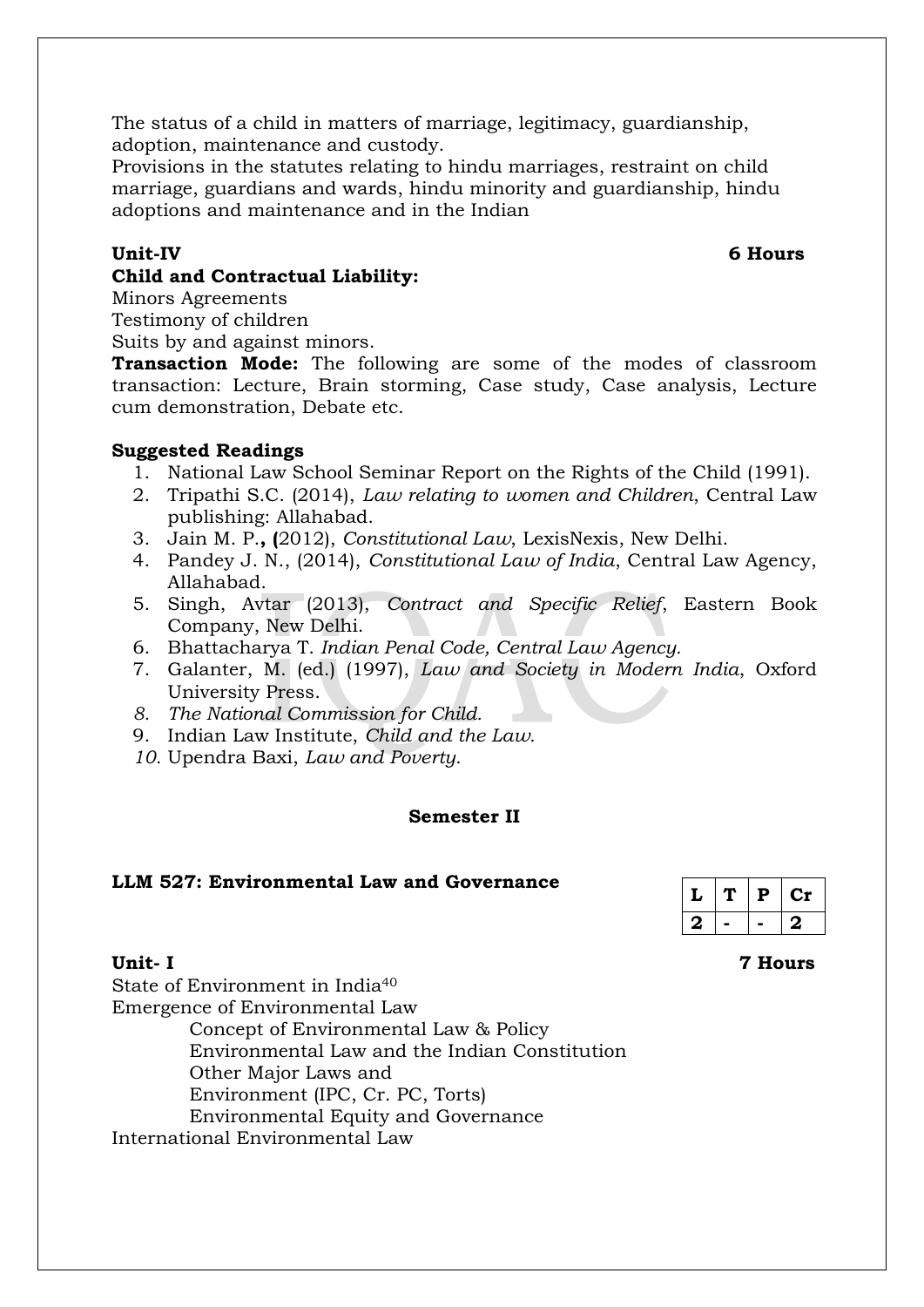The status of a child in matters of marriage, legitimacy, guardianship, adoption, maintenance and custody.

Provisions in the statutes relating to hindu marriages, restraint on child marriage, guardians and wards, hindu minority and guardianship, hindu adoptions and maintenance and in the Indian

**Unit-IV** **6 Hours**

**Child and Contractual Liability:**

Minors Agreements

Testimony of children

Suits by and against minors.

**Transaction Mode:** The following are some of the modes of classroom transaction: Lecture, Brain storming, Case study, Case analysis, Lecture cum demonstration, Debate etc.

**Suggested Readings**

1. National Law School Seminar Report on the Rights of the Child (1991).
2. Tripathi S.C. (2014), *Law relating to women and Children*, Central Law publishing: Allahabad.
3. Jain M. P.**, (**2012), *Constitutional Law*, LexisNexis, New Delhi.
4. Pandey J. N., (2014), *Constitutional Law of India*, Central Law Agency, Allahabad.
5. Singh, Avtar (2013), *Contract and Specific Relief*, Eastern Book Company, New Delhi.
6. Bhattacharya T. *Indian Penal Code, Central Law Agency.*
7. Galanter, M. (ed.) (1997), *Law and Society in Modern India*, Oxford University Press.
8. *The National Commission for Child.*
9. Indian Law Institute, *Child and the Law.*
10. Upendra Baxi, *Law and Poverty.*

## Semester II

### LLM 527: Environmental Law and Governance

| L | T | P | Cr |
|---|---|---|---|
| 2 | - | - | 2 |

**Unit- I** **7 Hours**

State of Environment in India[40]

Emergence of Environmental Law

- Concept of Environmental Law & Policy
- Environmental Law and the Indian Constitution
- Other Major Laws and
- Environment (IPC, Cr. PC, Torts)
- Environmental Equity and Governance

International Environmental Law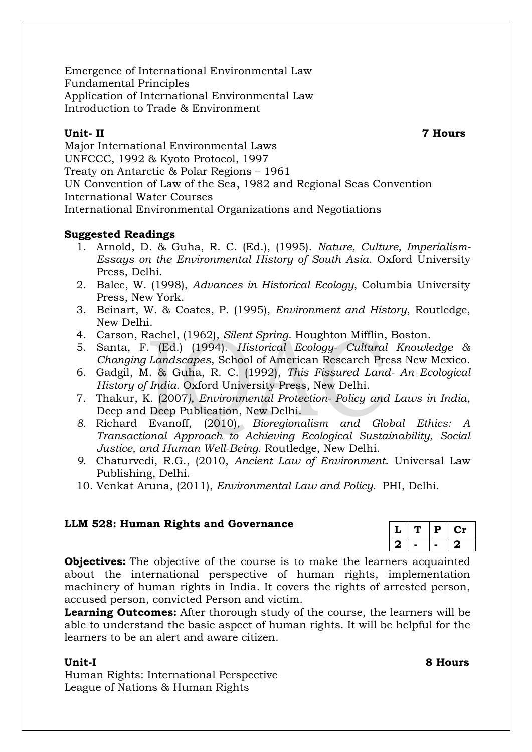Emergence of International Environmental Law
Fundamental Principles
Application of International Environmental Law
Introduction to Trade & Environment

**Unit- II** **7 Hours**

Major International Environmental Laws
UNFCCC, 1992 & Kyoto Protocol, 1997
Treaty on Antarctic & Polar Regions – 1961
UN Convention of Law of the Sea, 1982 and Regional Seas Convention
International Water Courses
International Environmental Organizations and Negotiations

**Suggested Readings**

1. Arnold, D. & Guha, R. C. (Ed.), (1995). *Nature, Culture, Imperialism-Essays on the Environmental History of South Asia*. Oxford University Press, Delhi.
2. Balee, W. (1998), *Advances in Historical Ecology*, Columbia University Press, New York.
3. Beinart, W. & Coates, P. (1995), *Environment and History*, Routledge, New Delhi.
4. Carson, Rachel, (1962), *Silent Spring*. Houghton Mifflin, Boston.
5. Santa, F. (Ed.) (1994). *Historical Ecology- Cultural Knowledge & Changing Landscapes*, School of American Research Press New Mexico.
6. Gadgil, M. & Guha, R. C. (1992), *This Fissured Land- An Ecological History of India*. Oxford University Press, New Delhi.
7. Thakur, K. (2007*), Environmental Protection- Policy and Laws in India*, Deep and Deep Publication, New Delhi.
8. Richard Evanoff, (2010), *Bioregionalism and Global Ethics: A Transactional Approach to Achieving Ecological Sustainability, Social Justice, and Human Well-Being.* Routledge, New Delhi.
9. Chaturvedi, R.G., (2010, *Ancient Law of Environment*. Universal Law Publishing, Delhi.
10. Venkat Aruna, (2011), *Environmental Law and Policy.* PHI, Delhi.

**LLM 528: Human Rights and Governance**

| L | T | P | Cr |
|---|---|---|---|
| 2 | - | - | 2 |

**Objectives:** The objective of the course is to make the learners acquainted about the international perspective of human rights, implementation machinery of human rights in India. It covers the rights of arrested person, accused person, convicted Person and victim.

**Learning Outcomes:** After thorough study of the course, the learners will be able to understand the basic aspect of human rights. It will be helpful for the learners to be an alert and aware citizen.

**Unit-I** **8 Hours**

Human Rights: International Perspective
League of Nations & Human Rights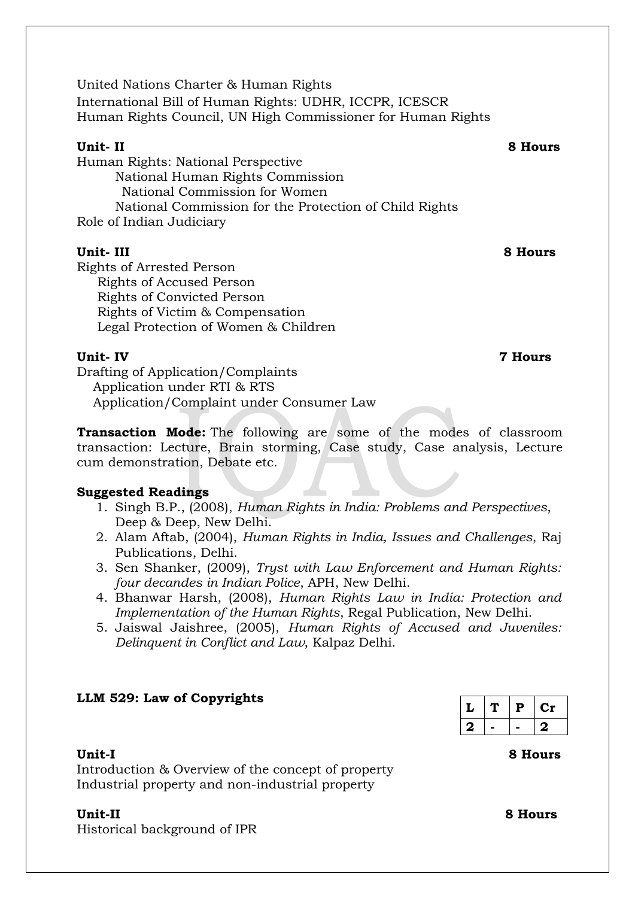United Nations Charter & Human Rights
International Bill of Human Rights: UDHR, ICCPR, ICESCR
Human Rights Council, UN High Commissioner for Human Rights

**Unit- II** **8 Hours**

Human Rights: National Perspective
- National Human Rights Commission
- National Commission for Women
- National Commission for the Protection of Child Rights

Role of Indian Judiciary

**Unit- III** **8 Hours**

Rights of Arrested Person
- Rights of Accused Person
- Rights of Convicted Person
- Rights of Victim & Compensation
- Legal Protection of Women & Children

**Unit- IV** **7 Hours**

Drafting of Application/Complaints
- Application under RTI & RTS
- Application/Complaint under Consumer Law

**Transaction Mode:** The following are some of the modes of classroom transaction: Lecture, Brain storming, Case study, Case analysis, Lecture cum demonstration, Debate etc.

**Suggested Readings**

1. Singh B.P., (2008), *Human Rights in India: Problems and Perspectives*, Deep & Deep, New Delhi.
2. Alam Aftab, (2004), *Human Rights in India, Issues and Challenges*, Raj Publications, Delhi.
3. Sen Shanker, (2009), *Tryst with Law Enforcement and Human Rights: four decandes in Indian Police*, APH, New Delhi.
4. Bhanwar Harsh, (2008), *Human Rights Law in India: Protection and Implementation of the Human Rights*, Regal Publication, New Delhi.
5. Jaiswal Jaishree, (2005), *Human Rights of Accused and Juveniles: Delinquent in Conflict and Law*, Kalpaz Delhi.

**LLM 529: Law of Copyrights**

| L | T | P | Cr |
|---|---|---|---|
| 2 | - | - | 2 |

**Unit-I** **8 Hours**

Introduction & Overview of the concept of property
Industrial property and non-industrial property

**Unit-II** **8 Hours**

Historical background of IPR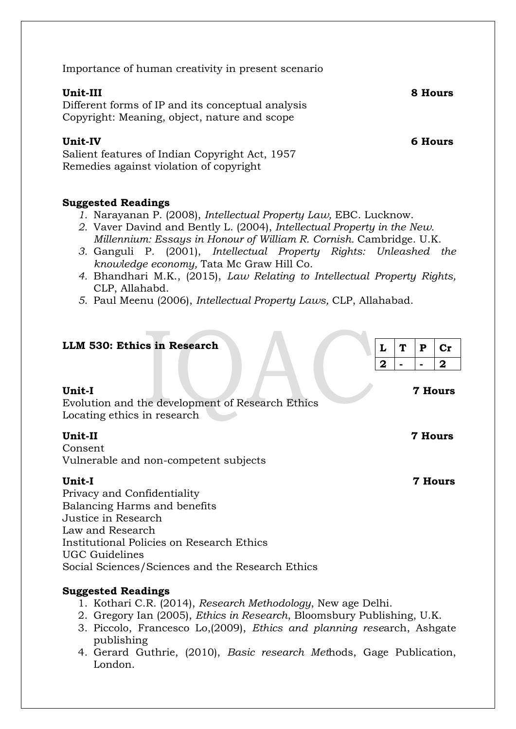Importance of human creativity in present scenario

**Unit-III** **8 Hours**

Different forms of IP and its conceptual analysis
Copyright: Meaning, object, nature and scope

**Unit-IV** **6 Hours**

Salient features of Indian Copyright Act, 1957
Remedies against violation of copyright

**Suggested Readings**

1. Narayanan P. (2008), *Intellectual Property Law,* EBC. Lucknow.
2. Vaver Davind and Bently L. (2004), *Intellectual Property in the New. Millennium: Essays in Honour of William R. Cornish.* Cambridge. U.K.
3. Ganguli P. (2001), *Intellectual Property Rights: Unleashed the knowledge economy,* Tata Mc Graw Hill Co.
4. Bhandhari M.K., (2015), *Law Relating to Intellectual Property Rights,* CLP, Allahabd.
5. Paul Meenu (2006), *Intellectual Property Laws,* CLP, Allahabad.

**LLM 530: Ethics in Research**

| L | T | P | Cr |
|---|---|---|---|
| 2 | - | - | 2 |

**Unit-I** **7 Hours**

Evolution and the development of Research Ethics
Locating ethics in research

**Unit-II** **7 Hours**

Consent
Vulnerable and non-competent subjects

**Unit-I** **7 Hours**

Privacy and Confidentiality
Balancing Harms and benefits
Justice in Research
Law and Research
Institutional Policies on Research Ethics
UGC Guidelines
Social Sciences/Sciences and the Research Ethics

**Suggested Readings**

1. Kothari C.R. (2014), *Research Methodology*, New age Delhi.
2. Gregory Ian (2005), *Ethics in Research*, Bloomsbury Publishing, U.K.
3. Piccolo, Francesco Lo,(2009), *Ethics and planning rese*arch, Ashgate publishing
4. Gerard Guthrie, (2010), *Basic research Met*hods, Gage Publication, London.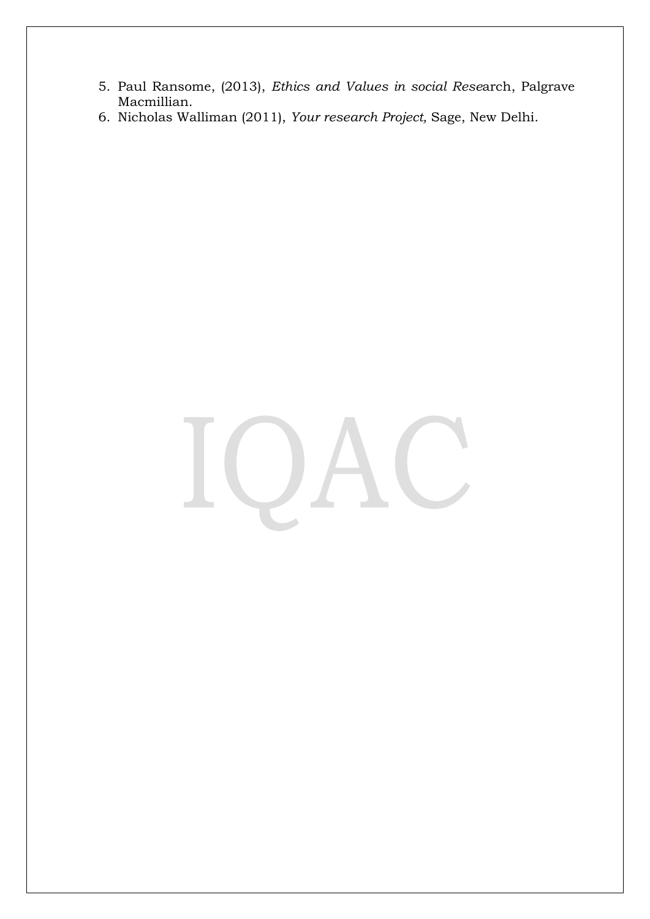5. Paul Ransome, (2013), *Ethics and Values in social Rese*arch, Palgrave Macmillian.
6. Nicholas Walliman (2011), *Your research Project,* Sage, New Delhi.